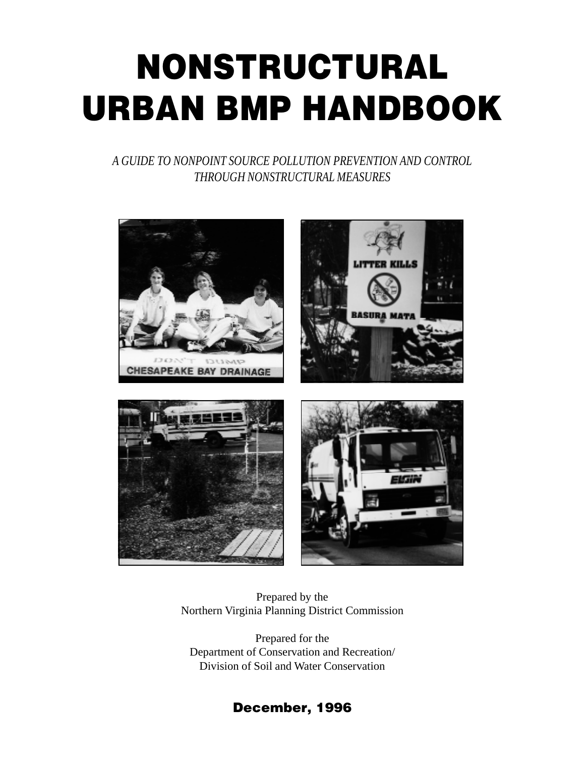# NONSTRUCTURAL URBAN BMP HANDBOOK

*A GUIDE TO NONPOINT SOURCE POLLUTION PREVENTION AND CONTROL THROUGH NONSTRUCTURAL MEASURES*

Prepared by the
Northern Virginia Planning District Commission

Prepared for the
Department of Conservation and Recreation/
Division of Soil and Water Conservation

**December, 1996**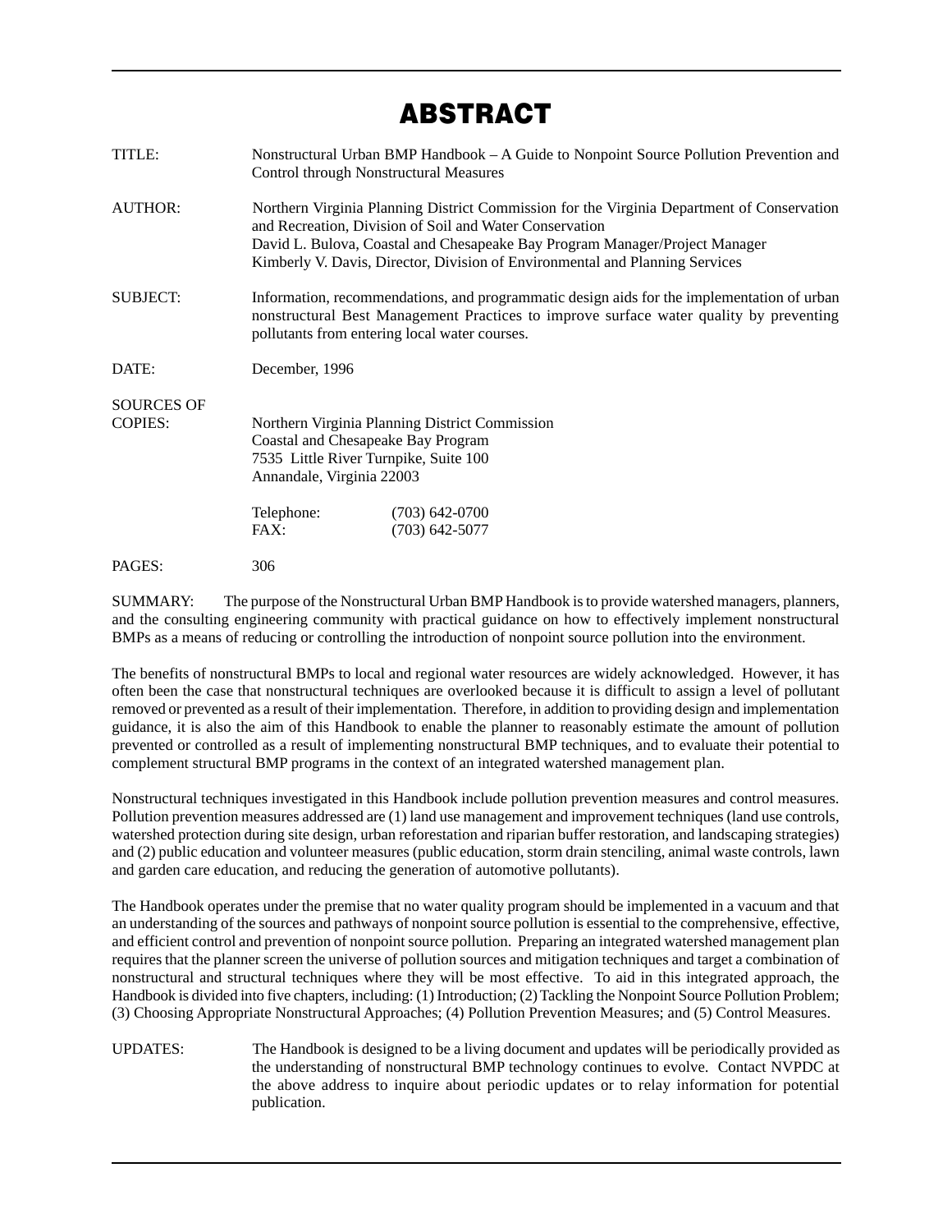# ABSTRACT

TITLE: Nonstructural Urban BMP Handbook – A Guide to Nonpoint Source Pollution Prevention and Control through Nonstructural Measures

AUTHOR: Northern Virginia Planning District Commission for the Virginia Department of Conservation and Recreation, Division of Soil and Water Conservation
David L. Bulova, Coastal and Chesapeake Bay Program Manager/Project Manager
Kimberly V. Davis, Director, Division of Environmental and Planning Services

SUBJECT: Information, recommendations, and programmatic design aids for the implementation of urban nonstructural Best Management Practices to improve surface water quality by preventing pollutants from entering local water courses.

DATE: December, 1996

SOURCES OF COPIES: Northern Virginia Planning District Commission
Coastal and Chesapeake Bay Program
7535 Little River Turnpike, Suite 100
Annandale, Virginia 22003

Telephone: (703) 642-0700
FAX: (703) 642-5077

PAGES: 306

SUMMARY: The purpose of the Nonstructural Urban BMP Handbook is to provide watershed managers, planners, and the consulting engineering community with practical guidance on how to effectively implement nonstructural BMPs as a means of reducing or controlling the introduction of nonpoint source pollution into the environment.

The benefits of nonstructural BMPs to local and regional water resources are widely acknowledged. However, it has often been the case that nonstructural techniques are overlooked because it is difficult to assign a level of pollutant removed or prevented as a result of their implementation. Therefore, in addition to providing design and implementation guidance, it is also the aim of this Handbook to enable the planner to reasonably estimate the amount of pollution prevented or controlled as a result of implementing nonstructural BMP techniques, and to evaluate their potential to complement structural BMP programs in the context of an integrated watershed management plan.

Nonstructural techniques investigated in this Handbook include pollution prevention measures and control measures. Pollution prevention measures addressed are (1) land use management and improvement techniques (land use controls, watershed protection during site design, urban reforestation and riparian buffer restoration, and landscaping strategies) and (2) public education and volunteer measures (public education, storm drain stenciling, animal waste controls, lawn and garden care education, and reducing the generation of automotive pollutants).

The Handbook operates under the premise that no water quality program should be implemented in a vacuum and that an understanding of the sources and pathways of nonpoint source pollution is essential to the comprehensive, effective, and efficient control and prevention of nonpoint source pollution. Preparing an integrated watershed management plan requires that the planner screen the universe of pollution sources and mitigation techniques and target a combination of nonstructural and structural techniques where they will be most effective. To aid in this integrated approach, the Handbook is divided into five chapters, including: (1) Introduction; (2) Tackling the Nonpoint Source Pollution Problem; (3) Choosing Appropriate Nonstructural Approaches; (4) Pollution Prevention Measures; and (5) Control Measures.

UPDATES: The Handbook is designed to be a living document and updates will be periodically provided as the understanding of nonstructural BMP technology continues to evolve. Contact NVPDC at the above address to inquire about periodic updates or to relay information for potential publication.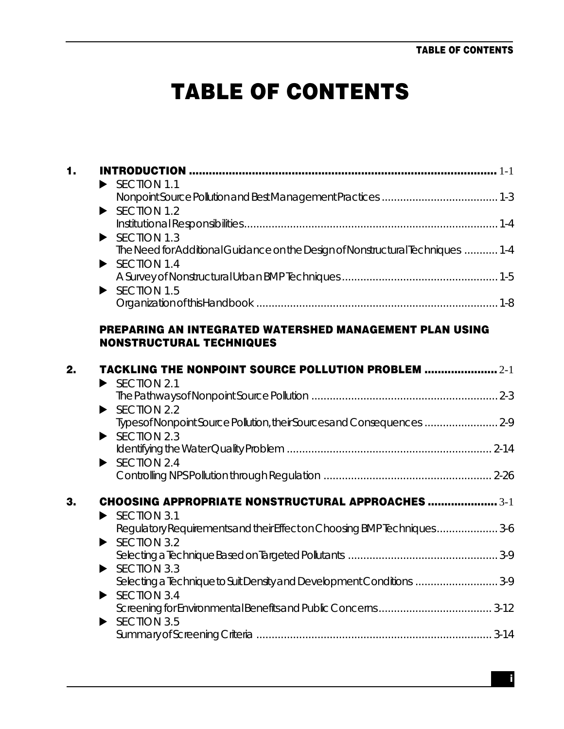# TABLE OF CONTENTS

**1. INTRODUCTION** ........ 1-1

- SECTION 1.1
  Nonpoint Source Pollution and Best Management Practices ........ 1-3
- SECTION 1.2
  Institutional Responsibilities ........ 1-4
- SECTION 1.3
  The Need for Additional Guidance on the Design of Nonstructural Techniques ........ 1-4
- SECTION 1.4
  A Survey of Nonstructural Urban BMP Techniques ........ 1-5
- SECTION 1.5
  Organization of this Handbook ........ 1-8

**PREPARING AN INTEGRATED WATERSHED MANAGEMENT PLAN USING NONSTRUCTURAL TECHNIQUES**

**2. TACKLING THE NONPOINT SOURCE POLLUTION PROBLEM** ........ 2-1

- SECTION 2.1
  The Pathways of Nonpoint Source Pollution ........ 2-3
- SECTION 2.2
  Types of Nonpoint Source Pollution, their Sources and Consequences ........ 2-9
- SECTION 2.3
  Identifying the Water Quality Problem ........ 2-14
- SECTION 2.4
  Controlling NPS Pollution through Regulation ........ 2-26

**3. CHOOSING APPROPRIATE NONSTRUCTURAL APPROACHES** ........ 3-1

- SECTION 3.1
  Regulatory Requirements and their Effect on Choosing BMP Techniques ........ 3-6
- SECTION 3.2
  Selecting a Technique Based on Targeted Pollutants ........ 3-9
- SECTION 3.3
  Selecting a Technique to Suit Density and Development Conditions ........ 3-9
- SECTION 3.4
  Screening for Environmental Benefits and Public Concerns ........ 3-12
- SECTION 3.5
  Summary of Screening Criteria ........ 3-14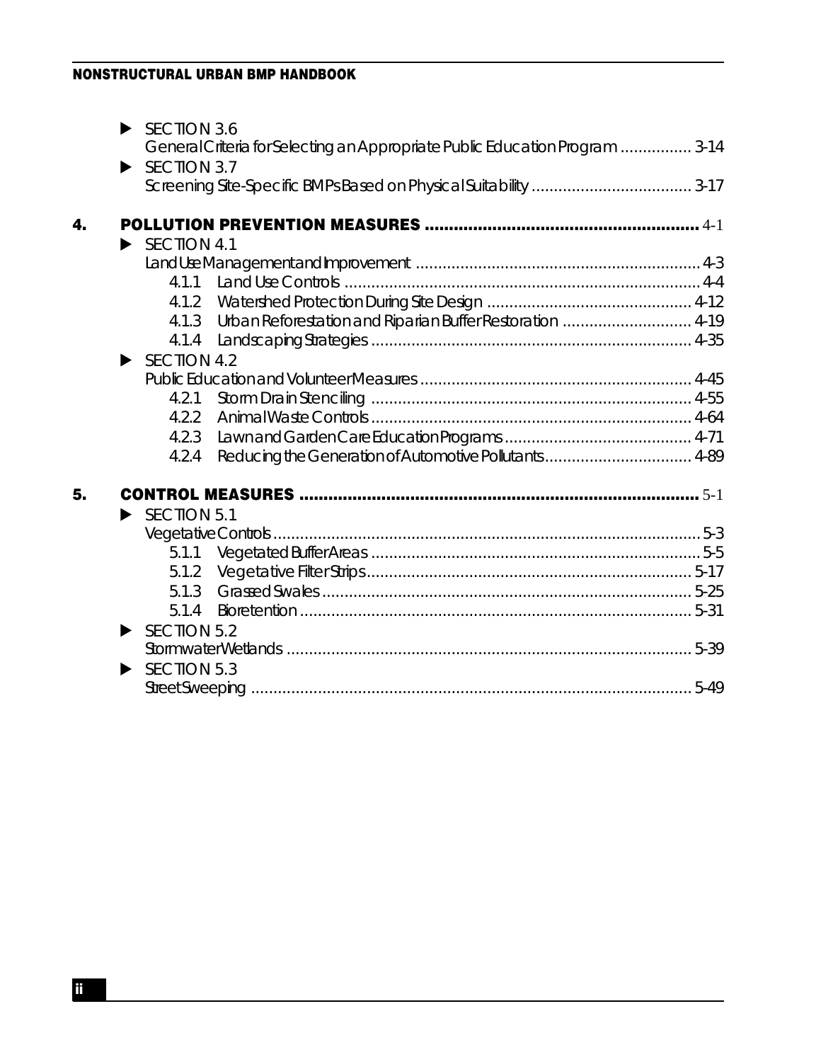- SECTION 3.6
  General Criteria for Selecting an Appropriate Public Education Program ................ 3-14
- SECTION 3.7
  Screening Site-Specific BMPs Based on Physical Suitability .................................... 3-17

**4. POLLUTION PREVENTION MEASURES ........................................................ 4-1**

- SECTION 4.1
  Land Use Management and Improvement ................................................................ 4-3
  - 4.1.1 Land Use Controls ............................................................................... 4-4
  - 4.1.2 Watershed Protection During Site Design ............................................. 4-12
  - 4.1.3 Urban Reforestation and Riparian Buffer Restoration ............................. 4-19
  - 4.1.4 Landscaping Strategies ....................................................................... 4-35
- SECTION 4.2
  Public Education and Volunteer Measures ............................................................ 4-45
  - 4.2.1 Storm Drain Stenciling ....................................................................... 4-55
  - 4.2.2 Animal Waste Controls ....................................................................... 4-64
  - 4.2.3 Lawn and Garden Care Education Programs .......................................... 4-71
  - 4.2.4 Reducing the Generation of Automotive Pollutants ................................. 4-89

**5. CONTROL MEASURES ................................................................................... 5-1**

- SECTION 5.1
  Vegetative Controls ............................................................................................... 5-3
  - 5.1.1 Vegetated Buffer Areas ......................................................................... 5-5
  - 5.1.2 Vegetative Filter Strips ......................................................................... 5-17
  - 5.1.3 Grassed Swales ................................................................................... 5-25
  - 5.1.4 Bioretention ........................................................................................ 5-31
- SECTION 5.2
  Stormwater Wetlands ........................................................................................... 5-39
- SECTION 5.3
  Street Sweeping ................................................................................................... 5-49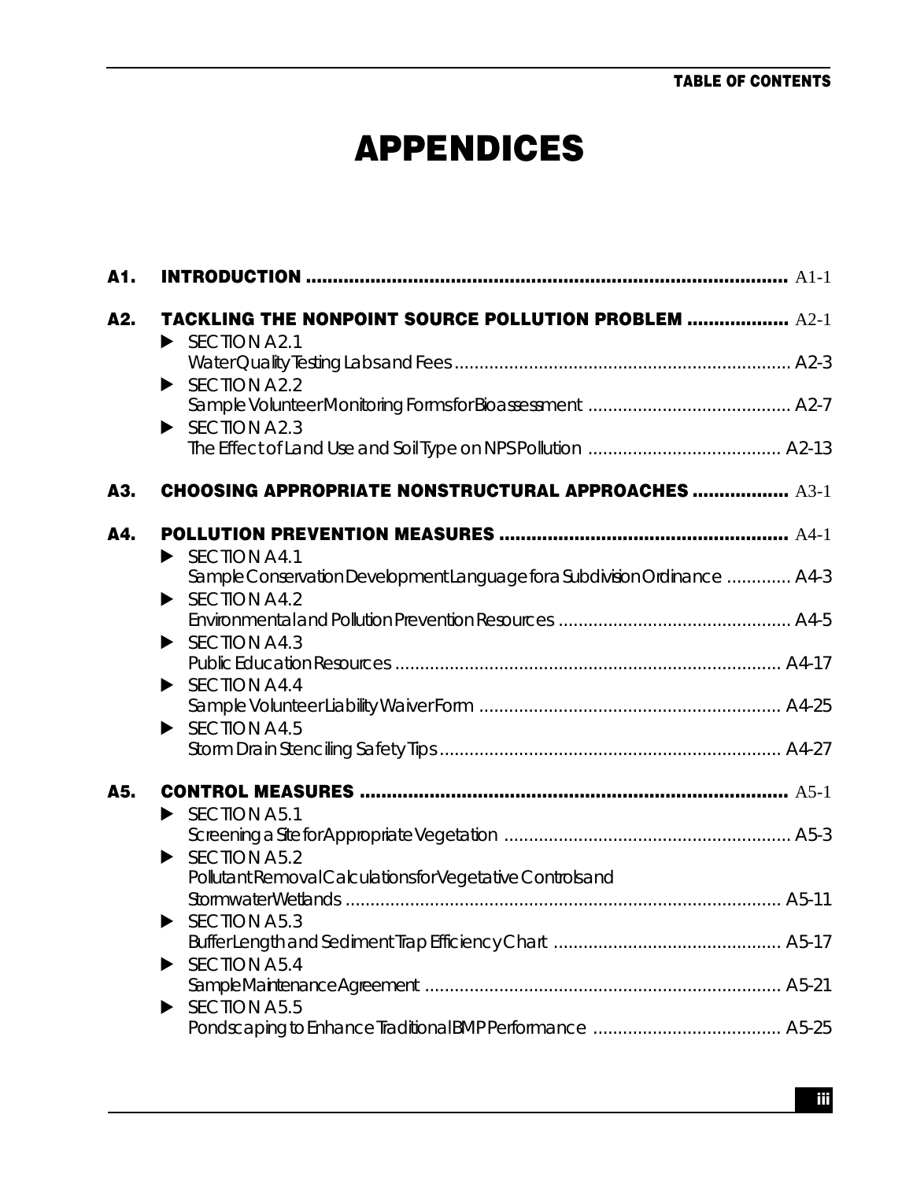# APPENDICES

**A1. INTRODUCTION** ..................................................................................... A1-1

**A2. TACKLING THE NONPOINT SOURCE POLLUTION PROBLEM** .................. A2-1

- SECTION A2.1
  Water Quality Testing Labs and Fees ................................................................... A2-3
- SECTION A2.2
  Sample Volunteer Monitoring Forms for Bioassessment ......................................... A2-7
- SECTION A2.3
  The Effect of Land Use and Soil Type on NPS Pollution ....................................... A2-13

**A3. CHOOSING APPROPRIATE NONSTRUCTURAL APPROACHES** ................. A3-1

**A4. POLLUTION PREVENTION MEASURES** ..................................................... A4-1

- SECTION A4.1
  Sample Conservation Development Language for a Subdivision Ordinance ............. A4-3
- SECTION A4.2
  Environmental and Pollution Prevention Resources ............................................... A4-5
- SECTION A4.3
  Public Education Resources ............................................................................. A4-17
- SECTION A4.4
  Sample Volunteer Liability Waiver Form ............................................................ A4-25
- SECTION A4.5
  Storm Drain Stenciling Safety Tips .................................................................... A4-27

**A5. CONTROL MEASURES** ............................................................................... A5-1

- SECTION A5.1
  Screening a Site for Appropriate Vegetation .......................................................... A5-3
- SECTION A5.2
  Pollutant Removal Calculations for Vegetative Controls and
  Stormwater Wetlands ....................................................................................... A5-11
- SECTION A5.3
  Buffer Length and Sediment Trap Efficiency Chart ............................................. A5-17
- SECTION A5.4
  Sample Maintenance Agreement ....................................................................... A5-21
- SECTION A5.5
  Pondscaping to Enhance Traditional BMP Performance ...................................... A5-25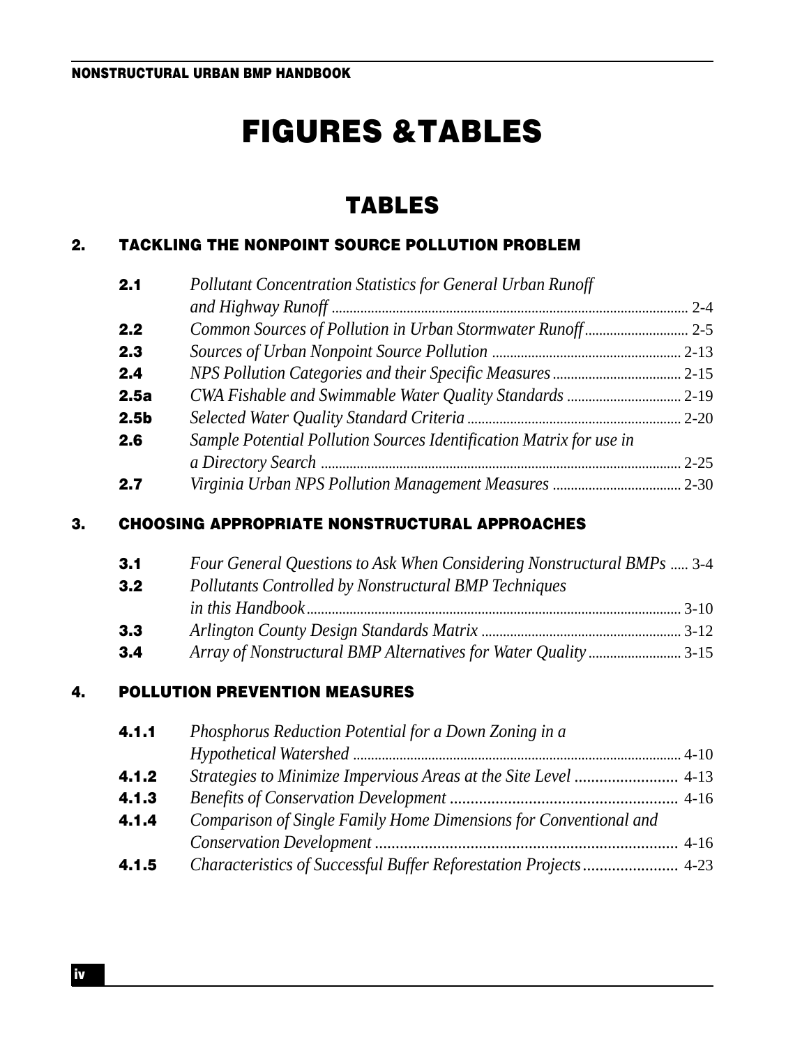# FIGURES &TABLES

## TABLES

### 2. TACKLING THE NONPOINT SOURCE POLLUTION PROBLEM

| | | |
|---|---|---|
| **2.1** | *Pollutant Concentration Statistics for General Urban Runoff and Highway Runoff* | 2-4 |
| **2.2** | *Common Sources of Pollution in Urban Stormwater Runoff* | 2-5 |
| **2.3** | *Sources of Urban Nonpoint Source Pollution* | 2-13 |
| **2.4** | *NPS Pollution Categories and their Specific Measures* | 2-15 |
| **2.5a** | *CWA Fishable and Swimmable Water Quality Standards* | 2-19 |
| **2.5b** | *Selected Water Quality Standard Criteria* | 2-20 |
| **2.6** | *Sample Potential Pollution Sources Identification Matrix for use in a Directory Search* | 2-25 |
| **2.7** | *Virginia Urban NPS Pollution Management Measures* | 2-30 |

### 3. CHOOSING APPROPRIATE NONSTRUCTURAL APPROACHES

| | | |
|---|---|---|
| **3.1** | *Four General Questions to Ask When Considering Nonstructural BMPs* | 3-4 |
| **3.2** | *Pollutants Controlled by Nonstructural BMP Techniques in this Handbook* | 3-10 |
| **3.3** | *Arlington County Design Standards Matrix* | 3-12 |
| **3.4** | *Array of Nonstructural BMP Alternatives for Water Quality* | 3-15 |

### 4. POLLUTION PREVENTION MEASURES

| | | |
|---|---|---|
| **4.1.1** | *Phosphorus Reduction Potential for a Down Zoning in a Hypothetical Watershed* | 4-10 |
| **4.1.2** | *Strategies to Minimize Impervious Areas at the Site Level* | 4-13 |
| **4.1.3** | *Benefits of Conservation Development* | 4-16 |
| **4.1.4** | *Comparison of Single Family Home Dimensions for Conventional and Conservation Development* | 4-16 |
| **4.1.5** | *Characteristics of Successful Buffer Reforestation Projects* | 4-23 |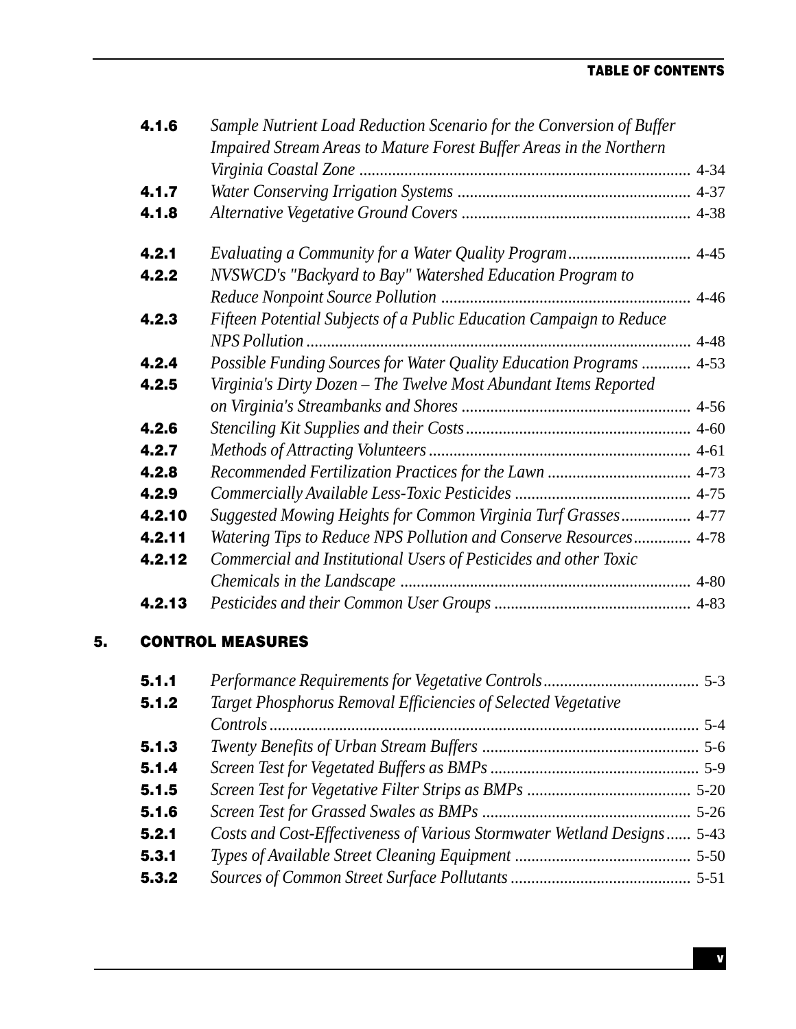| | | |
|---|---|---|
| **4.1.6** | *Sample Nutrient Load Reduction Scenario for the Conversion of Buffer Impaired Stream Areas to Mature Forest Buffer Areas in the Northern Virginia Coastal Zone* | 4-34 |
| **4.1.7** | *Water Conserving Irrigation Systems* | 4-37 |
| **4.1.8** | *Alternative Vegetative Ground Covers* | 4-38 |
| **4.2.1** | *Evaluating a Community for a Water Quality Program* | 4-45 |
| **4.2.2** | *NVSWCD's "Backyard to Bay" Watershed Education Program to Reduce Nonpoint Source Pollution* | 4-46 |
| **4.2.3** | *Fifteen Potential Subjects of a Public Education Campaign to Reduce NPS Pollution* | 4-48 |
| **4.2.4** | *Possible Funding Sources for Water Quality Education Programs* | 4-53 |
| **4.2.5** | *Virginia's Dirty Dozen – The Twelve Most Abundant Items Reported on Virginia's Streambanks and Shores* | 4-56 |
| **4.2.6** | *Stenciling Kit Supplies and their Costs* | 4-60 |
| **4.2.7** | *Methods of Attracting Volunteers* | 4-61 |
| **4.2.8** | *Recommended Fertilization Practices for the Lawn* | 4-73 |
| **4.2.9** | *Commercially Available Less-Toxic Pesticides* | 4-75 |
| **4.2.10** | *Suggested Mowing Heights for Common Virginia Turf Grasses* | 4-77 |
| **4.2.11** | *Watering Tips to Reduce NPS Pollution and Conserve Resources* | 4-78 |
| **4.2.12** | *Commercial and Institutional Users of Pesticides and other Toxic Chemicals in the Landscape* | 4-80 |
| **4.2.13** | *Pesticides and their Common User Groups* | 4-83 |

## 5. CONTROL MEASURES

| | | |
|---|---|---|
| **5.1.1** | *Performance Requirements for Vegetative Controls* | 5-3 |
| **5.1.2** | *Target Phosphorus Removal Efficiencies of Selected Vegetative Controls* | 5-4 |
| **5.1.3** | *Twenty Benefits of Urban Stream Buffers* | 5-6 |
| **5.1.4** | *Screen Test for Vegetated Buffers as BMPs* | 5-9 |
| **5.1.5** | *Screen Test for Vegetative Filter Strips as BMPs* | 5-20 |
| **5.1.6** | *Screen Test for Grassed Swales as BMPs* | 5-26 |
| **5.2.1** | *Costs and Cost-Effectiveness of Various Stormwater Wetland Designs* | 5-43 |
| **5.3.1** | *Types of Available Street Cleaning Equipment* | 5-50 |
| **5.3.2** | *Sources of Common Street Surface Pollutants* | 5-51 |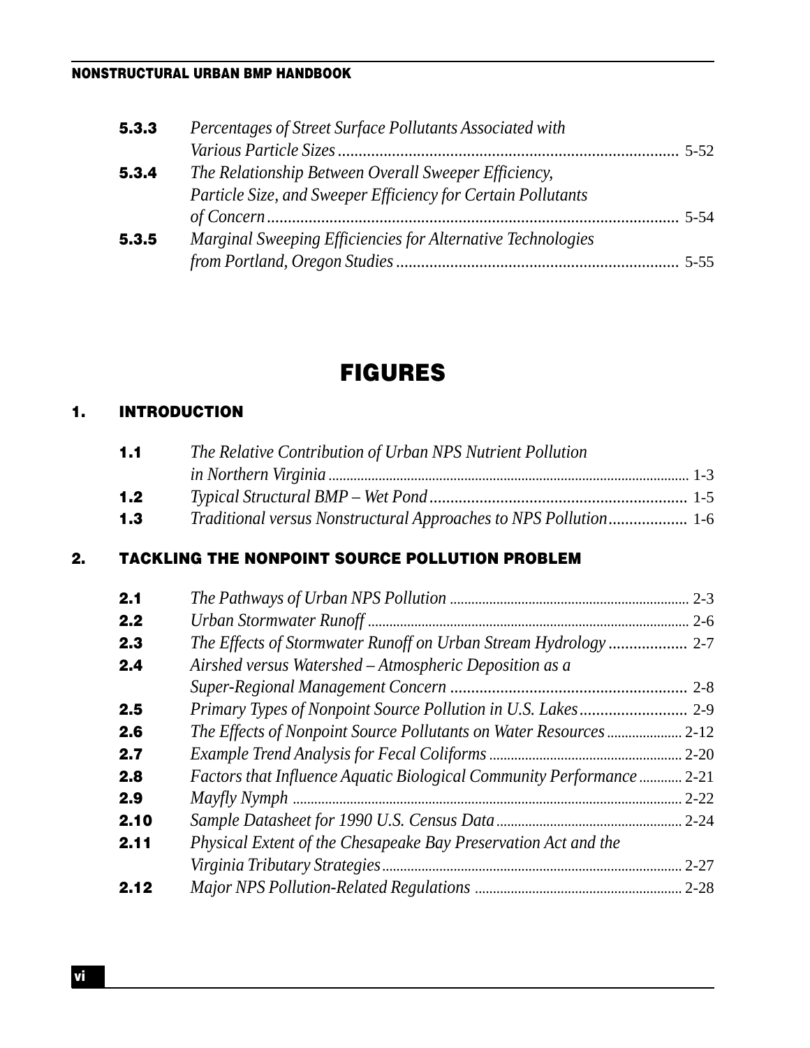| | | |
|---|---|---|
| **5.3.3** | *Percentages of Street Surface Pollutants Associated with Various Particle Sizes* | 5-52 |
| **5.3.4** | *The Relationship Between Overall Sweeper Efficiency, Particle Size, and Sweeper Efficiency for Certain Pollutants of Concern* | 5-54 |
| **5.3.5** | *Marginal Sweeping Efficiencies for Alternative Technologies from Portland, Oregon Studies* | 5-55 |

# FIGURES

## 1. INTRODUCTION

| | | |
|---|---|---|
| **1.1** | *The Relative Contribution of Urban NPS Nutrient Pollution in Northern Virginia* | 1-3 |
| **1.2** | *Typical Structural BMP – Wet Pond* | 1-5 |
| **1.3** | *Traditional versus Nonstructural Approaches to NPS Pollution* | 1-6 |

## 2. TACKLING THE NONPOINT SOURCE POLLUTION PROBLEM

| | | |
|---|---|---|
| **2.1** | *The Pathways of Urban NPS Pollution* | 2-3 |
| **2.2** | *Urban Stormwater Runoff* | 2-6 |
| **2.3** | *The Effects of Stormwater Runoff on Urban Stream Hydrology* | 2-7 |
| **2.4** | *Airshed versus Watershed – Atmospheric Deposition as a Super-Regional Management Concern* | 2-8 |
| **2.5** | *Primary Types of Nonpoint Source Pollution in U.S. Lakes* | 2-9 |
| **2.6** | *The Effects of Nonpoint Source Pollutants on Water Resources* | 2-12 |
| **2.7** | *Example Trend Analysis for Fecal Coliforms* | 2-20 |
| **2.8** | *Factors that Influence Aquatic Biological Community Performance* | 2-21 |
| **2.9** | *Mayfly Nymph* | 2-22 |
| **2.10** | *Sample Datasheet for 1990 U.S. Census Data* | 2-24 |
| **2.11** | *Physical Extent of the Chesapeake Bay Preservation Act and the Virginia Tributary Strategies* | 2-27 |
| **2.12** | *Major NPS Pollution-Related Regulations* | 2-28 |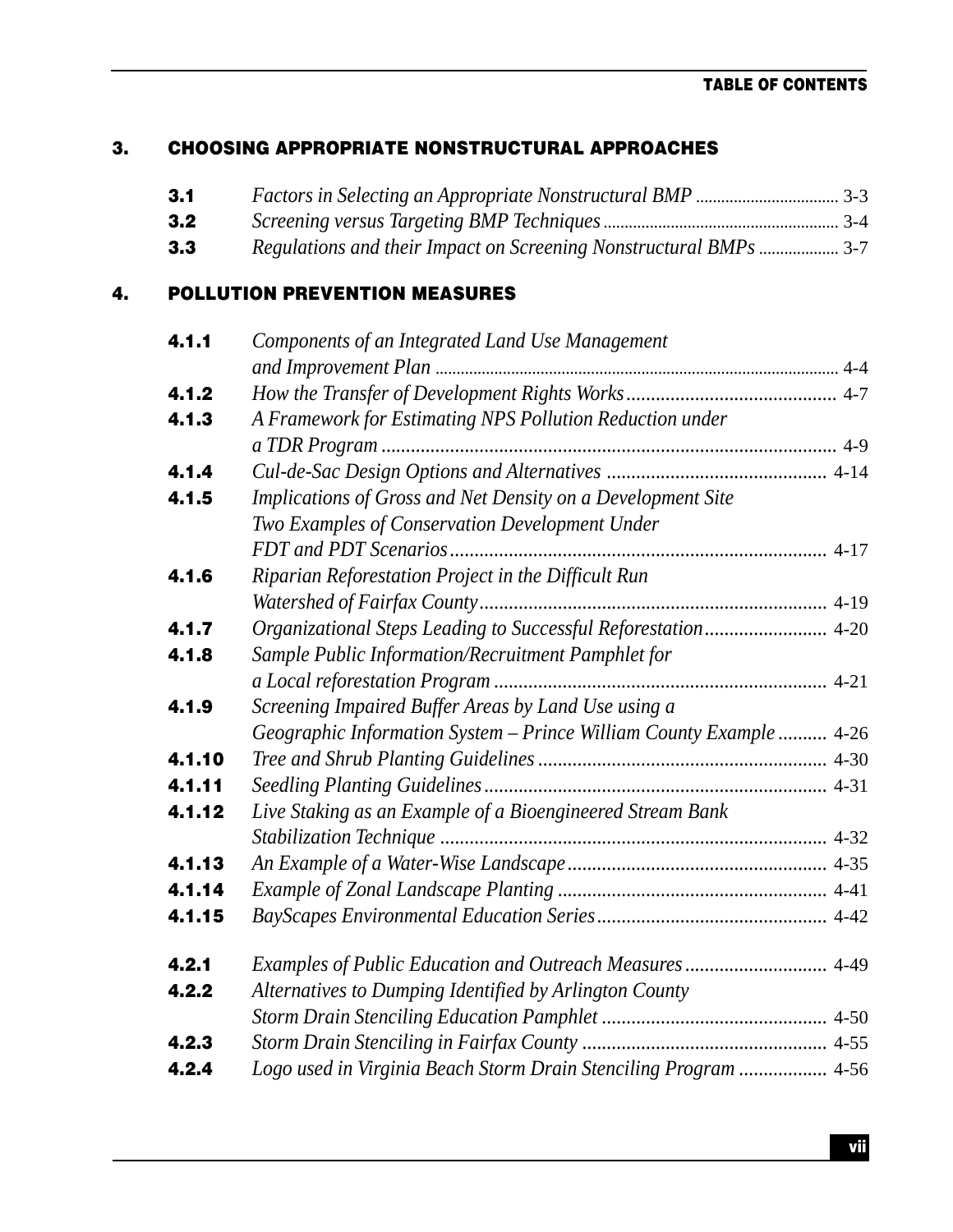## 3. CHOOSING APPROPRIATE NONSTRUCTURAL APPROACHES

**3.1** *Factors in Selecting an Appropriate Nonstructural BMP* ................................. 3-3
**3.2** *Screening versus Targeting BMP Techniques* ....................................................... 3-4
**3.3** *Regulations and their Impact on Screening Nonstructural BMPs* .................. 3-7

## 4. POLLUTION PREVENTION MEASURES

**4.1.1** *Components of an Integrated Land Use Management and Improvement Plan* .............................................................................................. 4-4
**4.1.2** *How the Transfer of Development Rights Works* ........................................... 4-7
**4.1.3** *A Framework for Estimating NPS Pollution Reduction under a TDR Program* ............................................................................................ 4-9
**4.1.4** *Cul-de-Sac Design Options and Alternatives* ............................................ 4-14
**4.1.5** *Implications of Gross and Net Density on a Development Site Two Examples of Conservation Development Under FDT and PDT Scenarios* ............................................................................ 4-17
**4.1.6** *Riparian Reforestation Project in the Difficult Run Watershed of Fairfax County* ...................................................................... 4-19
**4.1.7** *Organizational Steps Leading to Successful Reforestation* ......................... 4-20
**4.1.8** *Sample Public Information/Recruitment Pamphlet for a Local reforestation Program* ................................................................... 4-21
**4.1.9** *Screening Impaired Buffer Areas by Land Use using a Geographic Information System – Prince William County Example* .......... 4-26
**4.1.10** *Tree and Shrub Planting Guidelines* .......................................................... 4-30
**4.1.11** *Seedling Planting Guidelines* ..................................................................... 4-31
**4.1.12** *Live Staking as an Example of a Bioengineered Stream Bank Stabilization Technique* .............................................................................. 4-32
**4.1.13** *An Example of a Water-Wise Landscape* .................................................... 4-35
**4.1.14** *Example of Zonal Landscape Planting* ...................................................... 4-41
**4.1.15** *BayScapes Environmental Education Series* .............................................. 4-42

**4.2.1** *Examples of Public Education and Outreach Measures* ............................. 4-49
**4.2.2** *Alternatives to Dumping Identified by Arlington County Storm Drain Stenciling Education Pamphlet* ............................................. 4-50
**4.2.3** *Storm Drain Stenciling in Fairfax County* ................................................. 4-55
**4.2.4** *Logo used in Virginia Beach Storm Drain Stenciling Program* .................. 4-56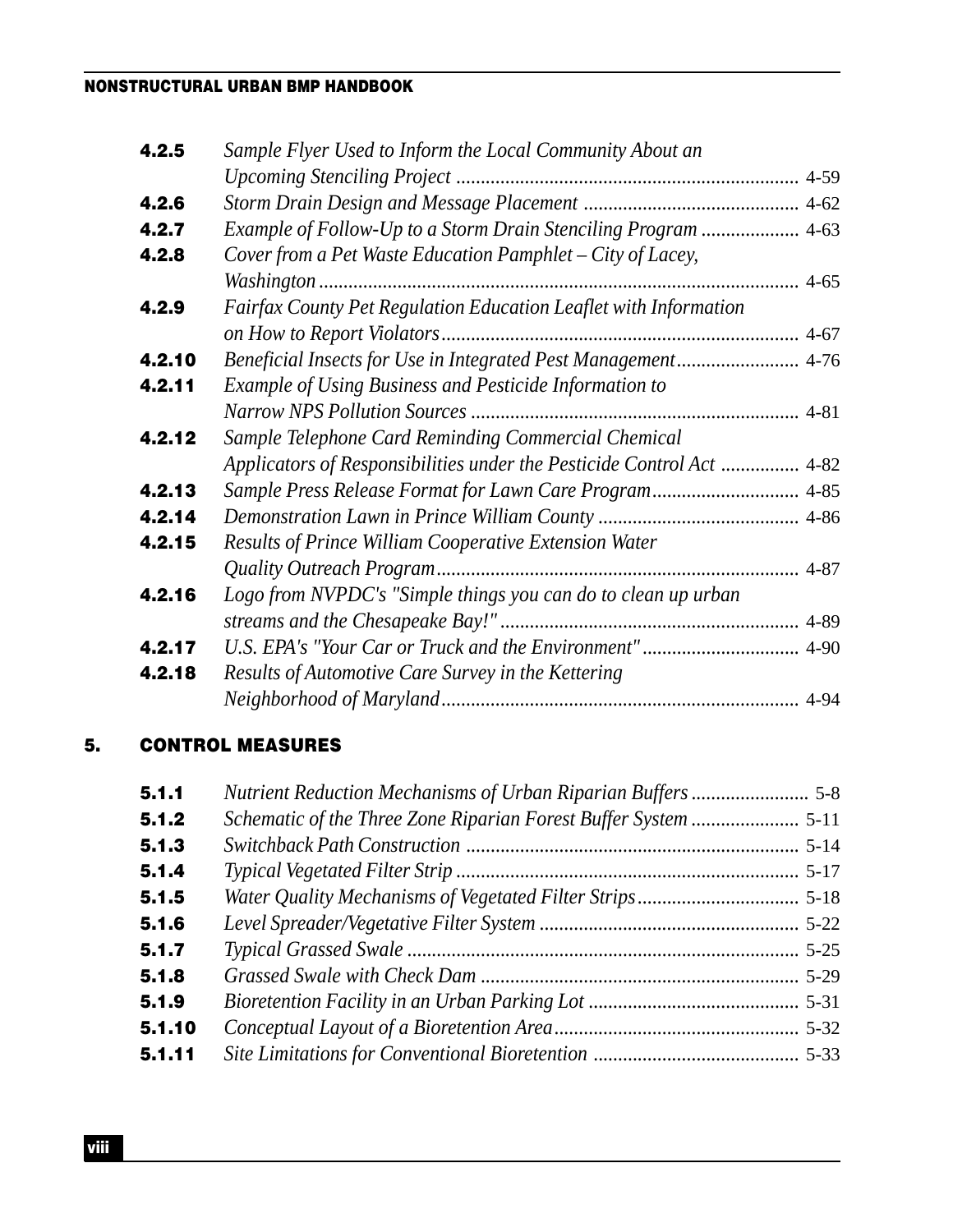| | | |
|---|---|---|
| **4.2.5** | *Sample Flyer Used to Inform the Local Community About an Upcoming Stenciling Project* | 4-59 |
| **4.2.6** | *Storm Drain Design and Message Placement* | 4-62 |
| **4.2.7** | *Example of Follow-Up to a Storm Drain Stenciling Program* | 4-63 |
| **4.2.8** | *Cover from a Pet Waste Education Pamphlet – City of Lacey, Washington* | 4-65 |
| **4.2.9** | *Fairfax County Pet Regulation Education Leaflet with Information on How to Report Violators* | 4-67 |
| **4.2.10** | *Beneficial Insects for Use in Integrated Pest Management* | 4-76 |
| **4.2.11** | *Example of Using Business and Pesticide Information to Narrow NPS Pollution Sources* | 4-81 |
| **4.2.12** | *Sample Telephone Card Reminding Commercial Chemical Applicators of Responsibilities under the Pesticide Control Act* | 4-82 |
| **4.2.13** | *Sample Press Release Format for Lawn Care Program* | 4-85 |
| **4.2.14** | *Demonstration Lawn in Prince William County* | 4-86 |
| **4.2.15** | *Results of Prince William Cooperative Extension Water Quality Outreach Program* | 4-87 |
| **4.2.16** | *Logo from NVPDC's "Simple things you can do to clean up urban streams and the Chesapeake Bay!"* | 4-89 |
| **4.2.17** | *U.S. EPA's "Your Car or Truck and the Environment"* | 4-90 |
| **4.2.18** | *Results of Automotive Care Survey in the Kettering Neighborhood of Maryland* | 4-94 |

## 5. CONTROL MEASURES

| | | |
|---|---|---|
| **5.1.1** | *Nutrient Reduction Mechanisms of Urban Riparian Buffers* | 5-8 |
| **5.1.2** | *Schematic of the Three Zone Riparian Forest Buffer System* | 5-11 |
| **5.1.3** | *Switchback Path Construction* | 5-14 |
| **5.1.4** | *Typical Vegetated Filter Strip* | 5-17 |
| **5.1.5** | *Water Quality Mechanisms of Vegetated Filter Strips* | 5-18 |
| **5.1.6** | *Level Spreader/Vegetative Filter System* | 5-22 |
| **5.1.7** | *Typical Grassed Swale* | 5-25 |
| **5.1.8** | *Grassed Swale with Check Dam* | 5-29 |
| **5.1.9** | *Bioretention Facility in an Urban Parking Lot* | 5-31 |
| **5.1.10** | *Conceptual Layout of a Bioretention Area* | 5-32 |
| **5.1.11** | *Site Limitations for Conventional Bioretention* | 5-33 |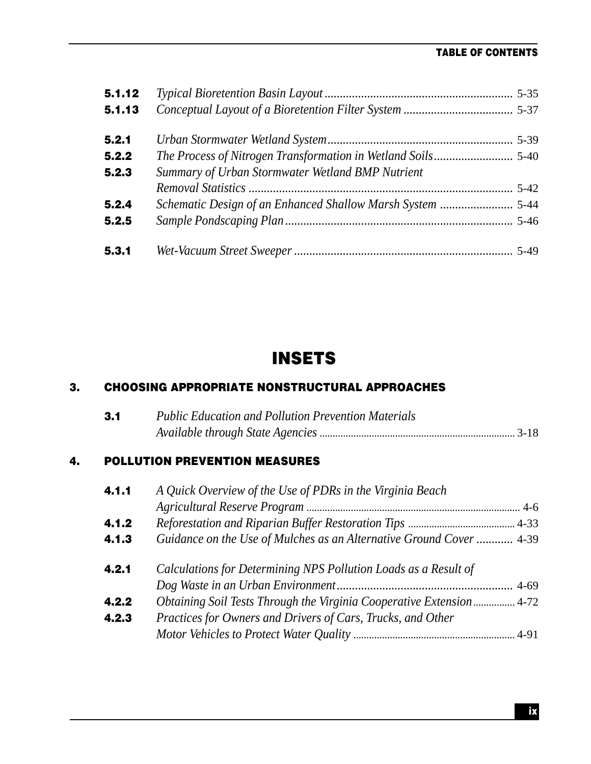| | | |
|---|---|---|
| **5.1.12** | *Typical Bioretention Basin Layout* | 5-35 |
| **5.1.13** | *Conceptual Layout of a Bioretention Filter System* | 5-37 |
| **5.2.1** | *Urban Stormwater Wetland System* | 5-39 |
| **5.2.2** | *The Process of Nitrogen Transformation in Wetland Soils* | 5-40 |
| **5.2.3** | *Summary of Urban Stormwater Wetland BMP Nutrient Removal Statistics* | 5-42 |
| **5.2.4** | *Schematic Design of an Enhanced Shallow Marsh System* | 5-44 |
| **5.2.5** | *Sample Pondscaping Plan* | 5-46 |
| **5.3.1** | *Wet-Vacuum Street Sweeper* | 5-49 |

# INSETS

## 3. CHOOSING APPROPRIATE NONSTRUCTURAL APPROACHES

| | | |
|---|---|---|
| **3.1** | *Public Education and Pollution Prevention Materials Available through State Agencies* | 3-18 |

## 4. POLLUTION PREVENTION MEASURES

| | | |
|---|---|---|
| **4.1.1** | *A Quick Overview of the Use of PDRs in the Virginia Beach Agricultural Reserve Program* | 4-6 |
| **4.1.2** | *Reforestation and Riparian Buffer Restoration Tips* | 4-33 |
| **4.1.3** | *Guidance on the Use of Mulches as an Alternative Ground Cover* | 4-39 |
| **4.2.1** | *Calculations for Determining NPS Pollution Loads as a Result of Dog Waste in an Urban Environment* | 4-69 |
| **4.2.2** | *Obtaining Soil Tests Through the Virginia Cooperative Extension* | 4-72 |
| **4.2.3** | *Practices for Owners and Drivers of Cars, Trucks, and Other Motor Vehicles to Protect Water Quality* | 4-91 |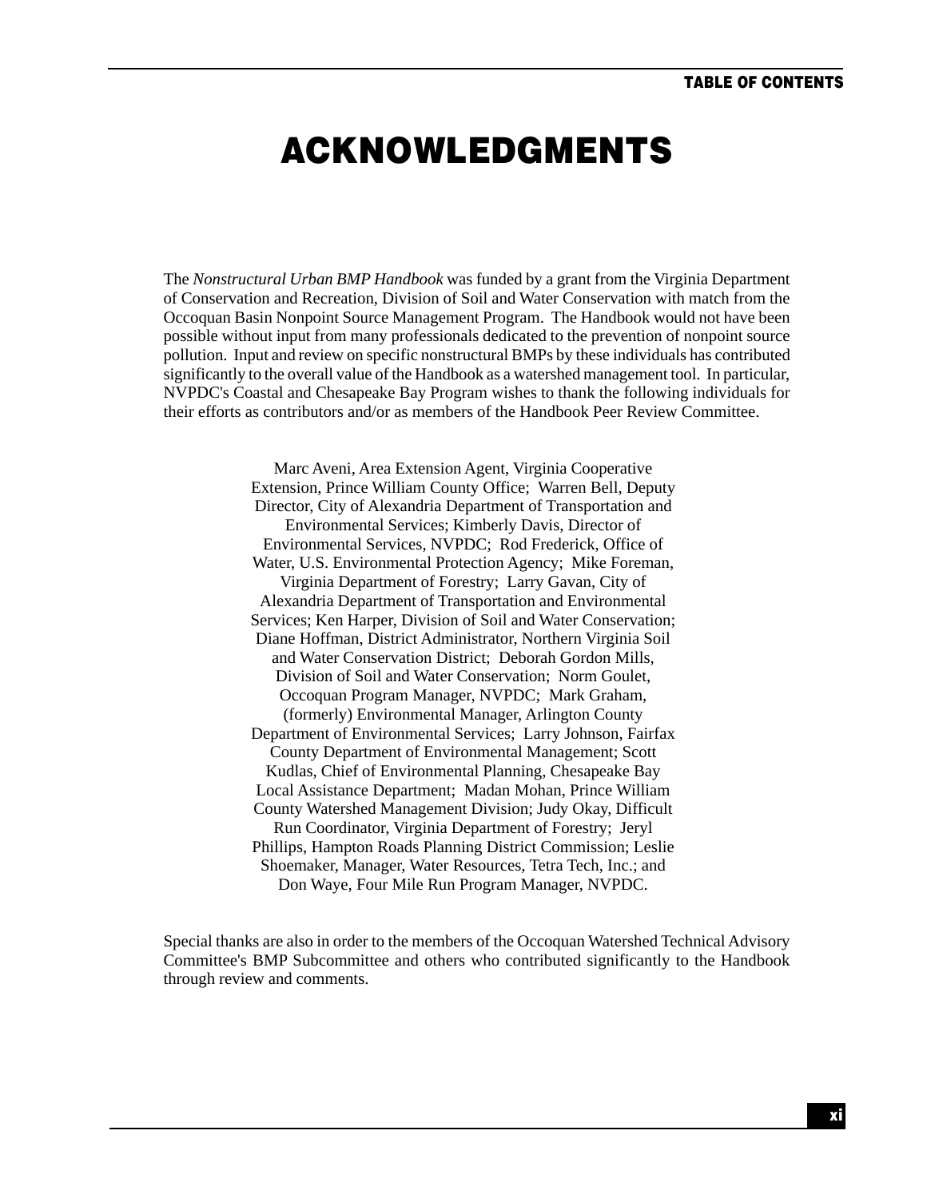# ACKNOWLEDGMENTS

The *Nonstructural Urban BMP Handbook* was funded by a grant from the Virginia Department of Conservation and Recreation, Division of Soil and Water Conservation with match from the Occoquan Basin Nonpoint Source Management Program. The Handbook would not have been possible without input from many professionals dedicated to the prevention of nonpoint source pollution. Input and review on specific nonstructural BMPs by these individuals has contributed significantly to the overall value of the Handbook as a watershed management tool. In particular, NVPDC's Coastal and Chesapeake Bay Program wishes to thank the following individuals for their efforts as contributors and/or as members of the Handbook Peer Review Committee.

Marc Aveni, Area Extension Agent, Virginia Cooperative Extension, Prince William County Office; Warren Bell, Deputy Director, City of Alexandria Department of Transportation and Environmental Services; Kimberly Davis, Director of Environmental Services, NVPDC; Rod Frederick, Office of Water, U.S. Environmental Protection Agency; Mike Foreman, Virginia Department of Forestry; Larry Gavan, City of Alexandria Department of Transportation and Environmental Services; Ken Harper, Division of Soil and Water Conservation; Diane Hoffman, District Administrator, Northern Virginia Soil and Water Conservation District; Deborah Gordon Mills, Division of Soil and Water Conservation; Norm Goulet, Occoquan Program Manager, NVPDC; Mark Graham, (formerly) Environmental Manager, Arlington County Department of Environmental Services; Larry Johnson, Fairfax County Department of Environmental Management; Scott Kudlas, Chief of Environmental Planning, Chesapeake Bay Local Assistance Department; Madan Mohan, Prince William County Watershed Management Division; Judy Okay, Difficult Run Coordinator, Virginia Department of Forestry; Jeryl Phillips, Hampton Roads Planning District Commission; Leslie Shoemaker, Manager, Water Resources, Tetra Tech, Inc.; and Don Waye, Four Mile Run Program Manager, NVPDC.

Special thanks are also in order to the members of the Occoquan Watershed Technical Advisory Committee's BMP Subcommittee and others who contributed significantly to the Handbook through review and comments.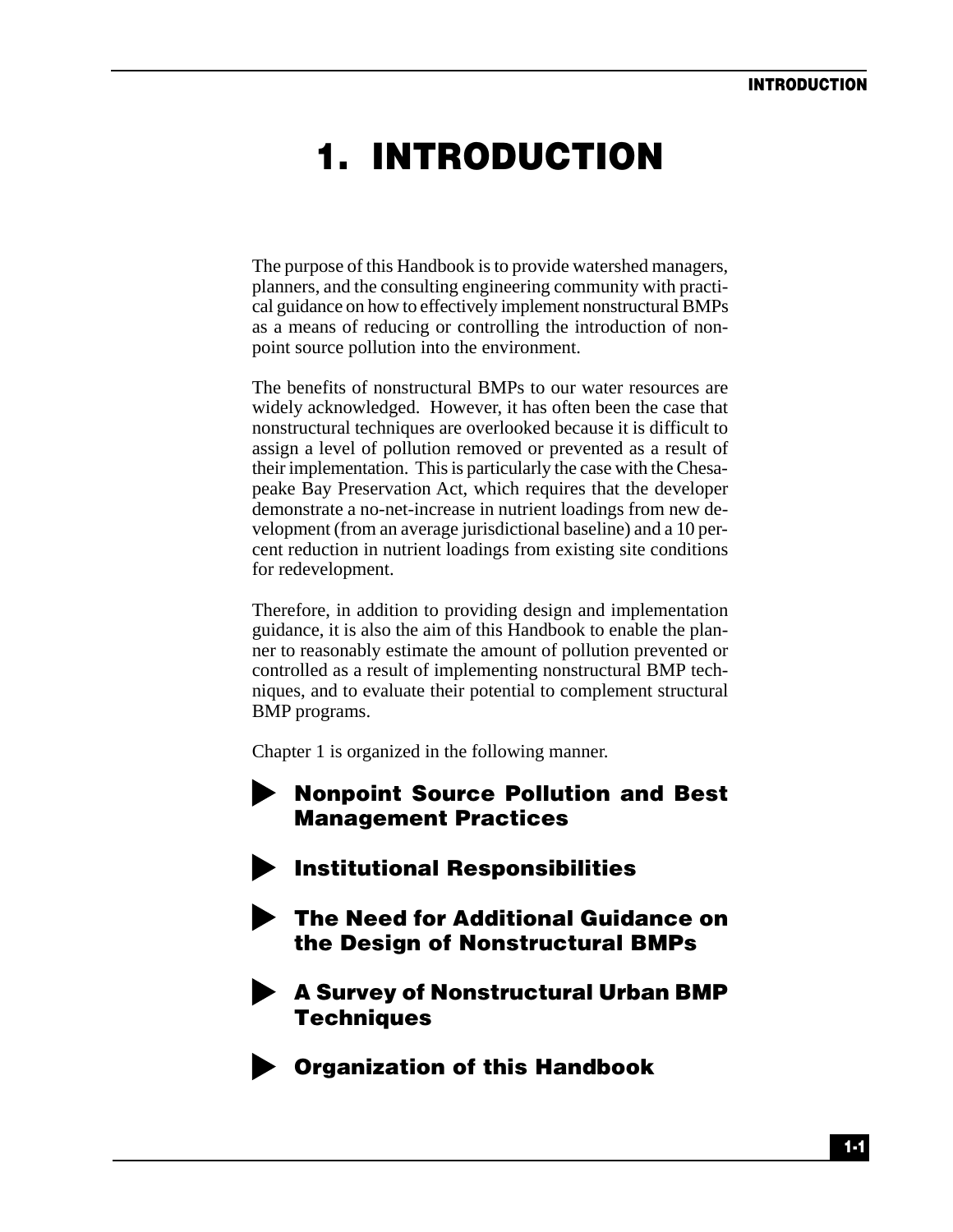# 1. INTRODUCTION

The purpose of this Handbook is to provide watershed managers, planners, and the consulting engineering community with practical guidance on how to effectively implement nonstructural BMPs as a means of reducing or controlling the introduction of nonpoint source pollution into the environment.

The benefits of nonstructural BMPs to our water resources are widely acknowledged. However, it has often been the case that nonstructural techniques are overlooked because it is difficult to assign a level of pollution removed or prevented as a result of their implementation. This is particularly the case with the Chesapeake Bay Preservation Act, which requires that the developer demonstrate a no-net-increase in nutrient loadings from new development (from an average jurisdictional baseline) and a 10 percent reduction in nutrient loadings from existing site conditions for redevelopment.

Therefore, in addition to providing design and implementation guidance, it is also the aim of this Handbook to enable the planner to reasonably estimate the amount of pollution prevented or controlled as a result of implementing nonstructural BMP techniques, and to evaluate their potential to complement structural BMP programs.

Chapter 1 is organized in the following manner.

- **Nonpoint Source Pollution and Best Management Practices**
- **Institutional Responsibilities**
- **The Need for Additional Guidance on the Design of Nonstructural BMPs**
- **A Survey of Nonstructural Urban BMP Techniques**
- **Organization of this Handbook**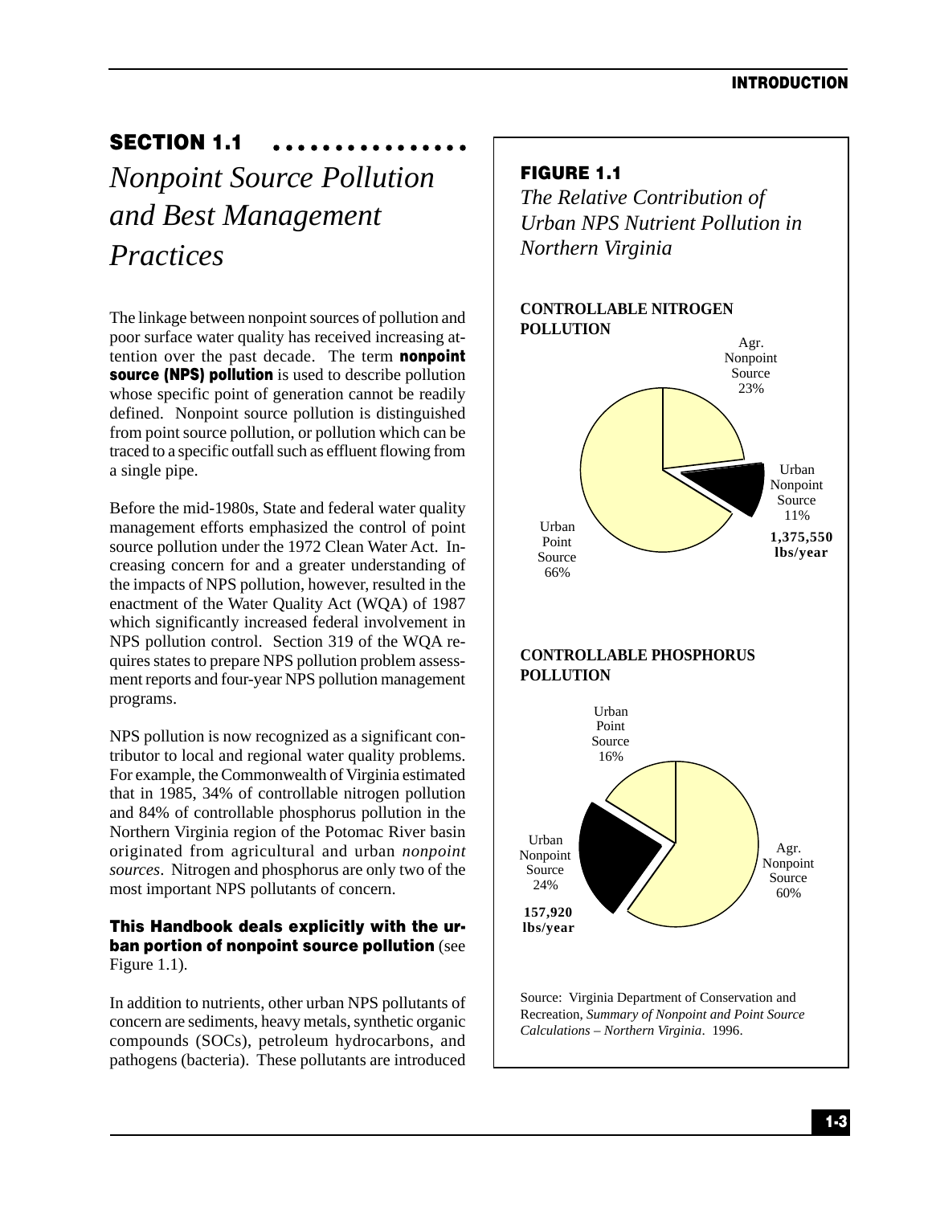## SECTION 1.1

# *Nonpoint Source Pollution and Best Management Practices*

The linkage between nonpoint sources of pollution and poor surface water quality has received increasing attention over the past decade. The term **nonpoint source (NPS) pollution** is used to describe pollution whose specific point of generation cannot be readily defined. Nonpoint source pollution is distinguished from point source pollution, or pollution which can be traced to a specific outfall such as effluent flowing from a single pipe.

Before the mid-1980s, State and federal water quality management efforts emphasized the control of point source pollution under the 1972 Clean Water Act. Increasing concern for and a greater understanding of the impacts of NPS pollution, however, resulted in the enactment of the Water Quality Act (WQA) of 1987 which significantly increased federal involvement in NPS pollution control. Section 319 of the WQA requires states to prepare NPS pollution problem assessment reports and four-year NPS pollution management programs.

NPS pollution is now recognized as a significant contributor to local and regional water quality problems. For example, the Commonwealth of Virginia estimated that in 1985, 34% of controllable nitrogen pollution and 84% of controllable phosphorus pollution in the Northern Virginia region of the Potomac River basin originated from agricultural and urban *nonpoint sources*. Nitrogen and phosphorus are only two of the most important NPS pollutants of concern.

**This Handbook deals explicitly with the urban portion of nonpoint source pollution** (see Figure 1.1).

In addition to nutrients, other urban NPS pollutants of concern are sediments, heavy metals, synthetic organic compounds (SOCs), petroleum hydrocarbons, and pathogens (bacteria). These pollutants are introduced

---

**FIGURE 1.1**

*The Relative Contribution of Urban NPS Nutrient Pollution in Northern Virginia*

**CONTROLLABLE NITROGEN POLLUTION**

- Agr. Nonpoint Source 23%
- Urban Nonpoint Source 11% — **1,375,550 lbs/year**
- Urban Point Source 66%

**CONTROLLABLE PHOSPHORUS POLLUTION**

- Urban Point Source 16%
- Agr. Nonpoint Source 60%
- Urban Nonpoint Source 24% — **157,920 lbs/year**

Source: Virginia Department of Conservation and Recreation, *Summary of Nonpoint and Point Source Calculations – Northern Virginia*. 1996.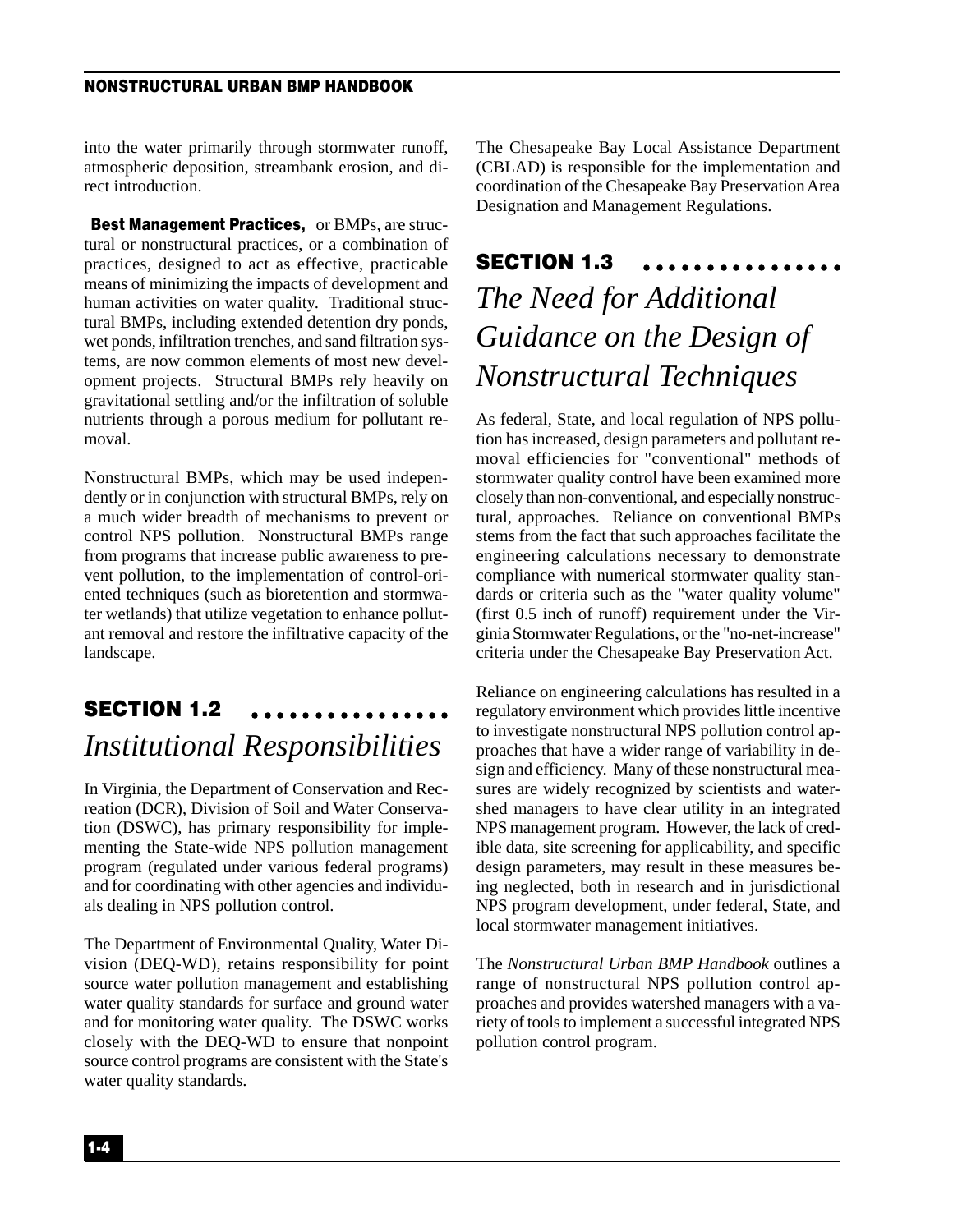into the water primarily through stormwater runoff, atmospheric deposition, streambank erosion, and direct introduction.

**Best Management Practices,** or BMPs, are structural or nonstructural practices, or a combination of practices, designed to act as effective, practicable means of minimizing the impacts of development and human activities on water quality. Traditional structural BMPs, including extended detention dry ponds, wet ponds, infiltration trenches, and sand filtration systems, are now common elements of most new development projects. Structural BMPs rely heavily on gravitational settling and/or the infiltration of soluble nutrients through a porous medium for pollutant removal.

Nonstructural BMPs, which may be used independently or in conjunction with structural BMPs, rely on a much wider breadth of mechanisms to prevent or control NPS pollution. Nonstructural BMPs range from programs that increase public awareness to prevent pollution, to the implementation of control-oriented techniques (such as bioretention and stormwater wetlands) that utilize vegetation to enhance pollutant removal and restore the infiltrative capacity of the landscape.

## SECTION 1.2

## *Institutional Responsibilities*

In Virginia, the Department of Conservation and Recreation (DCR), Division of Soil and Water Conservation (DSWC), has primary responsibility for implementing the State-wide NPS pollution management program (regulated under various federal programs) and for coordinating with other agencies and individuals dealing in NPS pollution control.

The Department of Environmental Quality, Water Division (DEQ-WD), retains responsibility for point source water pollution management and establishing water quality standards for surface and ground water and for monitoring water quality. The DSWC works closely with the DEQ-WD to ensure that nonpoint source control programs are consistent with the State's water quality standards.

The Chesapeake Bay Local Assistance Department (CBLAD) is responsible for the implementation and coordination of the Chesapeake Bay Preservation Area Designation and Management Regulations.

## SECTION 1.3

## *The Need for Additional Guidance on the Design of Nonstructural Techniques*

As federal, State, and local regulation of NPS pollution has increased, design parameters and pollutant removal efficiencies for "conventional" methods of stormwater quality control have been examined more closely than non-conventional, and especially nonstructural, approaches. Reliance on conventional BMPs stems from the fact that such approaches facilitate the engineering calculations necessary to demonstrate compliance with numerical stormwater quality standards or criteria such as the "water quality volume" (first 0.5 inch of runoff) requirement under the Virginia Stormwater Regulations, or the "no-net-increase" criteria under the Chesapeake Bay Preservation Act.

Reliance on engineering calculations has resulted in a regulatory environment which provides little incentive to investigate nonstructural NPS pollution control approaches that have a wider range of variability in design and efficiency. Many of these nonstructural measures are widely recognized by scientists and watershed managers to have clear utility in an integrated NPS management program. However, the lack of credible data, site screening for applicability, and specific design parameters, may result in these measures being neglected, both in research and in jurisdictional NPS program development, under federal, State, and local stormwater management initiatives.

The *Nonstructural Urban BMP Handbook* outlines a range of nonstructural NPS pollution control approaches and provides watershed managers with a variety of tools to implement a successful integrated NPS pollution control program.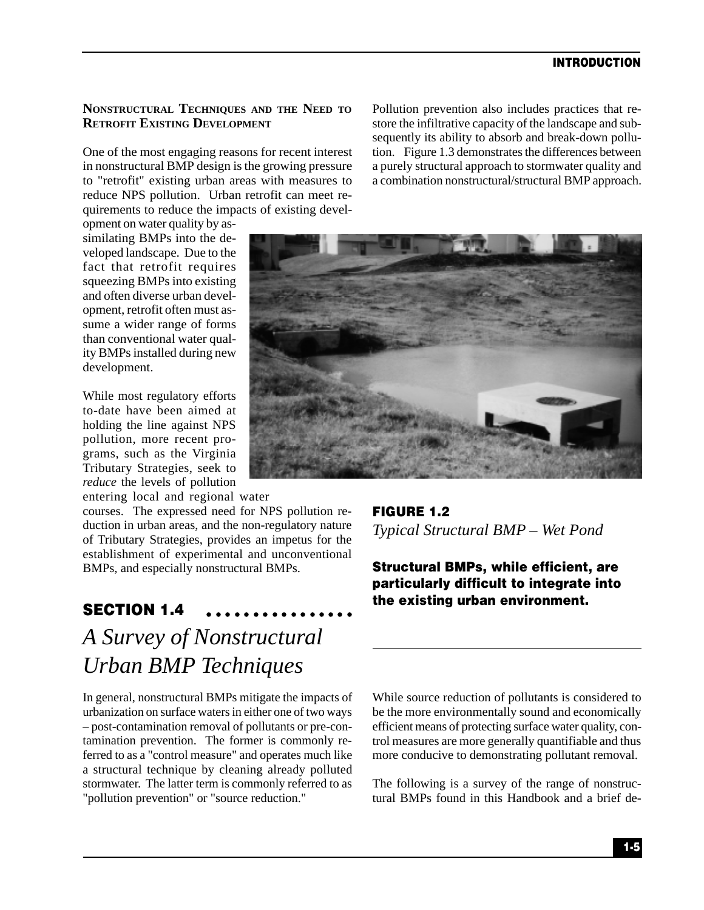### Nonstructural Techniques and the Need to Retrofit Existing Development

One of the most engaging reasons for recent interest in nonstructural BMP design is the growing pressure to "retrofit" existing urban areas with measures to reduce NPS pollution. Urban retrofit can meet requirements to reduce the impacts of existing development on water quality by assimilating BMPs into the developed landscape. Due to the fact that retrofit requires squeezing BMPs into existing and often diverse urban development, retrofit often must assume a wider range of forms than conventional water quality BMPs installed during new development.

While most regulatory efforts to-date have been aimed at holding the line against NPS pollution, more recent programs, such as the Virginia Tributary Strategies, seek to *reduce* the levels of pollution entering local and regional water courses. The expressed need for NPS pollution reduction in urban areas, and the non-regulatory nature of Tributary Strategies, provides an impetus for the establishment of experimental and unconventional BMPs, and especially nonstructural BMPs.

Pollution prevention also includes practices that restore the infiltrative capacity of the landscape and subsequently its ability to absorb and break-down pollution. Figure 1.3 demonstrates the differences between a purely structural approach to stormwater quality and a combination nonstructural/structural BMP approach.

**FIGURE 1.2**
*Typical Structural BMP – Wet Pond*

**Structural BMPs, while efficient, are particularly difficult to integrate into the existing urban environment.**

## SECTION 1.4
## *A Survey of Nonstructural Urban BMP Techniques*

In general, nonstructural BMPs mitigate the impacts of urbanization on surface waters in either one of two ways – post-contamination removal of pollutants or pre-contamination prevention. The former is commonly referred to as a "control measure" and operates much like a structural technique by cleaning already polluted stormwater. The latter term is commonly referred to as "pollution prevention" or "source reduction."

While source reduction of pollutants is considered to be the more environmentally sound and economically efficient means of protecting surface water quality, control measures are more generally quantifiable and thus more conducive to demonstrating pollutant removal.

The following is a survey of the range of nonstructural BMPs found in this Handbook and a brief de-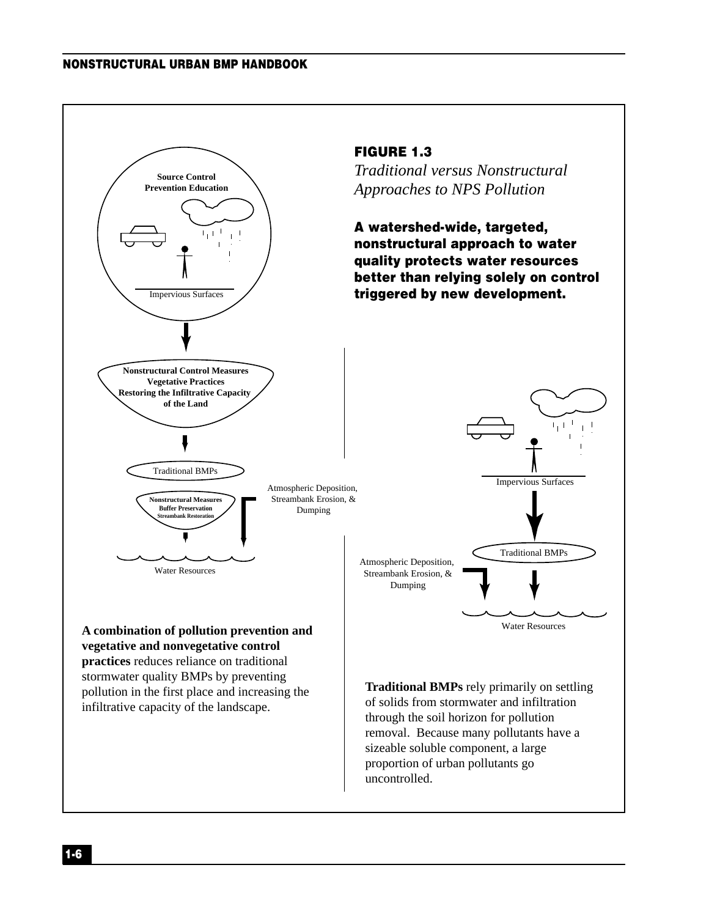**FIGURE 1.3**

*Traditional versus Nonstructural Approaches to NPS Pollution*

**A watershed-wide, targeted, nonstructural approach to water quality protects water resources better than relying solely on control triggered by new development.**

**Source Control**
**Prevention Education**

Impervious Surfaces

**Nonstructural Control Measures**
**Vegetative Practices**
**Restoring the Infiltrative Capacity of the Land**

Traditional BMPs

**Nonstructural Measures**
**Buffer Preservation**
**Streambank Restoration**

Atmospheric Deposition, Streambank Erosion, & Dumping

Water Resources

Impervious Surfaces

Traditional BMPs

Atmospheric Deposition, Streambank Erosion, & Dumping

Water Resources

**A combination of pollution prevention and vegetative and nonvegetative control practices** reduces reliance on traditional stormwater quality BMPs by preventing pollution in the first place and increasing the infiltrative capacity of the landscape.

**Traditional BMPs** rely primarily on settling of solids from stormwater and infiltration through the soil horizon for pollution removal. Because many pollutants have a sizeable soluble component, a large proportion of urban pollutants go uncontrolled.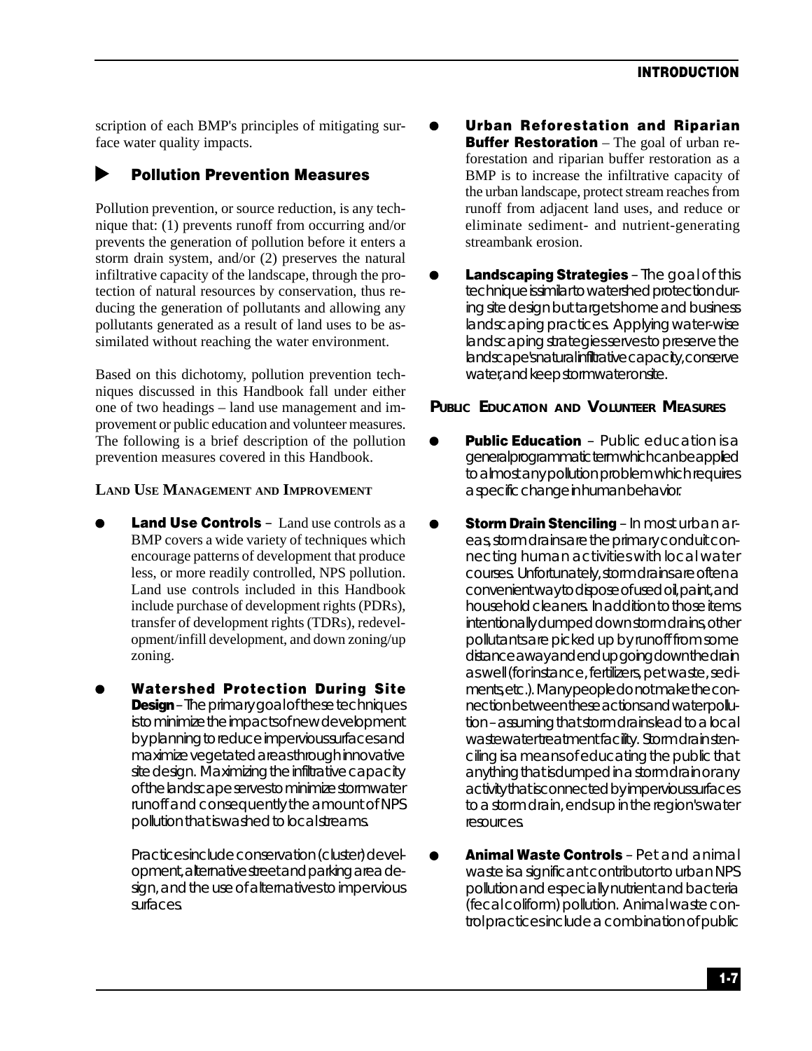scription of each BMP's principles of mitigating surface water quality impacts.

## Pollution Prevention Measures

Pollution prevention, or source reduction, is any technique that: (1) prevents runoff from occurring and/or prevents the generation of pollution before it enters a storm drain system, and/or (2) preserves the natural infiltrative capacity of the landscape, through the protection of natural resources by conservation, thus reducing the generation of pollutants and allowing any pollutants generated as a result of land uses to be assimilated without reaching the water environment.

Based on this dichotomy, pollution prevention techniques discussed in this Handbook fall under either one of two headings – land use management and improvement or public education and volunteer measures. The following is a brief description of the pollution prevention measures covered in this Handbook.

### Land Use Management and Improvement

- **Land Use Controls** – Land use controls as a BMP covers a wide variety of techniques which encourage patterns of development that produce less, or more readily controlled, NPS pollution. Land use controls included in this Handbook include purchase of development rights (PDRs), transfer of development rights (TDRs), redevelopment/infill development, and down zoning/up zoning.

- **Watershed Protection During Site Design** – The primary goal of these techniques is to minimize the impacts of new development by planning to reduce impervious surfaces and maximize vegetated areas through innovative site design. Maximizing the infiltrative capacity of the landscape serves to minimize stormwater runoff and consequently the amount of NPS pollution that is washed to local streams.

  Practices include conservation (cluster) development, alternative street and parking area design, and the use of alternatives to impervious surfaces.

- **Urban Reforestation and Riparian Buffer Restoration** – The goal of urban reforestation and riparian buffer restoration as a BMP is to increase the infiltrative capacity of the urban landscape, protect stream reaches from runoff from adjacent land uses, and reduce or eliminate sediment- and nutrient-generating streambank erosion.

- **Landscaping Strategies** – The goal of this technique is similar to watershed protection during site design but targets home and business landscaping practices. Applying water-wise landscaping strategies serves to preserve the landscape's natural infiltrative capacity, conserve water, and keep stormwater onsite.

### Public Education and Volunteer Measures

- **Public Education** – Public education is a general programmatic term which can be applied to almost any pollution problem which requires a specific change in human behavior.

- **Storm Drain Stenciling** – In most urban areas, storm drains are the primary conduit connecting human activities with local water courses. Unfortunately, storm drains are often a convenient way to dispose of used oil, paint, and household cleaners. In addition to those items intentionally dumped down storm drains, other pollutants are picked up by runoff from some distance away and end up going down the drain as well (for instance, fertilizers, pet waste, sediments, etc.). Many people do not make the connection between these actions and water pollution – assuming that storm drains lead to a local wastewater treatment facility. Storm drain stenciling is a means of educating the public that anything that is dumped in a storm drain or any activity that is connected by impervious surfaces to a storm drain, ends up in the region's water resources.

- **Animal Waste Controls** – Pet and animal waste is a significant contributor to urban NPS pollution and especially nutrient and bacteria (fecal coliform) pollution. Animal waste control practices include a combination of public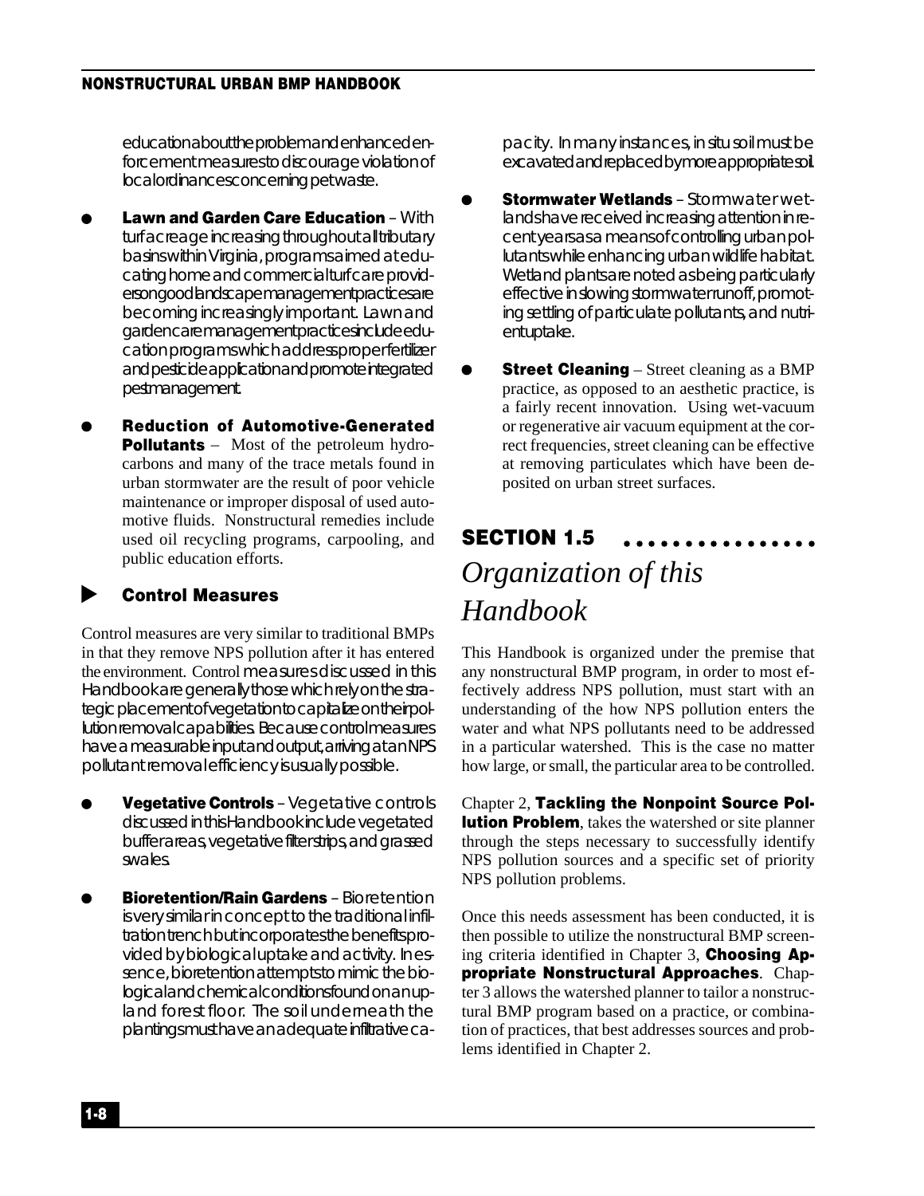education about the problem and enhanced enforcement measures to discourage violation of local ordinances concerning pet waste.

- **Lawn and Garden Care Education** – With turf acreage increasing throughout all tributary basins within Virginia, programs aimed at educating home and commercial turf care providers on good landscape management practices are becoming increasingly important. Lawn and garden care management practices include education programs which address proper fertilizer and pesticide application and promote integrated pest management.

- **Reduction of Automotive-Generated Pollutants** – Most of the petroleum hydrocarbons and many of the trace metals found in urban stormwater are the result of poor vehicle maintenance or improper disposal of used automotive fluids. Nonstructural remedies include used oil recycling programs, carpooling, and public education efforts.

### Control Measures

Control measures are very similar to traditional BMPs in that they remove NPS pollution after it has entered the environment. Control measures discussed in this Handbook are generally those which rely on the strategic placement of vegetation to capitalize on their pollution removal capabilities. Because control measures have a measurable input and output, arriving at an NPS pollutant removal efficiency is usually possible.

- **Vegetative Controls** – Vegetative controls discussed in this Handbook include vegetated buffer areas, vegetative filter strips, and grassed swales.

- **Bioretention/Rain Gardens** – Bioretention is very similar in concept to the traditional infiltration trench but incorporates the benefits provided by biological uptake and activity. In essence, bioretention attempts to mimic the biological and chemical conditions found on an upland forest floor. The soil underneath the plantings must have an adequate infiltrative capacity. In many instances, in situ soil must be excavated and replaced by more appropriate soil.

- **Stormwater Wetlands** – Stormwater wetlands have received increasing attention in recent years as a means of controlling urban pollutants while enhancing urban wildlife habitat. Wetland plants are noted as being particularly effective in slowing stormwater runoff, promoting settling of particulate pollutants, and nutrient uptake.

- **Street Cleaning** – Street cleaning as a BMP practice, as opposed to an aesthetic practice, is a fairly recent innovation. Using wet-vacuum or regenerative air vacuum equipment at the correct frequencies, street cleaning can be effective at removing particulates which have been deposited on urban street surfaces.

## SECTION 1.5
## *Organization of this Handbook*

This Handbook is organized under the premise that any nonstructural BMP program, in order to most effectively address NPS pollution, must start with an understanding of the how NPS pollution enters the water and what NPS pollutants need to be addressed in a particular watershed. This is the case no matter how large, or small, the particular area to be controlled.

Chapter 2, **Tackling the Nonpoint Source Pollution Problem**, takes the watershed or site planner through the steps necessary to successfully identify NPS pollution sources and a specific set of priority NPS pollution problems.

Once this needs assessment has been conducted, it is then possible to utilize the nonstructural BMP screening criteria identified in Chapter 3, **Choosing Appropriate Nonstructural Approaches**. Chapter 3 allows the watershed planner to tailor a nonstructural BMP program based on a practice, or combination of practices, that best addresses sources and problems identified in Chapter 2.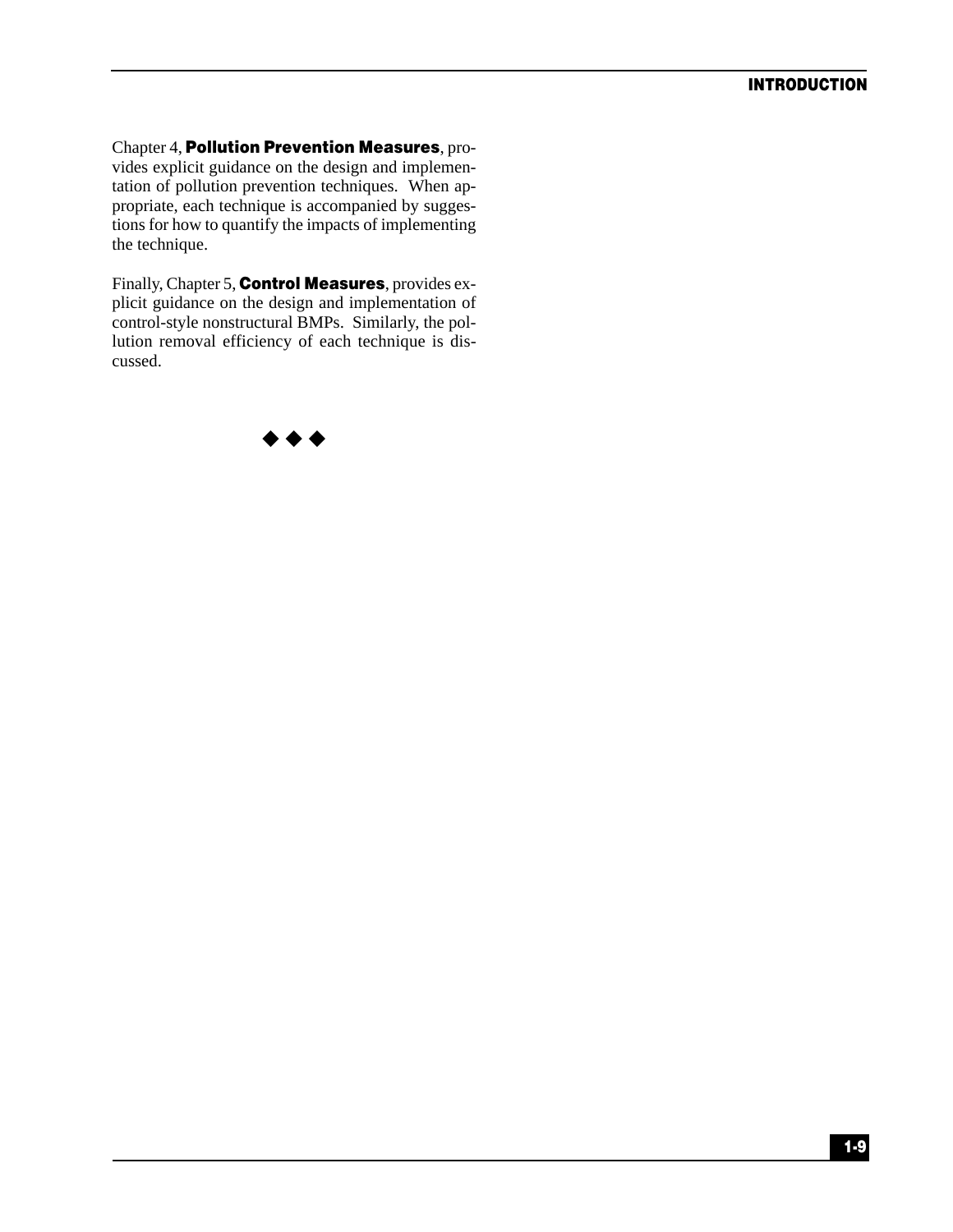Chapter 4, **Pollution Prevention Measures**, provides explicit guidance on the design and implementation of pollution prevention techniques. When appropriate, each technique is accompanied by suggestions for how to quantify the impacts of implementing the technique.

Finally, Chapter 5, **Control Measures**, provides explicit guidance on the design and implementation of control-style nonstructural BMPs. Similarly, the pollution removal efficiency of each technique is discussed.

◆ ◆ ◆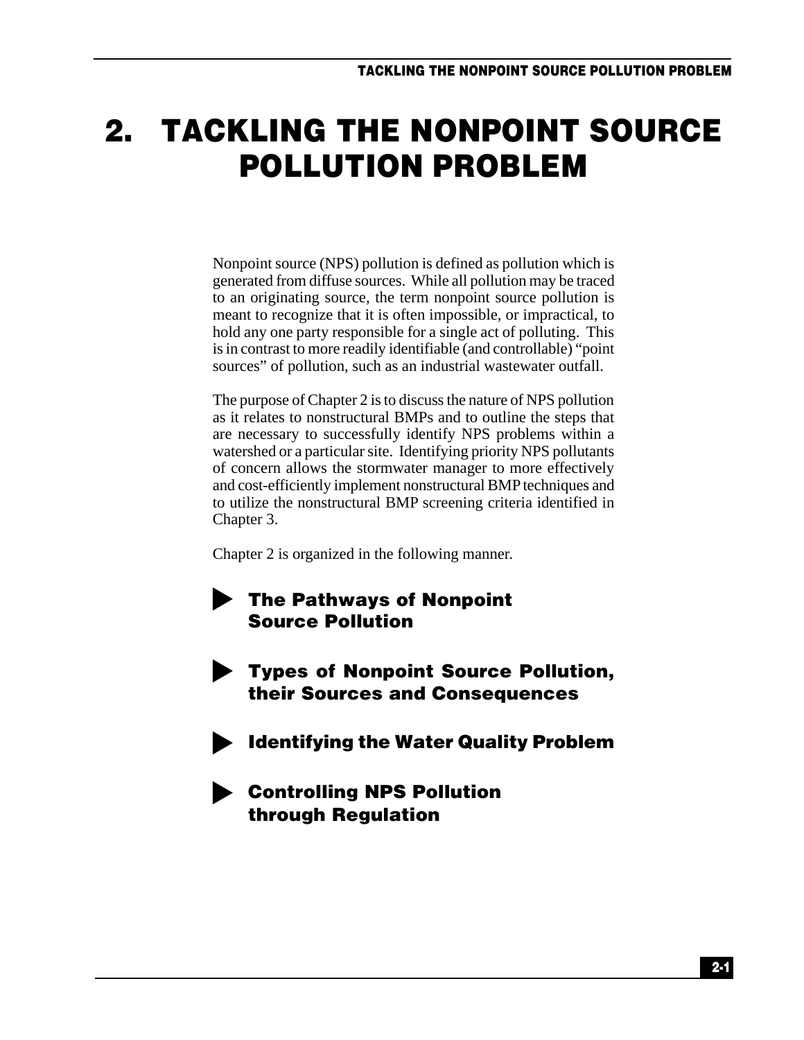# 2. TACKLING THE NONPOINT SOURCE POLLUTION PROBLEM

Nonpoint source (NPS) pollution is defined as pollution which is generated from diffuse sources. While all pollution may be traced to an originating source, the term nonpoint source pollution is meant to recognize that it is often impossible, or impractical, to hold any one party responsible for a single act of polluting. This is in contrast to more readily identifiable (and controllable) "point sources" of pollution, such as an industrial wastewater outfall.

The purpose of Chapter 2 is to discuss the nature of NPS pollution as it relates to nonstructural BMPs and to outline the steps that are necessary to successfully identify NPS problems within a watershed or a particular site. Identifying priority NPS pollutants of concern allows the stormwater manager to more effectively and cost-efficiently implement nonstructural BMP techniques and to utilize the nonstructural BMP screening criteria identified in Chapter 3.

Chapter 2 is organized in the following manner.

- **The Pathways of Nonpoint Source Pollution**
- **Types of Nonpoint Source Pollution, their Sources and Consequences**
- **Identifying the Water Quality Problem**
- **Controlling NPS Pollution through Regulation**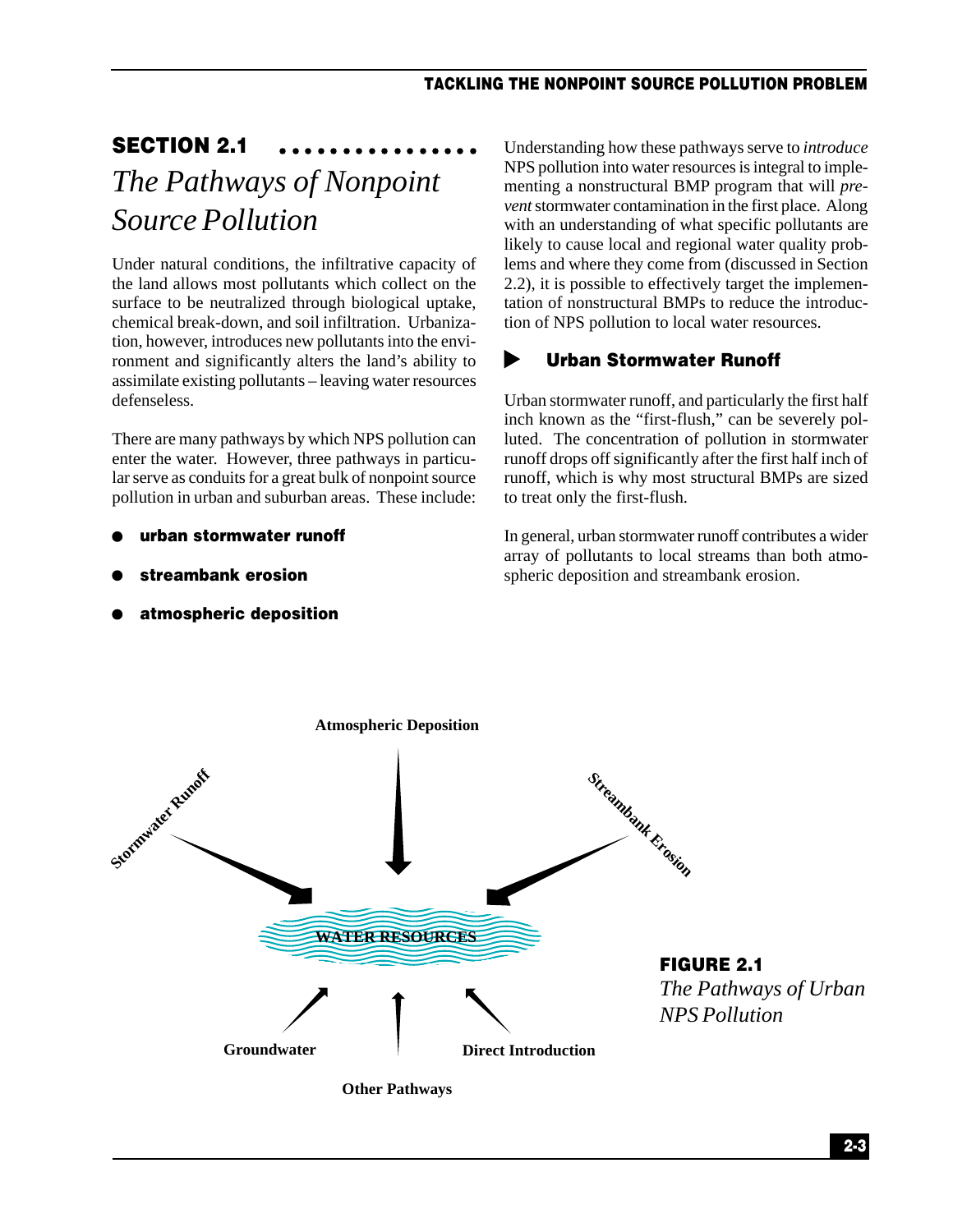## SECTION 2.1

# *The Pathways of Nonpoint Source Pollution*

Under natural conditions, the infiltrative capacity of the land allows most pollutants which collect on the surface to be neutralized through biological uptake, chemical break-down, and soil infiltration. Urbanization, however, introduces new pollutants into the environment and significantly alters the land's ability to assimilate existing pollutants – leaving water resources defenseless.

There are many pathways by which NPS pollution can enter the water. However, three pathways in particular serve as conduits for a great bulk of nonpoint source pollution in urban and suburban areas. These include:

- **urban stormwater runoff**
- **streambank erosion**
- **atmospheric deposition**

Understanding how these pathways serve to *introduce* NPS pollution into water resources is integral to implementing a nonstructural BMP program that will *prevent* stormwater contamination in the first place. Along with an understanding of what specific pollutants are likely to cause local and regional water quality problems and where they come from (discussed in Section 2.2), it is possible to effectively target the implementation of nonstructural BMPs to reduce the introduction of NPS pollution to local water resources.

### Urban Stormwater Runoff

Urban stormwater runoff, and particularly the first half inch known as the "first-flush," can be severely polluted. The concentration of pollution in stormwater runoff drops off significantly after the first half inch of runoff, which is why most structural BMPs are sized to treat only the first-flush.

In general, urban stormwater runoff contributes a wider array of pollutants to local streams than both atmospheric deposition and streambank erosion.

Atmospheric Deposition

Stormwater Runoff

Streambank Erosion

WATER RESOURCES

Groundwater

Direct Introduction

Other Pathways

**FIGURE 2.1**
*The Pathways of Urban NPS Pollution*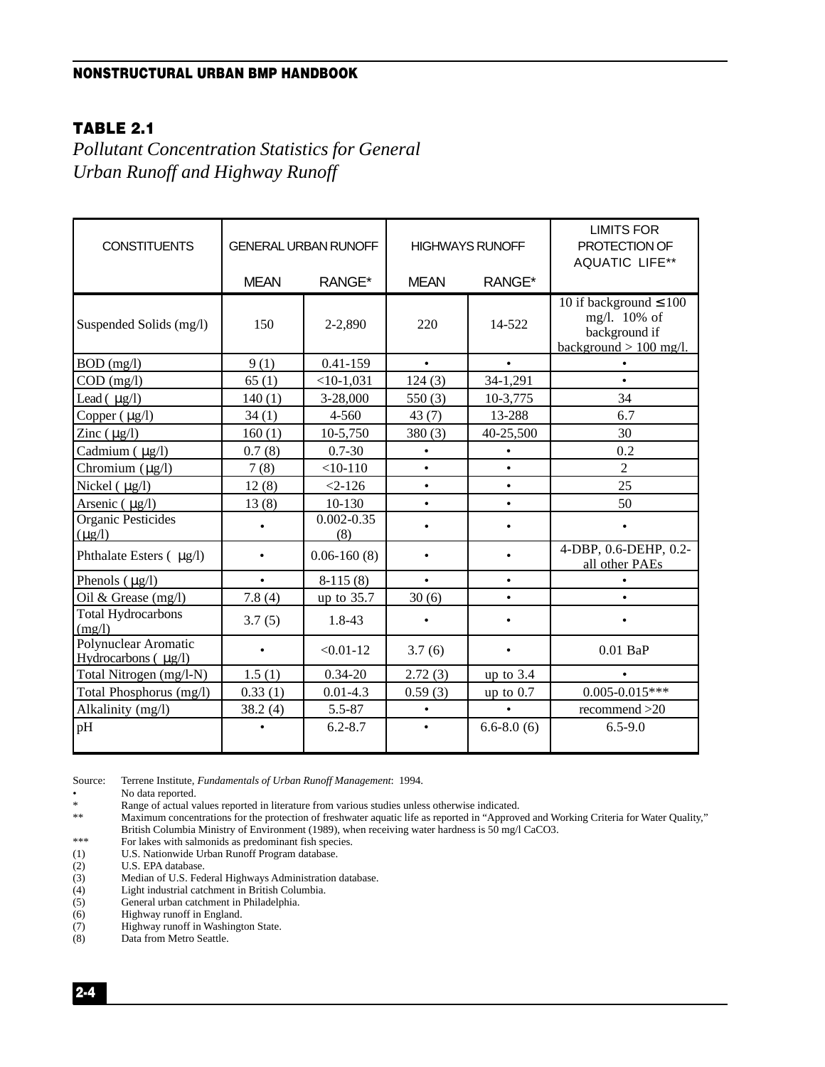### TABLE 2.1

*Pollutant Concentration Statistics for General Urban Runoff and Highway Runoff*

| CONSTITUENTS | GENERAL URBAN RUNOFF | | HIGHWAYS RUNOFF | | LIMITS FOR PROTECTION OF AQUATIC LIFE** |
|---|---|---|---|---|---|
| | MEAN | RANGE* | MEAN | RANGE* | |
| Suspended Solids (mg/l) | 150 | 2-2,890 | 220 | 14-522 | 10 if background ≤ 100 mg/l. 10% of background if background > 100 mg/l. |
| BOD (mg/l) | 9 (1) | 0.41-159 | • | • | • |
| COD (mg/l) | 65 (1) | <10-1,031 | 124 (3) | 34-1,291 | • |
| Lead ( µg/l) | 140 (1) | 3-28,000 | 550 (3) | 10-3,775 | 34 |
| Copper ( µg/l) | 34 (1) | 4-560 | 43 (7) | 13-288 | 6.7 |
| Zinc ( µg/l) | 160 (1) | 10-5,750 | 380 (3) | 40-25,500 | 30 |
| Cadmium ( µg/l) | 0.7 (8) | 0.7-30 | • | • | 0.2 |
| Chromium ( µg/l) | 7 (8) | <10-110 | • | • | 2 |
| Nickel ( µg/l) | 12 (8) | <2-126 | • | • | 25 |
| Arsenic ( µg/l) | 13 (8) | 10-130 | • | • | 50 |
| Organic Pesticides (µg/l) | • | 0.002-0.35 (8) | • | • | • |
| Phthalate Esters ( µg/l) | • | 0.06-160 (8) | • | • | 4-DBP, 0.6-DEHP, 0.2-all other PAEs |
| Phenols ( µg/l) | • | 8-115 (8) | • | • | • |
| Oil & Grease (mg/l) | 7.8 (4) | up to 35.7 | 30 (6) | • | • |
| Total Hydrocarbons (mg/l) | 3.7 (5) | 1.8-43 | • | • | • |
| Polynuclear Aromatic Hydrocarbons ( µg/l) | • | <0.01-12 | 3.7 (6) | • | 0.01 BaP |
| Total Nitrogen (mg/l-N) | 1.5 (1) | 0.34-20 | 2.72 (3) | up to 3.4 | • |
| Total Phosphorus (mg/l) | 0.33 (1) | 0.01-4.3 | 0.59 (3) | up to 0.7 | 0.005-0.015*** |
| Alkalinity (mg/l) | 38.2 (4) | 5.5-87 | • | • | recommend >20 |
| pH | • | 6.2-8.7 | • | 6.6-8.0 (6) | 6.5-9.0 |

Source: Terrene Institute, *Fundamentals of Urban Runoff Management*: 1994.

- • No data reported.
- \* Range of actual values reported in literature from various studies unless otherwise indicated.
- ** Maximum concentrations for the protection of freshwater aquatic life as reported in "Approved and Working Criteria for Water Quality," British Columbia Ministry of Environment (1989), when receiving water hardness is 50 mg/l CaCO3.
- *** For lakes with salmonids as predominant fish species.
- (1) U.S. Nationwide Urban Runoff Program database.
- (2) U.S. EPA database.
- (3) Median of U.S. Federal Highways Administration database.
- (4) Light industrial catchment in British Columbia.
- (5) General urban catchment in Philadelphia.
- (6) Highway runoff in England.
- (7) Highway runoff in Washington State.
- (8) Data from Metro Seattle.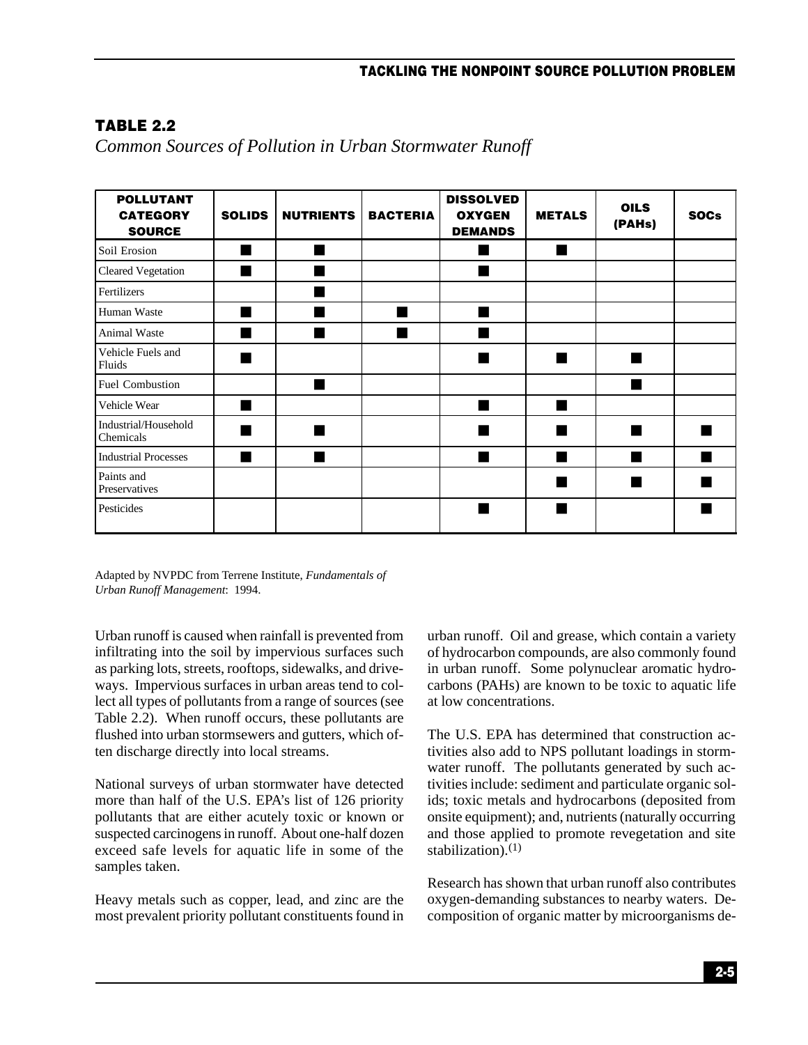## TABLE 2.2

*Common Sources of Pollution in Urban Stormwater Runoff*

| POLLUTANT CATEGORY SOURCE | SOLIDS | NUTRIENTS | BACTERIA | DISSOLVED OXYGEN DEMANDS | METALS | OILS (PAHs) | SOCs |
|---|---|---|---|---|---|---|---|
| Soil Erosion | ■ | ■ | | ■ | ■ | | |
| Cleared Vegetation | ■ | ■ | | ■ | | | |
| Fertilizers | | ■ | | | | | |
| Human Waste | ■ | ■ | ■ | ■ | | | |
| Animal Waste | ■ | ■ | ■ | ■ | | | |
| Vehicle Fuels and Fluids | ■ | | | ■ | ■ | ■ | |
| Fuel Combustion | | ■ | | | | ■ | |
| Vehicle Wear | ■ | | | ■ | ■ | | |
| Industrial/Household Chemicals | ■ | ■ | | ■ | ■ | ■ | ■ |
| Industrial Processes | ■ | ■ | | ■ | ■ | ■ | ■ |
| Paints and Preservatives | | | | | ■ | ■ | ■ |
| Pesticides | | | | ■ | ■ | | ■ |

Adapted by NVPDC from Terrene Institute, *Fundamentals of Urban Runoff Management*: 1994.

Urban runoff is caused when rainfall is prevented from infiltrating into the soil by impervious surfaces such as parking lots, streets, rooftops, sidewalks, and driveways. Impervious surfaces in urban areas tend to collect all types of pollutants from a range of sources (see Table 2.2). When runoff occurs, these pollutants are flushed into urban stormsewers and gutters, which often discharge directly into local streams.

National surveys of urban stormwater have detected more than half of the U.S. EPA's list of 126 priority pollutants that are either acutely toxic or known or suspected carcinogens in runoff. About one-half dozen exceed safe levels for aquatic life in some of the samples taken.

Heavy metals such as copper, lead, and zinc are the most prevalent priority pollutant constituents found in urban runoff. Oil and grease, which contain a variety of hydrocarbon compounds, are also commonly found in urban runoff. Some polynuclear aromatic hydrocarbons (PAHs) are known to be toxic to aquatic life at low concentrations.

The U.S. EPA has determined that construction activities also add to NPS pollutant loadings in stormwater runoff. The pollutants generated by such activities include: sediment and particulate organic solids; toxic metals and hydrocarbons (deposited from onsite equipment); and, nutrients (naturally occurring and those applied to promote revegetation and site stabilization).[1]

Research has shown that urban runoff also contributes oxygen-demanding substances to nearby waters. Decomposition of organic matter by microorganisms de-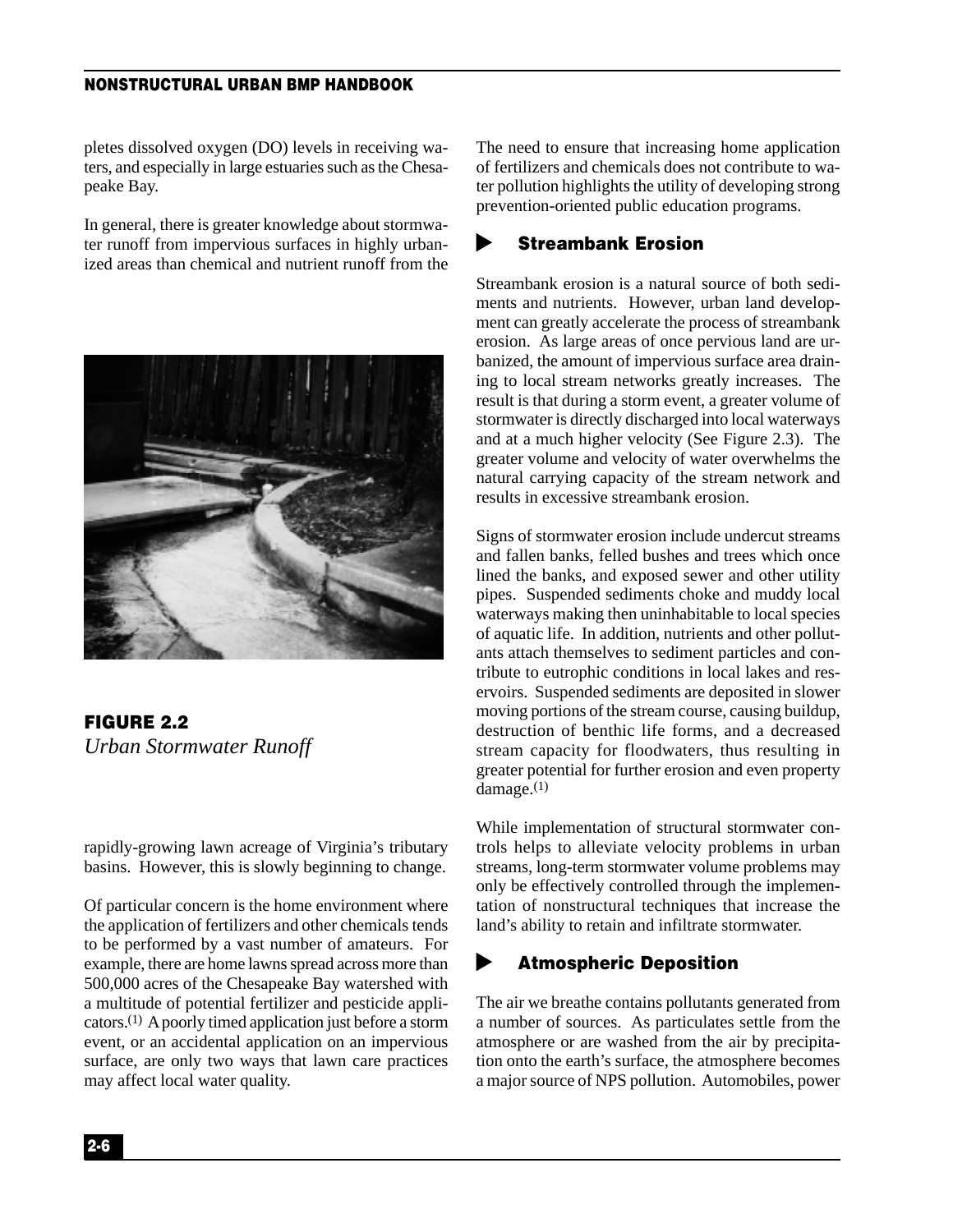pletes dissolved oxygen (DO) levels in receiving waters, and especially in large estuaries such as the Chesapeake Bay.

In general, there is greater knowledge about stormwater runoff from impervious surfaces in highly urbanized areas than chemical and nutrient runoff from the rapidly-growing lawn acreage of Virginia's tributary basins. However, this is slowly beginning to change.

**FIGURE 2.2**
*Urban Stormwater Runoff*

Of particular concern is the home environment where the application of fertilizers and other chemicals tends to be performed by a vast number of amateurs. For example, there are home lawns spread across more than 500,000 acres of the Chesapeake Bay watershed with a multitude of potential fertilizer and pesticide applicators.(1) A poorly timed application just before a storm event, or an accidental application on an impervious surface, are only two ways that lawn care practices may affect local water quality.

The need to ensure that increasing home application of fertilizers and chemicals does not contribute to water pollution highlights the utility of developing strong prevention-oriented public education programs.

### Streambank Erosion

Streambank erosion is a natural source of both sediments and nutrients. However, urban land development can greatly accelerate the process of streambank erosion. As large areas of once pervious land are urbanized, the amount of impervious surface area draining to local stream networks greatly increases. The result is that during a storm event, a greater volume of stormwater is directly discharged into local waterways and at a much higher velocity (See Figure 2.3). The greater volume and velocity of water overwhelms the natural carrying capacity of the stream network and results in excessive streambank erosion.

Signs of stormwater erosion include undercut streams and fallen banks, felled bushes and trees which once lined the banks, and exposed sewer and other utility pipes. Suspended sediments choke and muddy local waterways making then uninhabitable to local species of aquatic life. In addition, nutrients and other pollutants attach themselves to sediment particles and contribute to eutrophic conditions in local lakes and reservoirs. Suspended sediments are deposited in slower moving portions of the stream course, causing buildup, destruction of benthic life forms, and a decreased stream capacity for floodwaters, thus resulting in greater potential for further erosion and even property damage.(1)

While implementation of structural stormwater controls helps to alleviate velocity problems in urban streams, long-term stormwater volume problems may only be effectively controlled through the implementation of nonstructural techniques that increase the land's ability to retain and infiltrate stormwater.

### Atmospheric Deposition

The air we breathe contains pollutants generated from a number of sources. As particulates settle from the atmosphere or are washed from the air by precipitation onto the earth's surface, the atmosphere becomes a major source of NPS pollution. Automobiles, power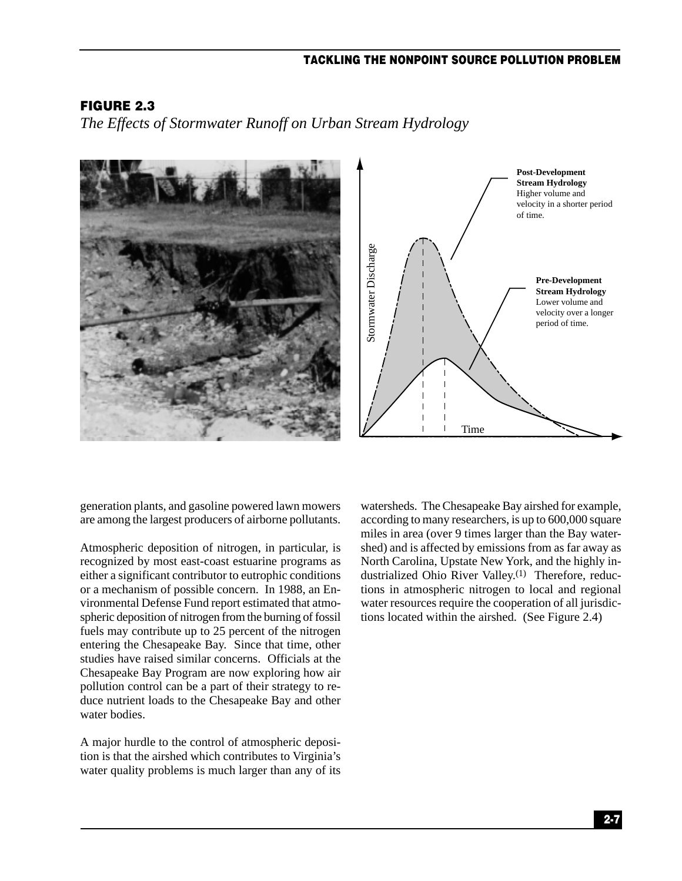## FIGURE 2.3

*The Effects of Stormwater Runoff on Urban Stream Hydrology*

**Post-Development Stream Hydrology**
Higher volume and velocity in a shorter period of time.

**Pre-Development Stream Hydrology**
Lower volume and velocity over a longer period of time.

Stormwater Discharge

Time

generation plants, and gasoline powered lawn mowers are among the largest producers of airborne pollutants.

Atmospheric deposition of nitrogen, in particular, is recognized by most east-coast estuarine programs as either a significant contributor to eutrophic conditions or a mechanism of possible concern. In 1988, an Environmental Defense Fund report estimated that atmospheric deposition of nitrogen from the burning of fossil fuels may contribute up to 25 percent of the nitrogen entering the Chesapeake Bay. Since that time, other studies have raised similar concerns. Officials at the Chesapeake Bay Program are now exploring how air pollution control can be a part of their strategy to reduce nutrient loads to the Chesapeake Bay and other water bodies.

A major hurdle to the control of atmospheric deposition is that the airshed which contributes to Virginia's water quality problems is much larger than any of its watersheds. The Chesapeake Bay airshed for example, according to many researchers, is up to 600,000 square miles in area (over 9 times larger than the Bay watershed) and is affected by emissions from as far away as North Carolina, Upstate New York, and the highly industrialized Ohio River Valley.[1] Therefore, reductions in atmospheric nitrogen to local and regional water resources require the cooperation of all jurisdictions located within the airshed. (See Figure 2.4)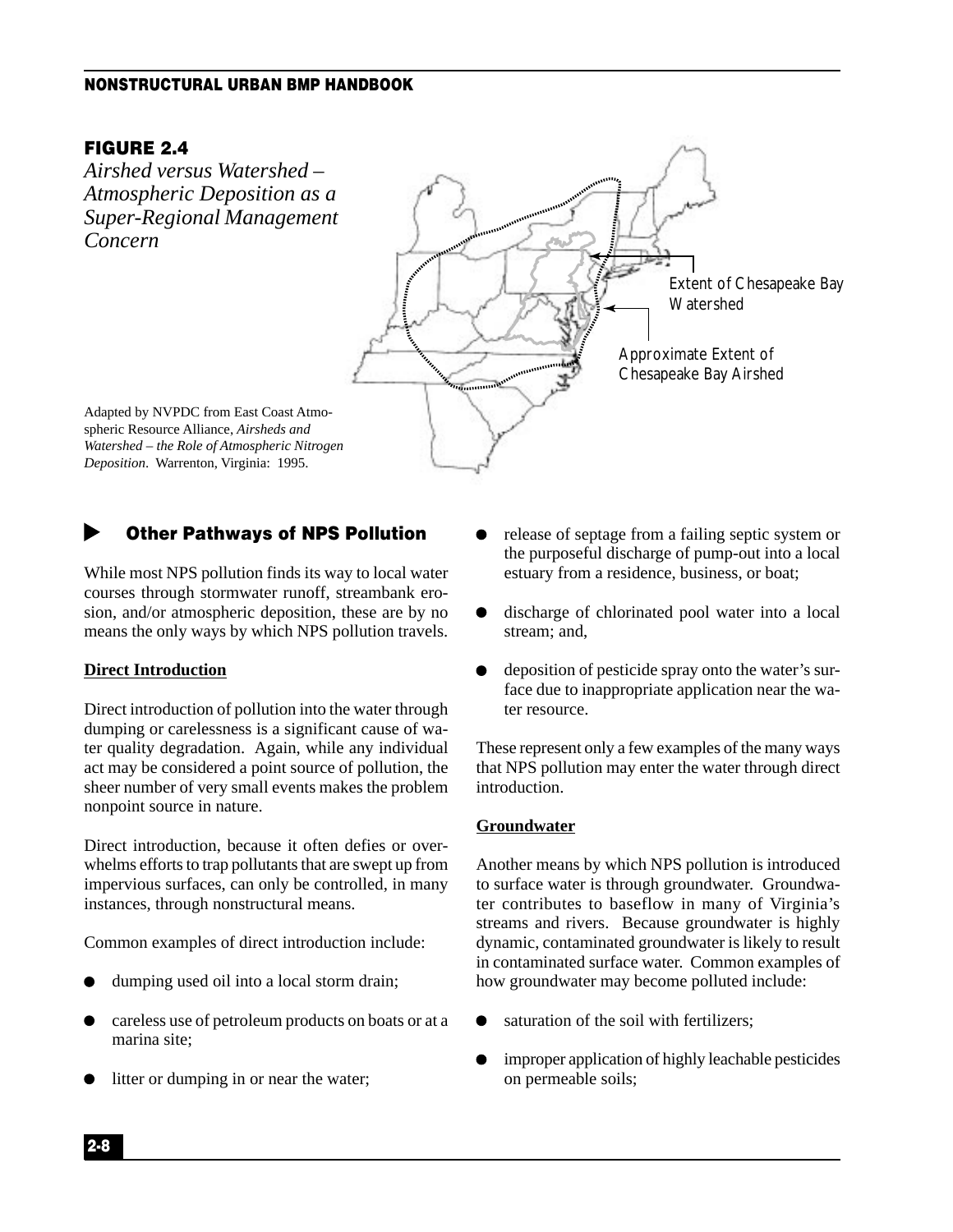**FIGURE 2.4**

*Airshed versus Watershed – Atmospheric Deposition as a Super-Regional Management Concern*

Extent of Chesapeake Bay Watershed

Approximate Extent of Chesapeake Bay Airshed

Adapted by NVPDC from East Coast Atmospheric Resource Alliance, *Airsheds and Watershed – the Role of Atmospheric Nitrogen Deposition*. Warrenton, Virginia: 1995.

## Other Pathways of NPS Pollution

While most NPS pollution finds its way to local water courses through stormwater runoff, streambank erosion, and/or atmospheric deposition, these are by no means the only ways by which NPS pollution travels.

### Direct Introduction

Direct introduction of pollution into the water through dumping or carelessness is a significant cause of water quality degradation. Again, while any individual act may be considered a point source of pollution, the sheer number of very small events makes the problem nonpoint source in nature.

Direct introduction, because it often defies or overwhelms efforts to trap pollutants that are swept up from impervious surfaces, can only be controlled, in many instances, through nonstructural means.

Common examples of direct introduction include:

- dumping used oil into a local storm drain;
- careless use of petroleum products on boats or at a marina site;
- litter or dumping in or near the water;
- release of septage from a failing septic system or the purposeful discharge of pump-out into a local estuary from a residence, business, or boat;
- discharge of chlorinated pool water into a local stream; and,
- deposition of pesticide spray onto the water's surface due to inappropriate application near the water resource.

These represent only a few examples of the many ways that NPS pollution may enter the water through direct introduction.

### Groundwater

Another means by which NPS pollution is introduced to surface water is through groundwater. Groundwater contributes to baseflow in many of Virginia's streams and rivers. Because groundwater is highly dynamic, contaminated groundwater is likely to result in contaminated surface water. Common examples of how groundwater may become polluted include:

- saturation of the soil with fertilizers;
- improper application of highly leachable pesticides on permeable soils;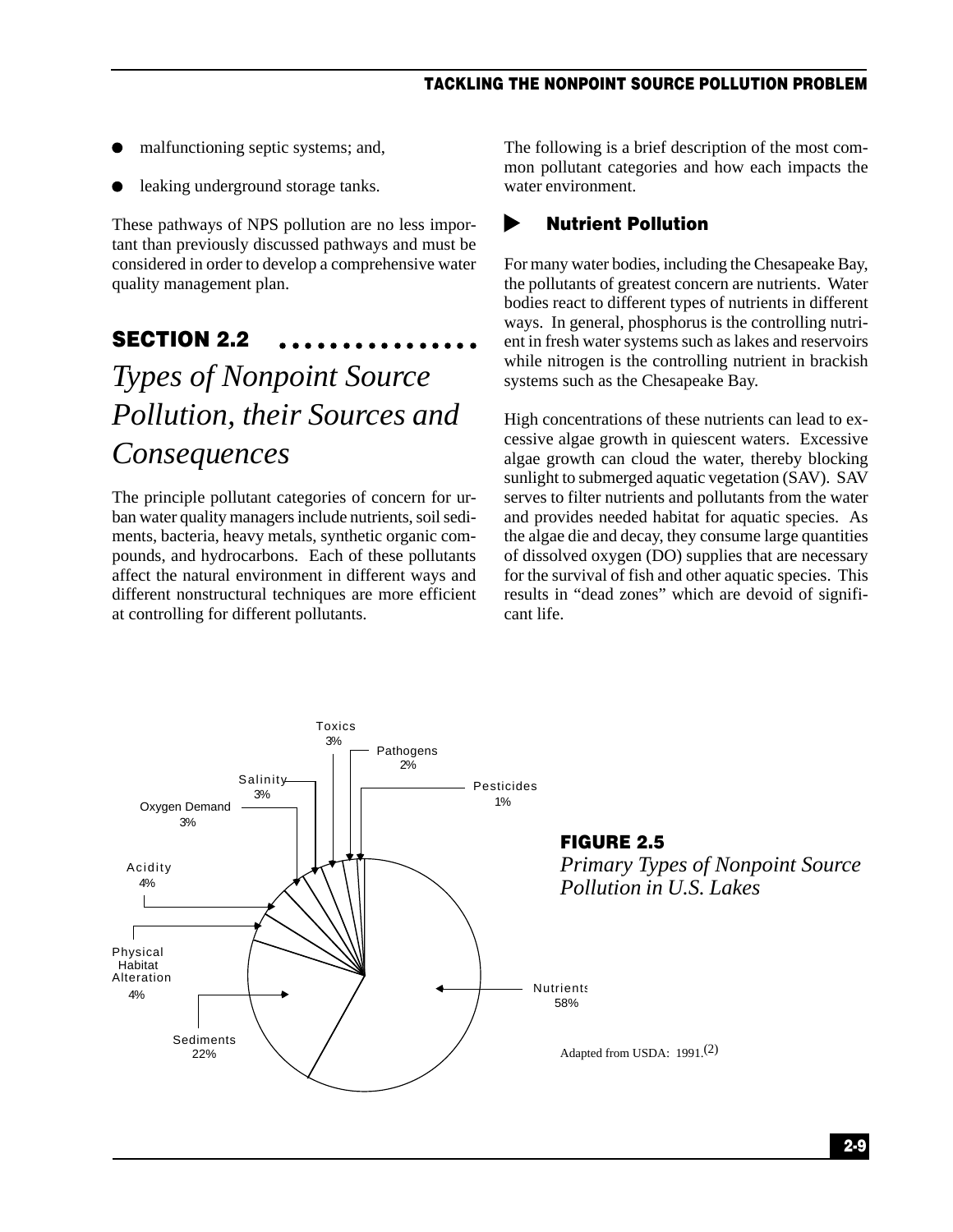- malfunctioning septic systems; and,
- leaking underground storage tanks.

These pathways of NPS pollution are no less important than previously discussed pathways and must be considered in order to develop a comprehensive water quality management plan.

## SECTION 2.2

# *Types of Nonpoint Source Pollution, their Sources and Consequences*

The principle pollutant categories of concern for urban water quality managers include nutrients, soil sediments, bacteria, heavy metals, synthetic organic compounds, and hydrocarbons. Each of these pollutants affect the natural environment in different ways and different nonstructural techniques are more efficient at controlling for different pollutants.

The following is a brief description of the most common pollutant categories and how each impacts the water environment.

### Nutrient Pollution

For many water bodies, including the Chesapeake Bay, the pollutants of greatest concern are nutrients. Water bodies react to different types of nutrients in different ways. In general, phosphorus is the controlling nutrient in fresh water systems such as lakes and reservoirs while nitrogen is the controlling nutrient in brackish systems such as the Chesapeake Bay.

High concentrations of these nutrients can lead to excessive algae growth in quiescent waters. Excessive algae growth can cloud the water, thereby blocking sunlight to submerged aquatic vegetation (SAV). SAV serves to filter nutrients and pollutants from the water and provides needed habitat for aquatic species. As the algae die and decay, they consume large quantities of dissolved oxygen (DO) supplies that are necessary for the survival of fish and other aquatic species. This results in "dead zones" which are devoid of significant life.

Toxics 3%
Pathogens 2%
Salinity 3%
Pesticides 1%
Oxygen Demand 3%
Acidity 4%
Physical Habitat Alteration 4%
Sediments 22%
Nutrients 58%

**FIGURE 2.5**
*Primary Types of Nonpoint Source Pollution in U.S. Lakes*

Adapted from USDA: 1991.(2)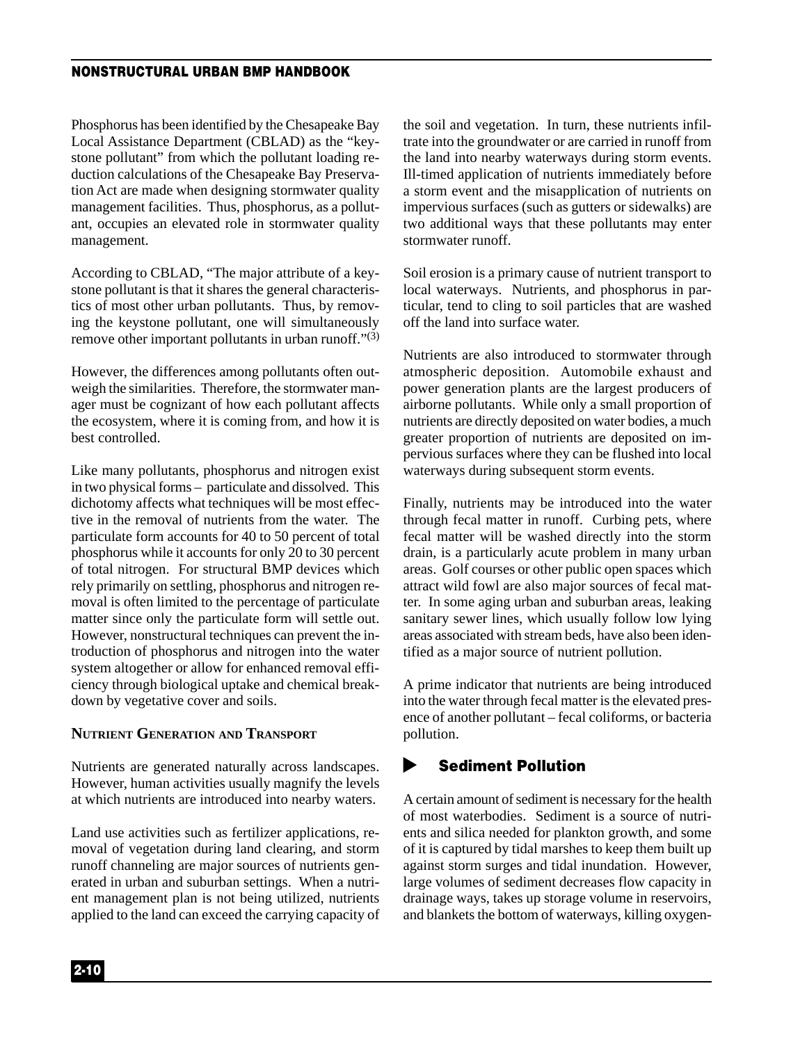Phosphorus has been identified by the Chesapeake Bay Local Assistance Department (CBLAD) as the "keystone pollutant" from which the pollutant loading reduction calculations of the Chesapeake Bay Preservation Act are made when designing stormwater quality management facilities. Thus, phosphorus, as a pollutant, occupies an elevated role in stormwater quality management.

According to CBLAD, "The major attribute of a keystone pollutant is that it shares the general characteristics of most other urban pollutants. Thus, by removing the keystone pollutant, one will simultaneously remove other important pollutants in urban runoff."(3)

However, the differences among pollutants often outweigh the similarities. Therefore, the stormwater manager must be cognizant of how each pollutant affects the ecosystem, where it is coming from, and how it is best controlled.

Like many pollutants, phosphorus and nitrogen exist in two physical forms – particulate and dissolved. This dichotomy affects what techniques will be most effective in the removal of nutrients from the water. The particulate form accounts for 40 to 50 percent of total phosphorus while it accounts for only 20 to 30 percent of total nitrogen. For structural BMP devices which rely primarily on settling, phosphorus and nitrogen removal is often limited to the percentage of particulate matter since only the particulate form will settle out. However, nonstructural techniques can prevent the introduction of phosphorus and nitrogen into the water system altogether or allow for enhanced removal efficiency through biological uptake and chemical breakdown by vegetative cover and soils.

#### Nutrient Generation and Transport

Nutrients are generated naturally across landscapes. However, human activities usually magnify the levels at which nutrients are introduced into nearby waters.

Land use activities such as fertilizer applications, removal of vegetation during land clearing, and storm runoff channeling are major sources of nutrients generated in urban and suburban settings. When a nutrient management plan is not being utilized, nutrients applied to the land can exceed the carrying capacity of the soil and vegetation. In turn, these nutrients infiltrate into the groundwater or are carried in runoff from the land into nearby waterways during storm events. Ill-timed application of nutrients immediately before a storm event and the misapplication of nutrients on impervious surfaces (such as gutters or sidewalks) are two additional ways that these pollutants may enter stormwater runoff.

Soil erosion is a primary cause of nutrient transport to local waterways. Nutrients, and phosphorus in particular, tend to cling to soil particles that are washed off the land into surface water.

Nutrients are also introduced to stormwater through atmospheric deposition. Automobile exhaust and power generation plants are the largest producers of airborne pollutants. While only a small proportion of nutrients are directly deposited on water bodies, a much greater proportion of nutrients are deposited on impervious surfaces where they can be flushed into local waterways during subsequent storm events.

Finally, nutrients may be introduced into the water through fecal matter in runoff. Curbing pets, where fecal matter will be washed directly into the storm drain, is a particularly acute problem in many urban areas. Golf courses or other public open spaces which attract wild fowl are also major sources of fecal matter. In some aging urban and suburban areas, leaking sanitary sewer lines, which usually follow low lying areas associated with stream beds, have also been identified as a major source of nutrient pollution.

A prime indicator that nutrients are being introduced into the water through fecal matter is the elevated presence of another pollutant – fecal coliforms, or bacteria pollution.

### ▶ Sediment Pollution

A certain amount of sediment is necessary for the health of most waterbodies. Sediment is a source of nutrients and silica needed for plankton growth, and some of it is captured by tidal marshes to keep them built up against storm surges and tidal inundation. However, large volumes of sediment decreases flow capacity in drainage ways, takes up storage volume in reservoirs, and blankets the bottom of waterways, killing oxygen-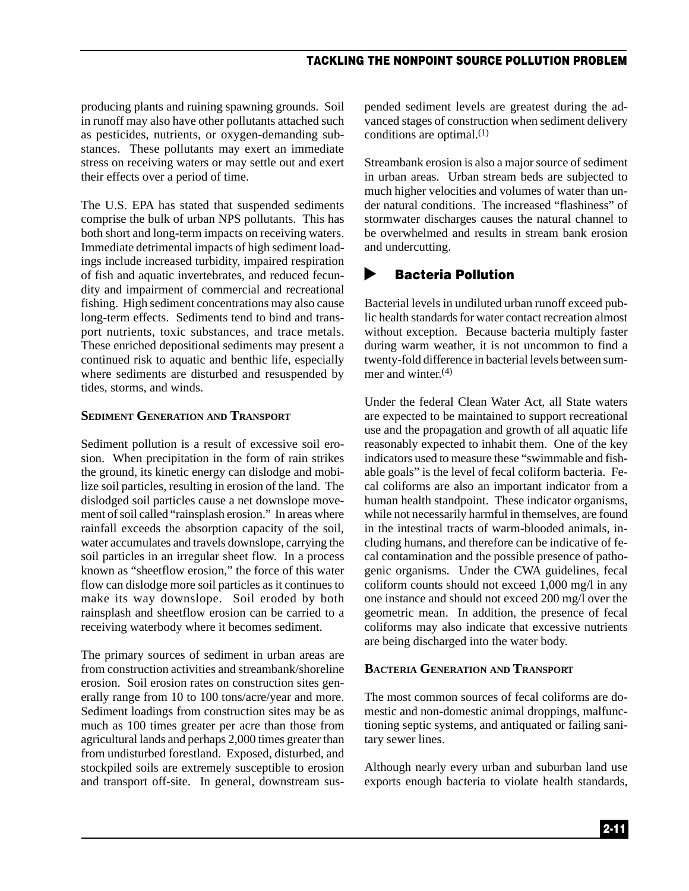producing plants and ruining spawning grounds. Soil in runoff may also have other pollutants attached such as pesticides, nutrients, or oxygen-demanding substances. These pollutants may exert an immediate stress on receiving waters or may settle out and exert their effects over a period of time.

The U.S. EPA has stated that suspended sediments comprise the bulk of urban NPS pollutants. This has both short and long-term impacts on receiving waters. Immediate detrimental impacts of high sediment loadings include increased turbidity, impaired respiration of fish and aquatic invertebrates, and reduced fecundity and impairment of commercial and recreational fishing. High sediment concentrations may also cause long-term effects. Sediments tend to bind and transport nutrients, toxic substances, and trace metals. These enriched depositional sediments may present a continued risk to aquatic and benthic life, especially where sediments are disturbed and resuspended by tides, storms, and winds.

#### Sediment Generation and Transport

Sediment pollution is a result of excessive soil erosion. When precipitation in the form of rain strikes the ground, its kinetic energy can dislodge and mobilize soil particles, resulting in erosion of the land. The dislodged soil particles cause a net downslope movement of soil called "rainsplash erosion." In areas where rainfall exceeds the absorption capacity of the soil, water accumulates and travels downslope, carrying the soil particles in an irregular sheet flow. In a process known as "sheetflow erosion," the force of this water flow can dislodge more soil particles as it continues to make its way downslope. Soil eroded by both rainsplash and sheetflow erosion can be carried to a receiving waterbody where it becomes sediment.

The primary sources of sediment in urban areas are from construction activities and streambank/shoreline erosion. Soil erosion rates on construction sites generally range from 10 to 100 tons/acre/year and more. Sediment loadings from construction sites may be as much as 100 times greater per acre than those from agricultural lands and perhaps 2,000 times greater than from undisturbed forestland. Exposed, disturbed, and stockpiled soils are extremely susceptible to erosion and transport off-site. In general, downstream suspended sediment levels are greatest during the advanced stages of construction when sediment delivery conditions are optimal.(1)

Streambank erosion is also a major source of sediment in urban areas. Urban stream beds are subjected to much higher velocities and volumes of water than under natural conditions. The increased "flashiness" of stormwater discharges causes the natural channel to be overwhelmed and results in stream bank erosion and undercutting.

### Bacteria Pollution

Bacterial levels in undiluted urban runoff exceed public health standards for water contact recreation almost without exception. Because bacteria multiply faster during warm weather, it is not uncommon to find a twenty-fold difference in bacterial levels between summer and winter.(4)

Under the federal Clean Water Act, all State waters are expected to be maintained to support recreational use and the propagation and growth of all aquatic life reasonably expected to inhabit them. One of the key indicators used to measure these "swimmable and fishable goals" is the level of fecal coliform bacteria. Fecal coliforms are also an important indicator from a human health standpoint. These indicator organisms, while not necessarily harmful in themselves, are found in the intestinal tracts of warm-blooded animals, including humans, and therefore can be indicative of fecal contamination and the possible presence of pathogenic organisms. Under the CWA guidelines, fecal coliform counts should not exceed 1,000 mg/l in any one instance and should not exceed 200 mg/l over the geometric mean. In addition, the presence of fecal coliforms may also indicate that excessive nutrients are being discharged into the water body.

#### Bacteria Generation and Transport

The most common sources of fecal coliforms are domestic and non-domestic animal droppings, malfunctioning septic systems, and antiquated or failing sanitary sewer lines.

Although nearly every urban and suburban land use exports enough bacteria to violate health standards,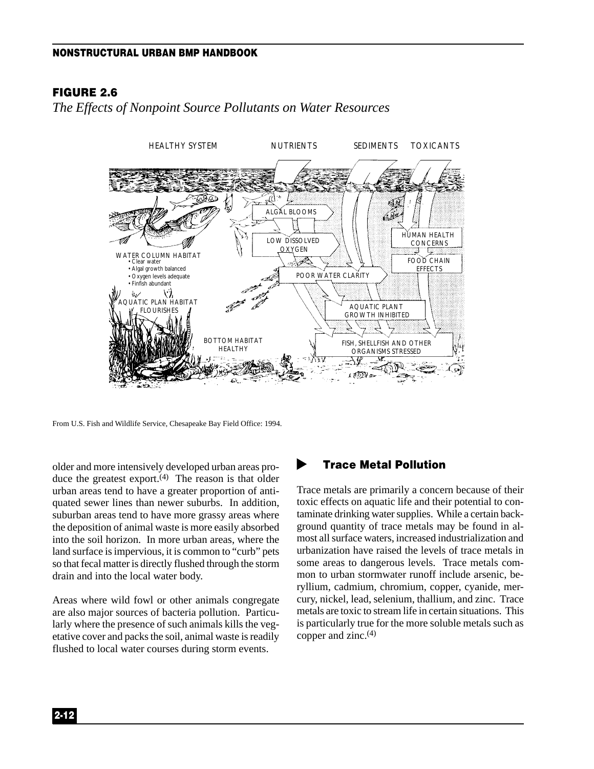**FIGURE 2.6**

*The Effects of Nonpoint Source Pollutants on Water Resources*

From U.S. Fish and Wildlife Service, Chesapeake Bay Field Office: 1994.

older and more intensively developed urban areas produce the greatest export.[4] The reason is that older urban areas tend to have a greater proportion of antiquated sewer lines than newer suburbs. In addition, suburban areas tend to have more grassy areas where the deposition of animal waste is more easily absorbed into the soil horizon. In more urban areas, where the land surface is impervious, it is common to "curb" pets so that fecal matter is directly flushed through the storm drain and into the local water body.

Areas where wild fowl or other animals congregate are also major sources of bacteria pollution. Particularly where the presence of such animals kills the vegetative cover and packs the soil, animal waste is readily flushed to local water courses during storm events.

## Trace Metal Pollution

Trace metals are primarily a concern because of their toxic effects on aquatic life and their potential to contaminate drinking water supplies. While a certain background quantity of trace metals may be found in almost all surface waters, increased industrialization and urbanization have raised the levels of trace metals in some areas to dangerous levels. Trace metals common to urban stormwater runoff include arsenic, beryllium, cadmium, chromium, copper, cyanide, mercury, nickel, lead, selenium, thallium, and zinc. Trace metals are toxic to stream life in certain situations. This is particularly true for the more soluble metals such as copper and zinc.[4]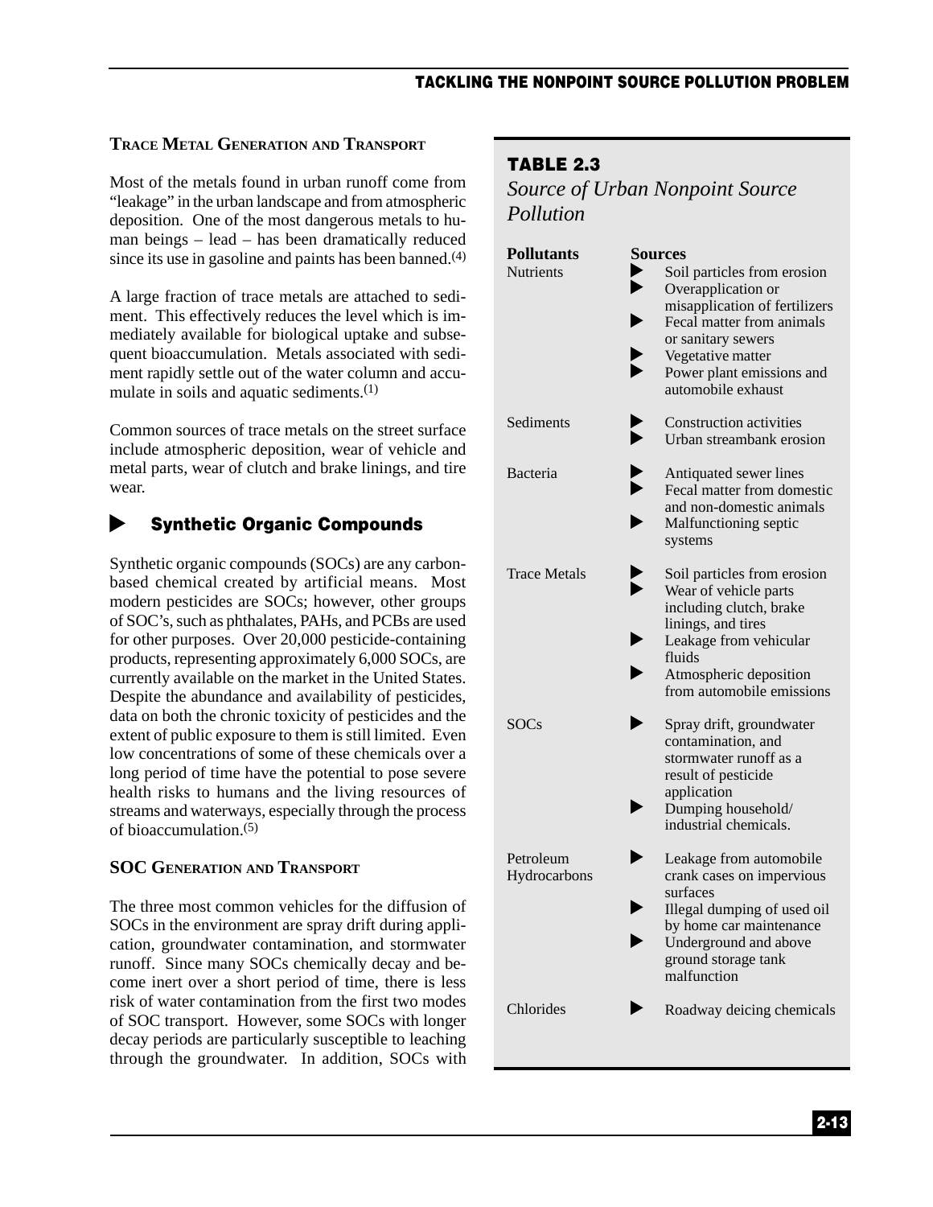### Trace Metal Generation and Transport

Most of the metals found in urban runoff come from "leakage" in the urban landscape and from atmospheric deposition. One of the most dangerous metals to human beings – lead – has been dramatically reduced since its use in gasoline and paints has been banned.[4]

A large fraction of trace metals are attached to sediment. This effectively reduces the level which is immediately available for biological uptake and subsequent bioaccumulation. Metals associated with sediment rapidly settle out of the water column and accumulate in soils and aquatic sediments.[1]

Common sources of trace metals on the street surface include atmospheric deposition, wear of vehicle and metal parts, wear of clutch and brake linings, and tire wear.

## ▶ Synthetic Organic Compounds

Synthetic organic compounds (SOCs) are any carbon-based chemical created by artificial means. Most modern pesticides are SOCs; however, other groups of SOC's, such as phthalates, PAHs, and PCBs are used for other purposes. Over 20,000 pesticide-containing products, representing approximately 6,000 SOCs, are currently available on the market in the United States. Despite the abundance and availability of pesticides, data on both the chronic toxicity of pesticides and the extent of public exposure to them is still limited. Even low concentrations of some of these chemicals over a long period of time have the potential to pose severe health risks to humans and the living resources of streams and waterways, especially through the process of bioaccumulation.[5]

### SOC Generation and Transport

The three most common vehicles for the diffusion of SOCs in the environment are spray drift during application, groundwater contamination, and stormwater runoff. Since many SOCs chemically decay and become inert over a short period of time, there is less risk of water contamination from the first two modes of SOC transport. However, some SOCs with longer decay periods are particularly susceptible to leaching through the groundwater. In addition, SOCs with

**TABLE 2.3**

*Source of Urban Nonpoint Source Pollution*

| Pollutants | Sources |
|---|---|
| Nutrients | ▶ Soil particles from erosion<br>▶ Overapplication or misapplication of fertilizers<br>▶ Fecal matter from animals or sanitary sewers<br>▶ Vegetative matter<br>▶ Power plant emissions and automobile exhaust |
| Sediments | ▶ Construction activities<br>▶ Urban streambank erosion |
| Bacteria | ▶ Antiquated sewer lines<br>▶ Fecal matter from domestic and non-domestic animals<br>▶ Malfunctioning septic systems |
| Trace Metals | ▶ Soil particles from erosion<br>▶ Wear of vehicle parts including clutch, brake linings, and tires<br>▶ Leakage from vehicular fluids<br>▶ Atmospheric deposition from automobile emissions |
| SOCs | ▶ Spray drift, groundwater contamination, and stormwater runoff as a result of pesticide application<br>▶ Dumping household/ industrial chemicals. |
| Petroleum Hydrocarbons | ▶ Leakage from automobile crank cases on impervious surfaces<br>▶ Illegal dumping of used oil by home car maintenance<br>▶ Underground and above ground storage tank malfunction |
| Chlorides | ▶ Roadway deicing chemicals |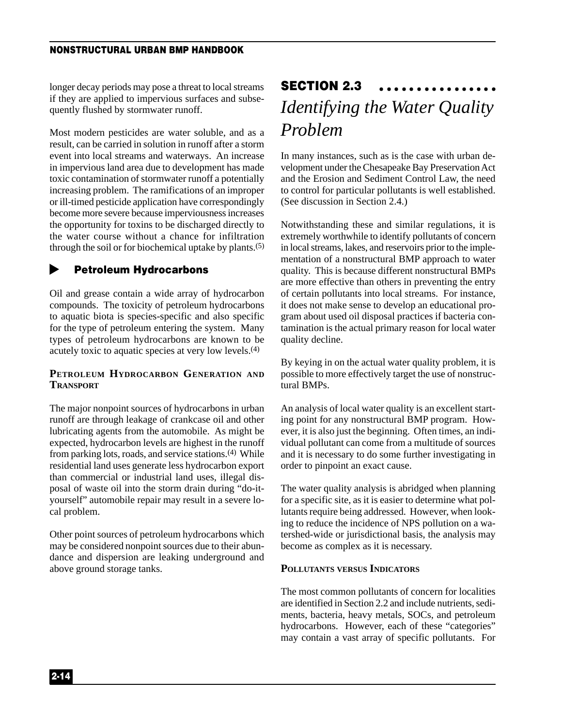longer decay periods may pose a threat to local streams if they are applied to impervious surfaces and subsequently flushed by stormwater runoff.

Most modern pesticides are water soluble, and as a result, can be carried in solution in runoff after a storm event into local streams and waterways. An increase in impervious land area due to development has made toxic contamination of stormwater runoff a potentially increasing problem. The ramifications of an improper or ill-timed pesticide application have correspondingly become more severe because imperviousness increases the opportunity for toxins to be discharged directly to the water course without a chance for infiltration through the soil or for biochemical uptake by plants.[5]

### Petroleum Hydrocarbons

Oil and grease contain a wide array of hydrocarbon compounds. The toxicity of petroleum hydrocarbons to aquatic biota is species-specific and also specific for the type of petroleum entering the system. Many types of petroleum hydrocarbons are known to be acutely toxic to aquatic species at very low levels.[4]

#### Petroleum Hydrocarbon Generation and Transport

The major nonpoint sources of hydrocarbons in urban runoff are through leakage of crankcase oil and other lubricating agents from the automobile. As might be expected, hydrocarbon levels are highest in the runoff from parking lots, roads, and service stations.[4] While residential land uses generate less hydrocarbon export than commercial or industrial land uses, illegal disposal of waste oil into the storm drain during "do-it-yourself" automobile repair may result in a severe local problem.

Other point sources of petroleum hydrocarbons which may be considered nonpoint sources due to their abundance and dispersion are leaking underground and above ground storage tanks.

## SECTION 2.3 *Identifying the Water Quality Problem*

In many instances, such as is the case with urban development under the Chesapeake Bay Preservation Act and the Erosion and Sediment Control Law, the need to control for particular pollutants is well established. (See discussion in Section 2.4.)

Notwithstanding these and similar regulations, it is extremely worthwhile to identify pollutants of concern in local streams, lakes, and reservoirs prior to the implementation of a nonstructural BMP approach to water quality. This is because different nonstructural BMPs are more effective than others in preventing the entry of certain pollutants into local streams. For instance, it does not make sense to develop an educational program about used oil disposal practices if bacteria contamination is the actual primary reason for local water quality decline.

By keying in on the actual water quality problem, it is possible to more effectively target the use of nonstructural BMPs.

An analysis of local water quality is an excellent starting point for any nonstructural BMP program. However, it is also just the beginning. Often times, an individual pollutant can come from a multitude of sources and it is necessary to do some further investigating in order to pinpoint an exact cause.

The water quality analysis is abridged when planning for a specific site, as it is easier to determine what pollutants require being addressed. However, when looking to reduce the incidence of NPS pollution on a watershed-wide or jurisdictional basis, the analysis may become as complex as it is necessary.

#### Pollutants versus Indicators

The most common pollutants of concern for localities are identified in Section 2.2 and include nutrients, sediments, bacteria, heavy metals, SOCs, and petroleum hydrocarbons. However, each of these "categories" may contain a vast array of specific pollutants. For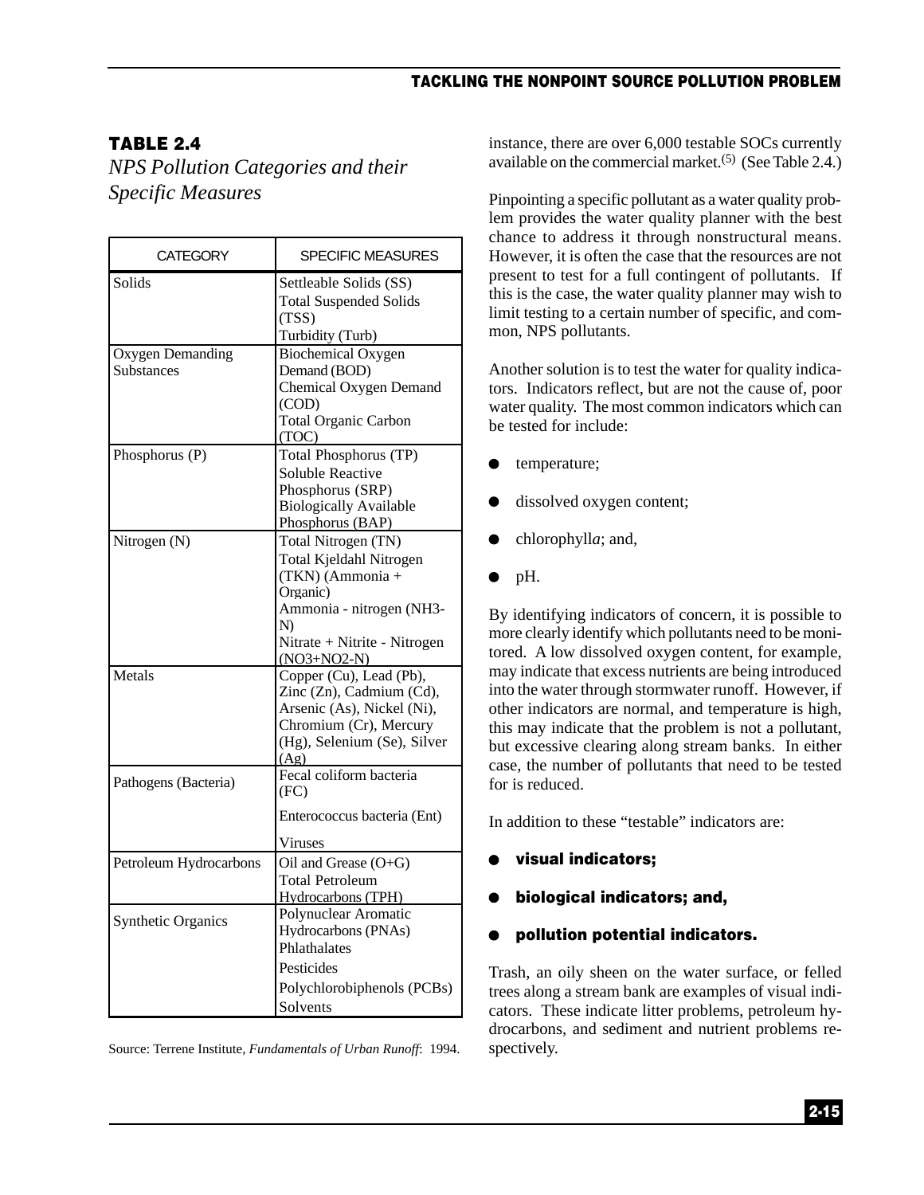### TABLE 2.4

*NPS Pollution Categories and their Specific Measures*

| CATEGORY | SPECIFIC MEASURES |
|---|---|
| Solids | Settleable Solids (SS)<br>Total Suspended Solids (TSS)<br>Turbidity (Turb) |
| Oxygen Demanding Substances | Biochemical Oxygen Demand (BOD)<br>Chemical Oxygen Demand (COD)<br>Total Organic Carbon (TOC) |
| Phosphorus (P) | Total Phosphorus (TP)<br>Soluble Reactive Phosphorus (SRP)<br>Biologically Available Phosphorus (BAP) |
| Nitrogen (N) | Total Nitrogen (TN)<br>Total Kjeldahl Nitrogen (TKN) (Ammonia + Organic)<br>Ammonia - nitrogen (NH3-N)<br>Nitrate + Nitrite - Nitrogen (NO3+NO2-N) |
| Metals | Copper (Cu), Lead (Pb), Zinc (Zn), Cadmium (Cd), Arsenic (As), Nickel (Ni), Chromium (Cr), Mercury (Hg), Selenium (Se), Silver (Ag) |
| Pathogens (Bacteria) | Fecal coliform bacteria (FC)<br>Enterococcus bacteria (Ent)<br>Viruses |
| Petroleum Hydrocarbons | Oil and Grease (O+G)<br>Total Petroleum Hydrocarbons (TPH) |
| Synthetic Organics | Polynuclear Aromatic Hydrocarbons (PNAs)<br>Phlathalates<br>Pesticides<br>Polychlorobiphenols (PCBs)<br>Solvents |

Source: Terrene Institute, *Fundamentals of Urban Runoff*: 1994.

instance, there are over 6,000 testable SOCs currently available on the commercial market.[5] (See Table 2.4.)

Pinpointing a specific pollutant as a water quality problem provides the water quality planner with the best chance to address it through nonstructural means. However, it is often the case that the resources are not present to test for a full contingent of pollutants. If this is the case, the water quality planner may wish to limit testing to a certain number of specific, and common, NPS pollutants.

Another solution is to test the water for quality indicators. Indicators reflect, but are not the cause of, poor water quality. The most common indicators which can be tested for include:

- temperature;
- dissolved oxygen content;
- chlorophyll*a*; and,
- pH.

By identifying indicators of concern, it is possible to more clearly identify which pollutants need to be monitored. A low dissolved oxygen content, for example, may indicate that excess nutrients are being introduced into the water through stormwater runoff. However, if other indicators are normal, and temperature is high, this may indicate that the problem is not a pollutant, but excessive clearing along stream banks. In either case, the number of pollutants that need to be tested for is reduced.

In addition to these "testable" indicators are:

- **visual indicators;**
- **biological indicators; and,**
- **pollution potential indicators.**

Trash, an oily sheen on the water surface, or felled trees along a stream bank are examples of visual indicators. These indicate litter problems, petroleum hydrocarbons, and sediment and nutrient problems respectively.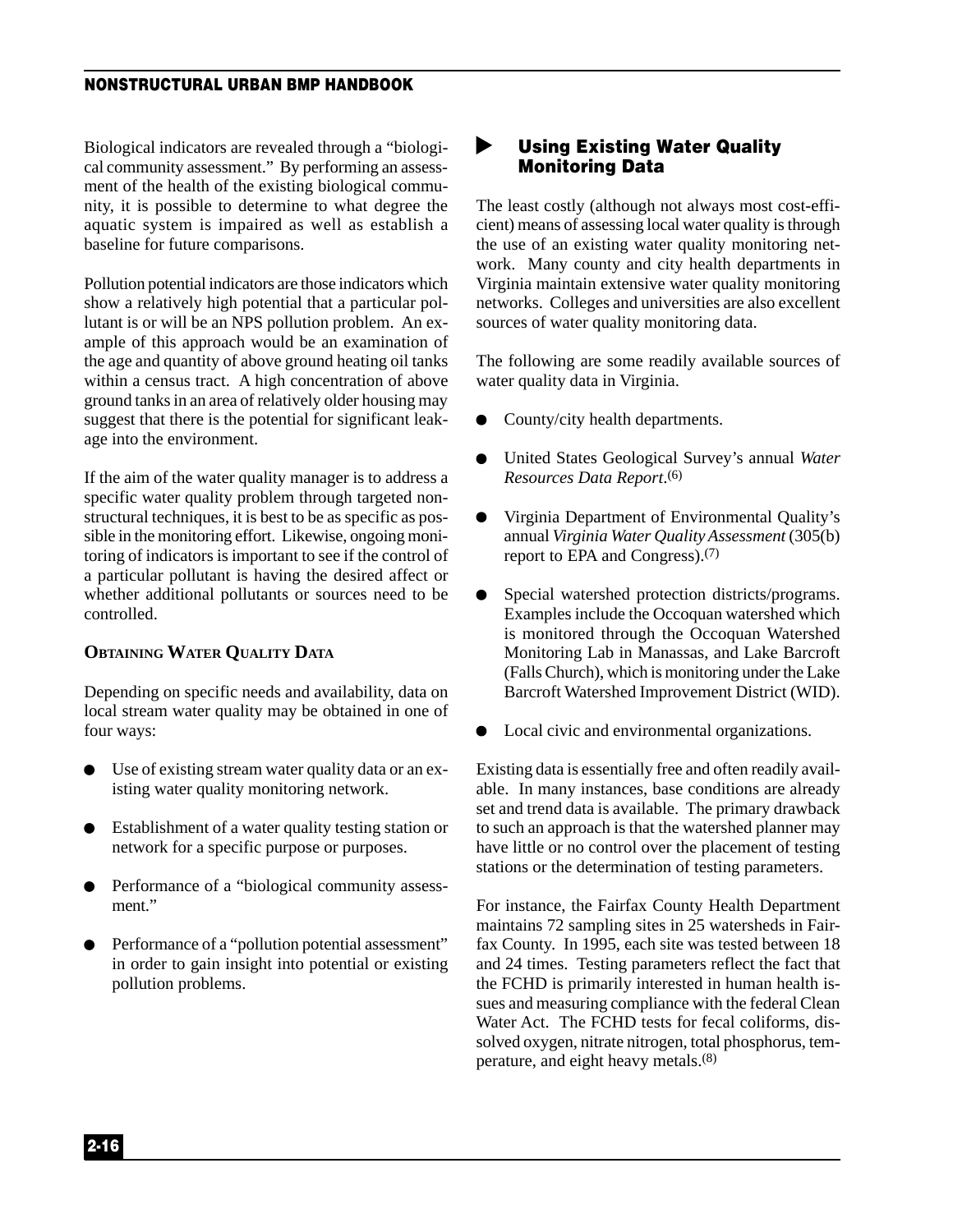Biological indicators are revealed through a "biological community assessment." By performing an assessment of the health of the existing biological community, it is possible to determine to what degree the aquatic system is impaired as well as establish a baseline for future comparisons.

Pollution potential indicators are those indicators which show a relatively high potential that a particular pollutant is or will be an NPS pollution problem. An example of this approach would be an examination of the age and quantity of above ground heating oil tanks within a census tract. A high concentration of above ground tanks in an area of relatively older housing may suggest that there is the potential for significant leakage into the environment.

If the aim of the water quality manager is to address a specific water quality problem through targeted nonstructural techniques, it is best to be as specific as possible in the monitoring effort. Likewise, ongoing monitoring of indicators is important to see if the control of a particular pollutant is having the desired affect or whether additional pollutants or sources need to be controlled.

### OBTAINING WATER QUALITY DATA

Depending on specific needs and availability, data on local stream water quality may be obtained in one of four ways:

- Use of existing stream water quality data or an existing water quality monitoring network.
- Establishment of a water quality testing station or network for a specific purpose or purposes.
- Performance of a "biological community assessment."
- Performance of a "pollution potential assessment" in order to gain insight into potential or existing pollution problems.

## Using Existing Water Quality Monitoring Data

The least costly (although not always most cost-efficient) means of assessing local water quality is through the use of an existing water quality monitoring network. Many county and city health departments in Virginia maintain extensive water quality monitoring networks. Colleges and universities are also excellent sources of water quality monitoring data.

The following are some readily available sources of water quality data in Virginia.

- County/city health departments.
- United States Geological Survey's annual *Water Resources Data Report*.(6)
- Virginia Department of Environmental Quality's annual *Virginia Water Quality Assessment* (305(b) report to EPA and Congress).(7)
- Special watershed protection districts/programs. Examples include the Occoquan watershed which is monitored through the Occoquan Watershed Monitoring Lab in Manassas, and Lake Barcroft (Falls Church), which is monitoring under the Lake Barcroft Watershed Improvement District (WID).
- Local civic and environmental organizations.

Existing data is essentially free and often readily available. In many instances, base conditions are already set and trend data is available. The primary drawback to such an approach is that the watershed planner may have little or no control over the placement of testing stations or the determination of testing parameters.

For instance, the Fairfax County Health Department maintains 72 sampling sites in 25 watersheds in Fairfax County. In 1995, each site was tested between 18 and 24 times. Testing parameters reflect the fact that the FCHD is primarily interested in human health issues and measuring compliance with the federal Clean Water Act. The FCHD tests for fecal coliforms, dissolved oxygen, nitrate nitrogen, total phosphorus, temperature, and eight heavy metals.(8)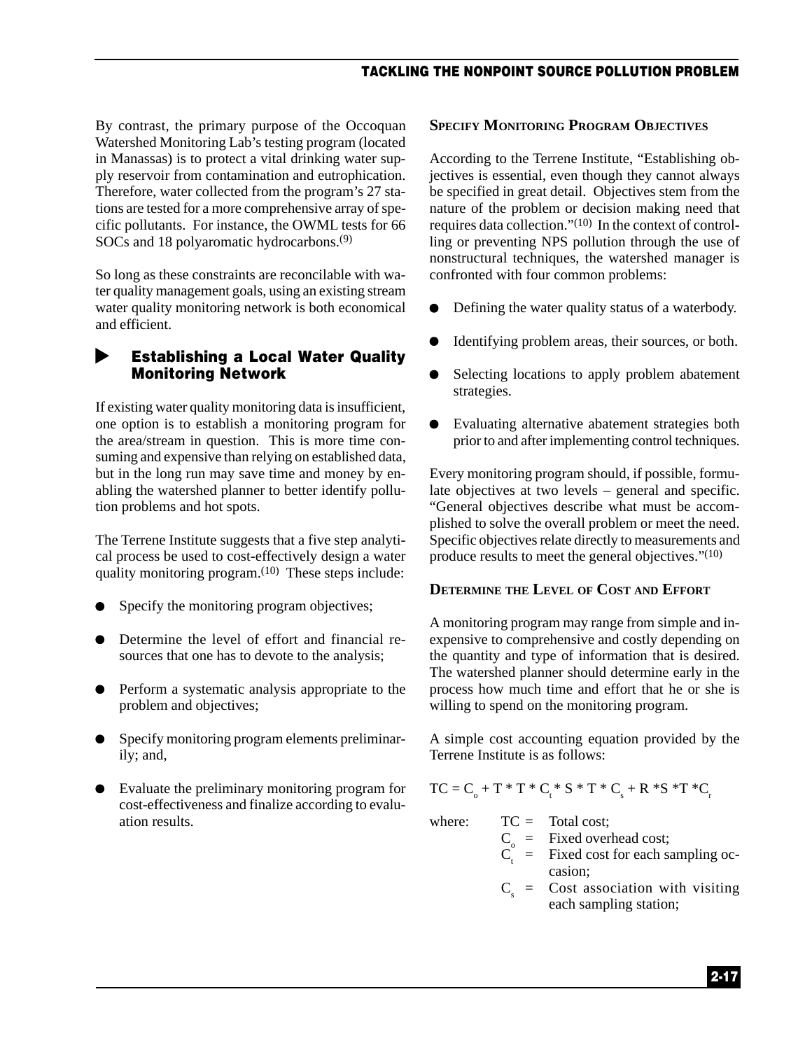By contrast, the primary purpose of the Occoquan Watershed Monitoring Lab's testing program (located in Manassas) is to protect a vital drinking water supply reservoir from contamination and eutrophication. Therefore, water collected from the program's 27 stations are tested for a more comprehensive array of specific pollutants. For instance, the OWML tests for 66 SOCs and 18 polyaromatic hydrocarbons.[9]

So long as these constraints are reconcilable with water quality management goals, using an existing stream water quality monitoring network is both economical and efficient.

### Establishing a Local Water Quality Monitoring Network

If existing water quality monitoring data is insufficient, one option is to establish a monitoring program for the area/stream in question. This is more time consuming and expensive than relying on established data, but in the long run may save time and money by enabling the watershed planner to better identify pollution problems and hot spots.

The Terrene Institute suggests that a five step analytical process be used to cost-effectively design a water quality monitoring program.[10] These steps include:

- Specify the monitoring program objectives;
- Determine the level of effort and financial resources that one has to devote to the analysis;
- Perform a systematic analysis appropriate to the problem and objectives;
- Specify monitoring program elements preliminarily; and,
- Evaluate the preliminary monitoring program for cost-effectiveness and finalize according to evaluation results.

#### Specify Monitoring Program Objectives

According to the Terrene Institute, "Establishing objectives is essential, even though they cannot always be specified in great detail. Objectives stem from the nature of the problem or decision making need that requires data collection."[10] In the context of controlling or preventing NPS pollution through the use of nonstructural techniques, the watershed manager is confronted with four common problems:

- Defining the water quality status of a waterbody.
- Identifying problem areas, their sources, or both.
- Selecting locations to apply problem abatement strategies.
- Evaluating alternative abatement strategies both prior to and after implementing control techniques.

Every monitoring program should, if possible, formulate objectives at two levels – general and specific. "General objectives describe what must be accomplished to solve the overall problem or meet the need. Specific objectives relate directly to measurements and produce results to meet the general objectives."[10]

#### Determine the Level of Cost and Effort

A monitoring program may range from simple and inexpensive to comprehensive and costly depending on the quantity and type of information that is desired. The watershed planner should determine early in the process how much time and effort that he or she is willing to spend on the monitoring program.

A simple cost accounting equation provided by the Terrene Institute is as follows:

$$TC = C_o + T * T * C_t * S * T * C_s + R * S * T * C_r$$

where:
- $TC$ = Total cost;
- $C_o$ = Fixed overhead cost;
- $C_t$ = Fixed cost for each sampling occasion;
- $C_s$ = Cost association with visiting each sampling station;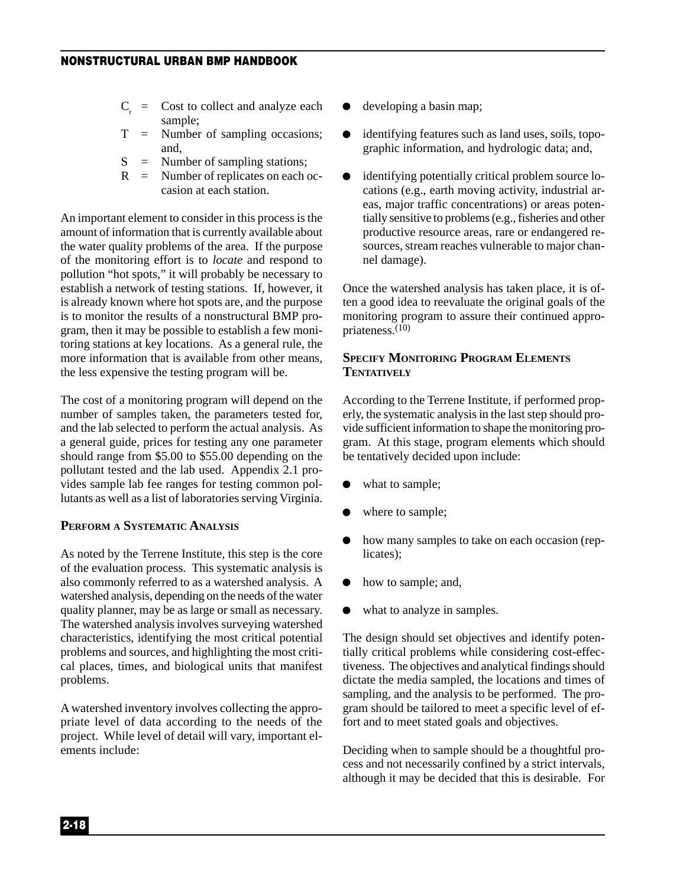$C_r$ = Cost to collect and analyze each sample;
$T$ = Number of sampling occasions; and,
$S$ = Number of sampling stations;
$R$ = Number of replicates on each occasion at each station.

An important element to consider in this process is the amount of information that is currently available about the water quality problems of the area. If the purpose of the monitoring effort is to *locate* and respond to pollution "hot spots," it will probably be necessary to establish a network of testing stations. If, however, it is already known where hot spots are, and the purpose is to monitor the results of a nonstructural BMP program, then it may be possible to establish a few monitoring stations at key locations. As a general rule, the more information that is available from other means, the less expensive the testing program will be.

The cost of a monitoring program will depend on the number of samples taken, the parameters tested for, and the lab selected to perform the actual analysis. As a general guide, prices for testing any one parameter should range from $5.00 to $55.00 depending on the pollutant tested and the lab used. Appendix 2.1 provides sample lab fee ranges for testing common pollutants as well as a list of laboratories serving Virginia.

### Perform a Systematic Analysis

As noted by the Terrene Institute, this step is the core of the evaluation process. This systematic analysis is also commonly referred to as a watershed analysis. A watershed analysis, depending on the needs of the water quality planner, may be as large or small as necessary. The watershed analysis involves surveying watershed characteristics, identifying the most critical potential problems and sources, and highlighting the most critical places, times, and biological units that manifest problems.

A watershed inventory involves collecting the appropriate level of data according to the needs of the project. While level of detail will vary, important elements include:

- developing a basin map;
- identifying features such as land uses, soils, topographic information, and hydrologic data; and,
- identifying potentially critical problem source locations (e.g., earth moving activity, industrial areas, major traffic concentrations) or areas potentially sensitive to problems (e.g., fisheries and other productive resource areas, rare or endangered resources, stream reaches vulnerable to major channel damage).

Once the watershed analysis has taken place, it is often a good idea to reevaluate the original goals of the monitoring program to assure their continued appropriateness.[10]

### Specify Monitoring Program Elements Tentatively

According to the Terrene Institute, if performed properly, the systematic analysis in the last step should provide sufficient information to shape the monitoring program. At this stage, program elements which should be tentatively decided upon include:

- what to sample;
- where to sample;
- how many samples to take on each occasion (replicates);
- how to sample; and,
- what to analyze in samples.

The design should set objectives and identify potentially critical problems while considering cost-effectiveness. The objectives and analytical findings should dictate the media sampled, the locations and times of sampling, and the analysis to be performed. The program should be tailored to meet a specific level of effort and to meet stated goals and objectives.

Deciding when to sample should be a thoughtful process and not necessarily confined by a strict intervals, although it may be decided that this is desirable. For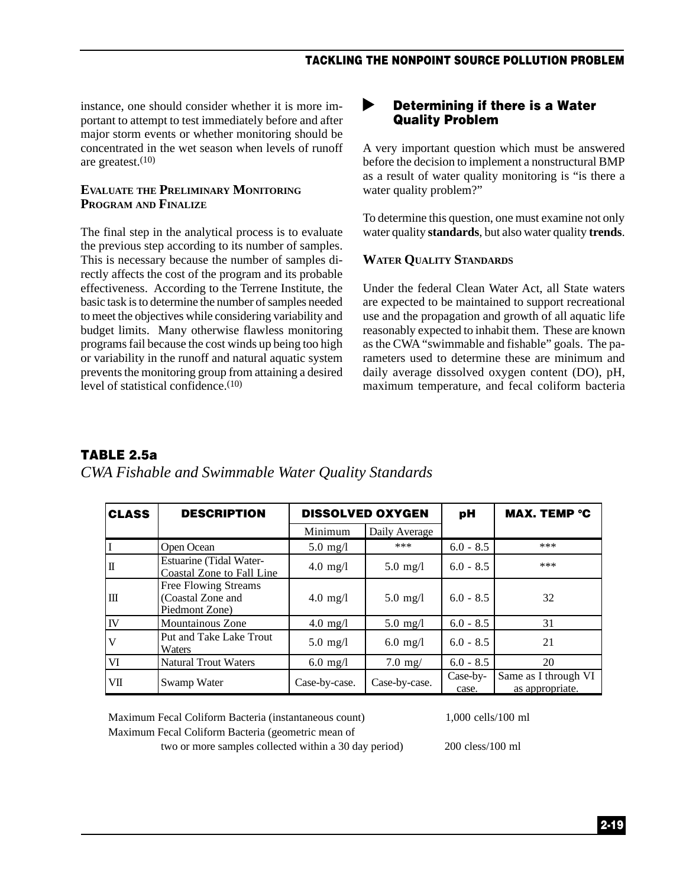instance, one should consider whether it is more important to attempt to test immediately before and after major storm events or whether monitoring should be concentrated in the wet season when levels of runoff are greatest.[10]

### Evaluate the Preliminary Monitoring Program and Finalize

The final step in the analytical process is to evaluate the previous step according to its number of samples. This is necessary because the number of samples directly affects the cost of the program and its probable effectiveness. According to the Terrene Institute, the basic task is to determine the number of samples needed to meet the objectives while considering variability and budget limits. Many otherwise flawless monitoring programs fail because the cost winds up being too high or variability in the runoff and natural aquatic system prevents the monitoring group from attaining a desired level of statistical confidence.[10]

## Determining if there is a Water Quality Problem

A very important question which must be answered before the decision to implement a nonstructural BMP as a result of water quality monitoring is "is there a water quality problem?"

To determine this question, one must examine not only water quality **standards**, but also water quality **trends**.

### Water Quality Standards

Under the federal Clean Water Act, all State waters are expected to be maintained to support recreational use and the propagation and growth of all aquatic life reasonably expected to inhabit them. These are known as the CWA "swimmable and fishable" goals. The parameters used to determine these are minimum and daily average dissolved oxygen content (DO), pH, maximum temperature, and fecal coliform bacteria

**TABLE 2.5a**

*CWA Fishable and Swimmable Water Quality Standards*

| CLASS | DESCRIPTION | DISSOLVED OXYGEN | | pH | MAX. TEMP °C |
|---|---|---|---|---|---|
| | | Minimum | Daily Average | | |
| I | Open Ocean | 5.0 mg/l | *** | 6.0 - 8.5 | *** |
| II | Estuarine (Tidal Water-Coastal Zone to Fall Line | 4.0 mg/l | 5.0 mg/l | 6.0 - 8.5 | *** |
| III | Free Flowing Streams (Coastal Zone and Piedmont Zone) | 4.0 mg/l | 5.0 mg/l | 6.0 - 8.5 | 32 |
| IV | Mountainous Zone | 4.0 mg/l | 5.0 mg/l | 6.0 - 8.5 | 31 |
| V | Put and Take Lake Trout Waters | 5.0 mg/l | 6.0 mg/l | 6.0 - 8.5 | 21 |
| VI | Natural Trout Waters | 6.0 mg/l | 7.0 mg/ | 6.0 - 8.5 | 20 |
| VII | Swamp Water | Case-by-case. | Case-by-case. | Case-by-case. | Same as I through VI as appropriate. |

Maximum Fecal Coliform Bacteria (instantaneous count) 1,000 cells/100 ml

Maximum Fecal Coliform Bacteria (geometric mean of two or more samples collected within a 30 day period) 200 cless/100 ml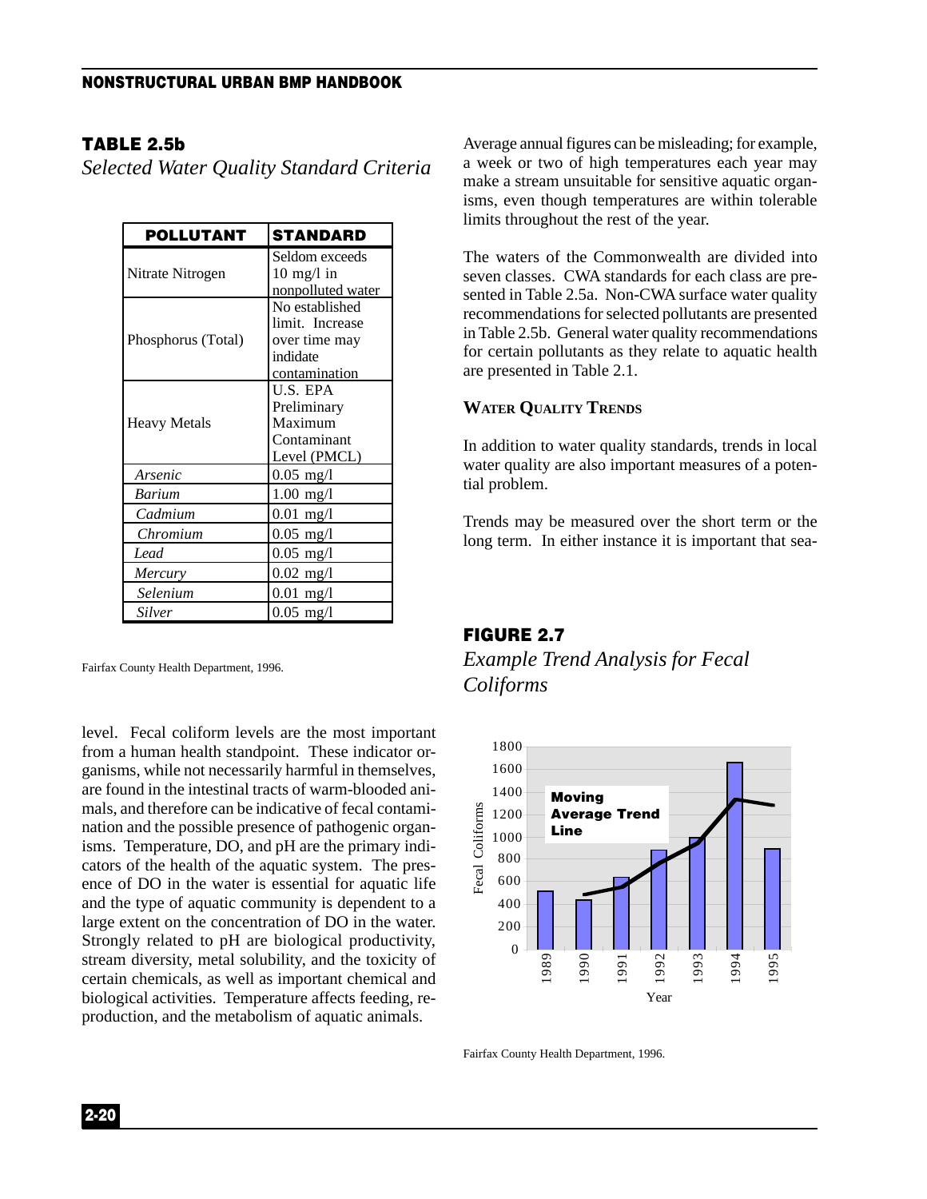## TABLE 2.5b

*Selected Water Quality Standard Criteria*

| POLLUTANT | STANDARD |
|---|---|
| Nitrate Nitrogen | Seldom exceeds 10 mg/l in nonpolluted water |
| Phosphorus (Total) | No established limit. Increase over time may indidate contamination |
| Heavy Metals | U.S. EPA Preliminary Maximum Contaminant Level (PMCL) |
| *Arsenic* | 0.05 mg/l |
| *Barium* | 1.00 mg/l |
| *Cadmium* | 0.01 mg/l |
| *Chromium* | 0.05 mg/l |
| *Lead* | 0.05 mg/l |
| *Mercury* | 0.02 mg/l |
| *Selenium* | 0.01 mg/l |
| *Silver* | 0.05 mg/l |

Fairfax County Health Department, 1996.

level. Fecal coliform levels are the most important from a human health standpoint. These indicator organisms, while not necessarily harmful in themselves, are found in the intestinal tracts of warm-blooded animals, and therefore can be indicative of fecal contamination and the possible presence of pathogenic organisms. Temperature, DO, and pH are the primary indicators of the health of the aquatic system. The presence of DO in the water is essential for aquatic life and the type of aquatic community is dependent to a large extent on the concentration of DO in the water. Strongly related to pH are biological productivity, stream diversity, metal solubility, and the toxicity of certain chemicals, as well as important chemical and biological activities. Temperature affects feeding, reproduction, and the metabolism of aquatic animals.

Average annual figures can be misleading; for example, a week or two of high temperatures each year may make a stream unsuitable for sensitive aquatic organisms, even though temperatures are within tolerable limits throughout the rest of the year.

The waters of the Commonwealth are divided into seven classes. CWA standards for each class are presented in Table 2.5a. Non-CWA surface water quality recommendations for selected pollutants are presented in Table 2.5b. General water quality recommendations for certain pollutants as they relate to aquatic health are presented in Table 2.1.

### WATER QUALITY TRENDS

In addition to water quality standards, trends in local water quality are also important measures of a potential problem.

Trends may be measured over the short term or the long term. In either instance it is important that sea-

## FIGURE 2.7

*Example Trend Analysis for Fecal Coliforms*

Fairfax County Health Department, 1996.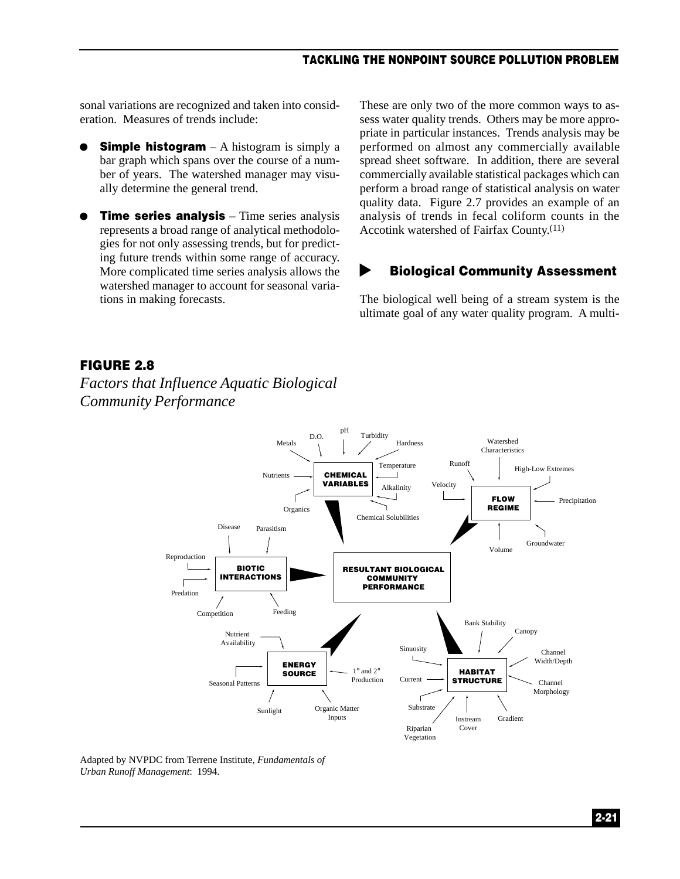sonal variations are recognized and taken into consideration. Measures of trends include:

- **Simple histogram** – A histogram is simply a bar graph which spans over the course of a number of years. The watershed manager may visually determine the general trend.

- **Time series analysis** – Time series analysis represents a broad range of analytical methodologies for not only assessing trends, but for predicting future trends within some range of accuracy. More complicated time series analysis allows the watershed manager to account for seasonal variations in making forecasts.

These are only two of the more common ways to assess water quality trends. Others may be more appropriate in particular instances. Trends analysis may be performed on almost any commercially available spread sheet software. In addition, there are several commercially available statistical packages which can perform a broad range of statistical analysis on water quality data. Figure 2.7 provides an example of an analysis of trends in fecal coliform counts in the Accotink watershed of Fairfax County.[11]

### Biological Community Assessment

The biological well being of a stream system is the ultimate goal of any water quality program. A multi-

**FIGURE 2.8**

*Factors that Influence Aquatic Biological Community Performance*

RESULTANT BIOLOGICAL COMMUNITY PERFORMANCE

CHEMICAL VARIABLES: Metals, D.O., pH, Turbidity, Hardness, Temperature, Alkalinity, Chemical Solubilities, Organics, Nutrients

FLOW REGIME: Watershed Characteristics, Runoff, High-Low Extremes, Velocity, Precipitation, Groundwater, Volume

BIOTIC INTERACTIONS: Disease, Parasitism, Reproduction, Predation, Competition, Feeding

ENERGY SOURCE: Nutrient Availability, Seasonal Patterns, Sunlight, Organic Matter Inputs, 1° and 2° Production

HABITAT STRUCTURE: Bank Stability, Canopy, Channel Width/Depth, Channel Morphology, Gradient, Instream Cover, Riparian Vegetation, Substrate, Current, Sinuosity

Adapted by NVPDC from Terrene Institute, *Fundamentals of Urban Runoff Management*: 1994.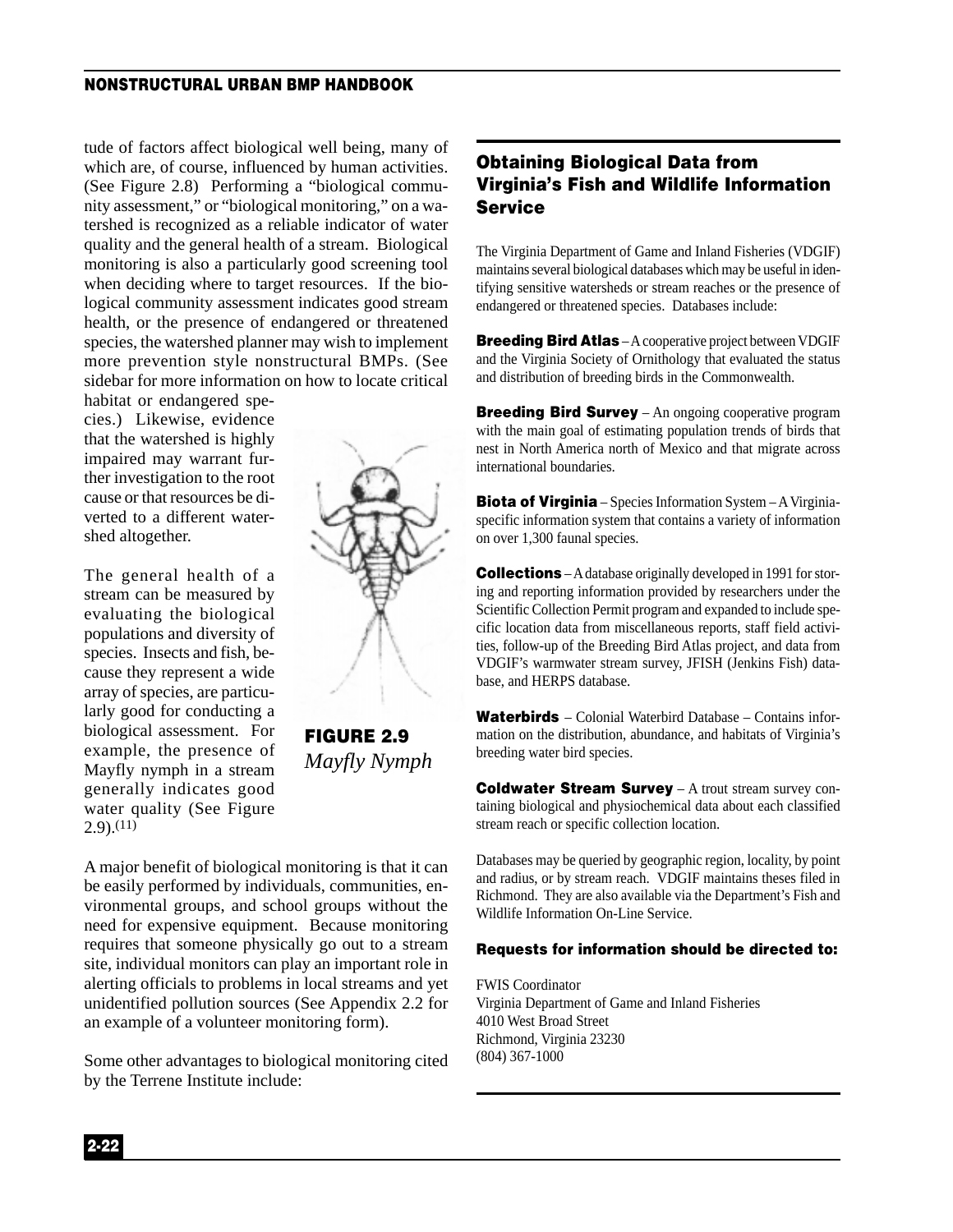tude of factors affect biological well being, many of which are, of course, influenced by human activities. (See Figure 2.8) Performing a "biological community assessment," or "biological monitoring," on a watershed is recognized as a reliable indicator of water quality and the general health of a stream. Biological monitoring is also a particularly good screening tool when deciding where to target resources. If the biological community assessment indicates good stream health, or the presence of endangered or threatened species, the watershed planner may wish to implement more prevention style nonstructural BMPs. (See sidebar for more information on how to locate critical habitat or endangered species.) Likewise, evidence that the watershed is highly impaired may warrant further investigation to the root cause or that resources be diverted to a different watershed altogether.

The general health of a stream can be measured by evaluating the biological populations and diversity of species. Insects and fish, because they represent a wide array of species, are particularly good for conducting a biological assessment. For example, the presence of Mayfly nymph in a stream generally indicates good water quality (See Figure 2.9).[11]

**FIGURE 2.9**
*Mayfly Nymph*

A major benefit of biological monitoring is that it can be easily performed by individuals, communities, environmental groups, and school groups without the need for expensive equipment. Because monitoring requires that someone physically go out to a stream site, individual monitors can play an important role in alerting officials to problems in local streams and yet unidentified pollution sources (See Appendix 2.2 for an example of a volunteer monitoring form).

Some other advantages to biological monitoring cited by the Terrene Institute include:

## Obtaining Biological Data from Virginia's Fish and Wildlife Information Service

The Virginia Department of Game and Inland Fisheries (VDGIF) maintains several biological databases which may be useful in identifying sensitive watersheds or stream reaches or the presence of endangered or threatened species. Databases include:

**Breeding Bird Atlas** – A cooperative project between VDGIF and the Virginia Society of Ornithology that evaluated the status and distribution of breeding birds in the Commonwealth.

**Breeding Bird Survey** – An ongoing cooperative program with the main goal of estimating population trends of birds that nest in North America north of Mexico and that migrate across international boundaries.

**Biota of Virginia** – Species Information System – A Virginia-specific information system that contains a variety of information on over 1,300 faunal species.

**Collections** – A database originally developed in 1991 for storing and reporting information provided by researchers under the Scientific Collection Permit program and expanded to include specific location data from miscellaneous reports, staff field activities, follow-up of the Breeding Bird Atlas project, and data from VDGIF's warmwater stream survey, JFISH (Jenkins Fish) database, and HERPS database.

**Waterbirds** – Colonial Waterbird Database – Contains information on the distribution, abundance, and habitats of Virginia's breeding water bird species.

**Coldwater Stream Survey** – A trout stream survey containing biological and physiochemical data about each classified stream reach or specific collection location.

Databases may be queried by geographic region, locality, by point and radius, or by stream reach. VDGIF maintains theses filed in Richmond. They are also available via the Department's Fish and Wildlife Information On-Line Service.

**Requests for information should be directed to:**

FWIS Coordinator
Virginia Department of Game and Inland Fisheries
4010 West Broad Street
Richmond, Virginia 23230
(804) 367-1000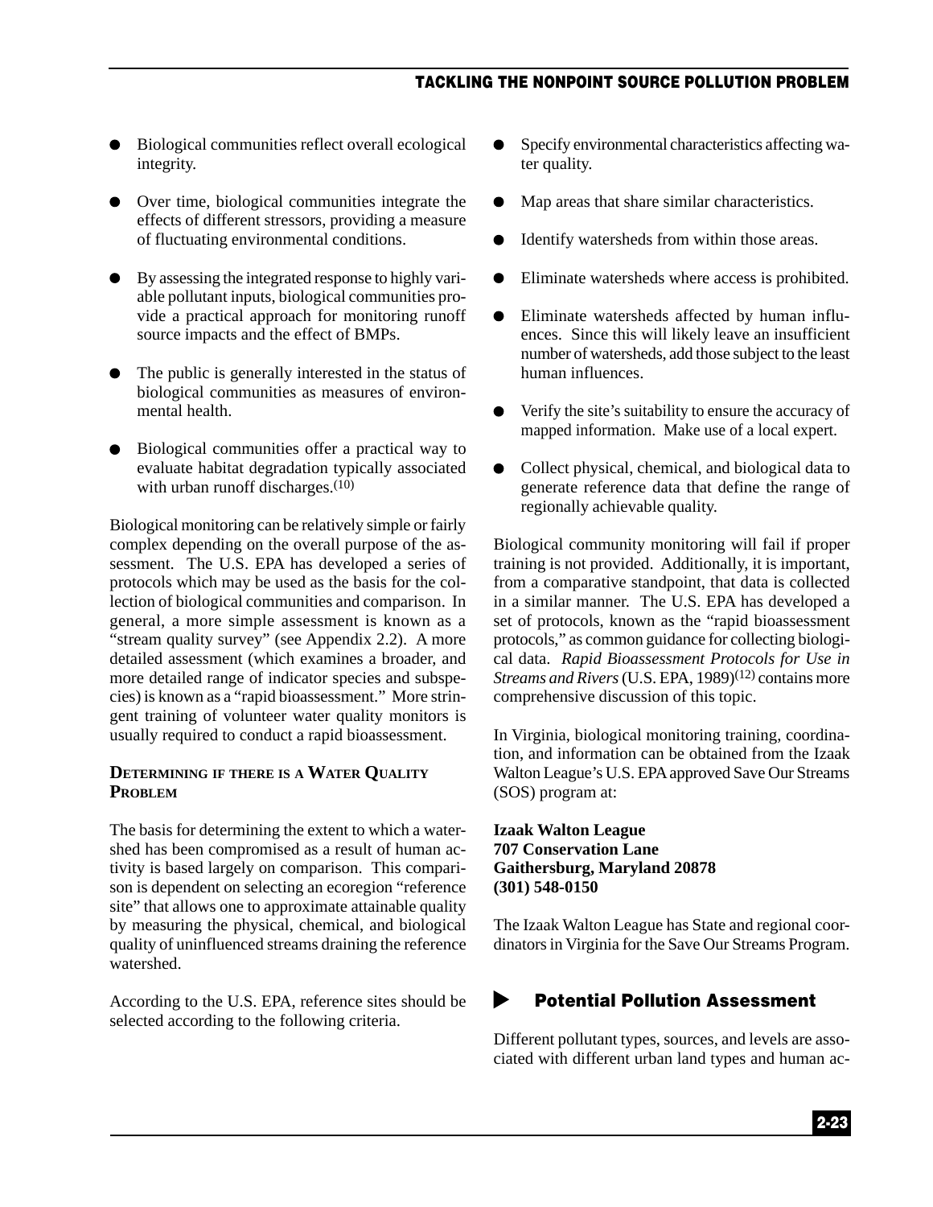- Biological communities reflect overall ecological integrity.
- Over time, biological communities integrate the effects of different stressors, providing a measure of fluctuating environmental conditions.
- By assessing the integrated response to highly variable pollutant inputs, biological communities provide a practical approach for monitoring runoff source impacts and the effect of BMPs.
- The public is generally interested in the status of biological communities as measures of environmental health.
- Biological communities offer a practical way to evaluate habitat degradation typically associated with urban runoff discharges.[10]

Biological monitoring can be relatively simple or fairly complex depending on the overall purpose of the assessment. The U.S. EPA has developed a series of protocols which may be used as the basis for the collection of biological communities and comparison. In general, a more simple assessment is known as a "stream quality survey" (see Appendix 2.2). A more detailed assessment (which examines a broader, and more detailed range of indicator species and subspecies) is known as a "rapid bioassessment." More stringent training of volunteer water quality monitors is usually required to conduct a rapid bioassessment.

### Determining if there is a Water Quality Problem

The basis for determining the extent to which a watershed has been compromised as a result of human activity is based largely on comparison. This comparison is dependent on selecting an ecoregion "reference site" that allows one to approximate attainable quality by measuring the physical, chemical, and biological quality of uninfluenced streams draining the reference watershed.

According to the U.S. EPA, reference sites should be selected according to the following criteria.

- Specify environmental characteristics affecting water quality.
- Map areas that share similar characteristics.
- Identify watersheds from within those areas.
- Eliminate watersheds where access is prohibited.
- Eliminate watersheds affected by human influences. Since this will likely leave an insufficient number of watersheds, add those subject to the least human influences.
- Verify the site's suitability to ensure the accuracy of mapped information. Make use of a local expert.
- Collect physical, chemical, and biological data to generate reference data that define the range of regionally achievable quality.

Biological community monitoring will fail if proper training is not provided. Additionally, it is important, from a comparative standpoint, that data is collected in a similar manner. The U.S. EPA has developed a set of protocols, known as the "rapid bioassessment protocols," as common guidance for collecting biological data. *Rapid Bioassessment Protocols for Use in Streams and Rivers* (U.S. EPA, 1989)[12] contains more comprehensive discussion of this topic.

In Virginia, biological monitoring training, coordination, and information can be obtained from the Izaak Walton League's U.S. EPA approved Save Our Streams (SOS) program at:

**Izaak Walton League**
**707 Conservation Lane**
**Gaithersburg, Maryland 20878**
**(301) 548-0150**

The Izaak Walton League has State and regional coordinators in Virginia for the Save Our Streams Program.

## Potential Pollution Assessment

Different pollutant types, sources, and levels are associated with different urban land types and human ac-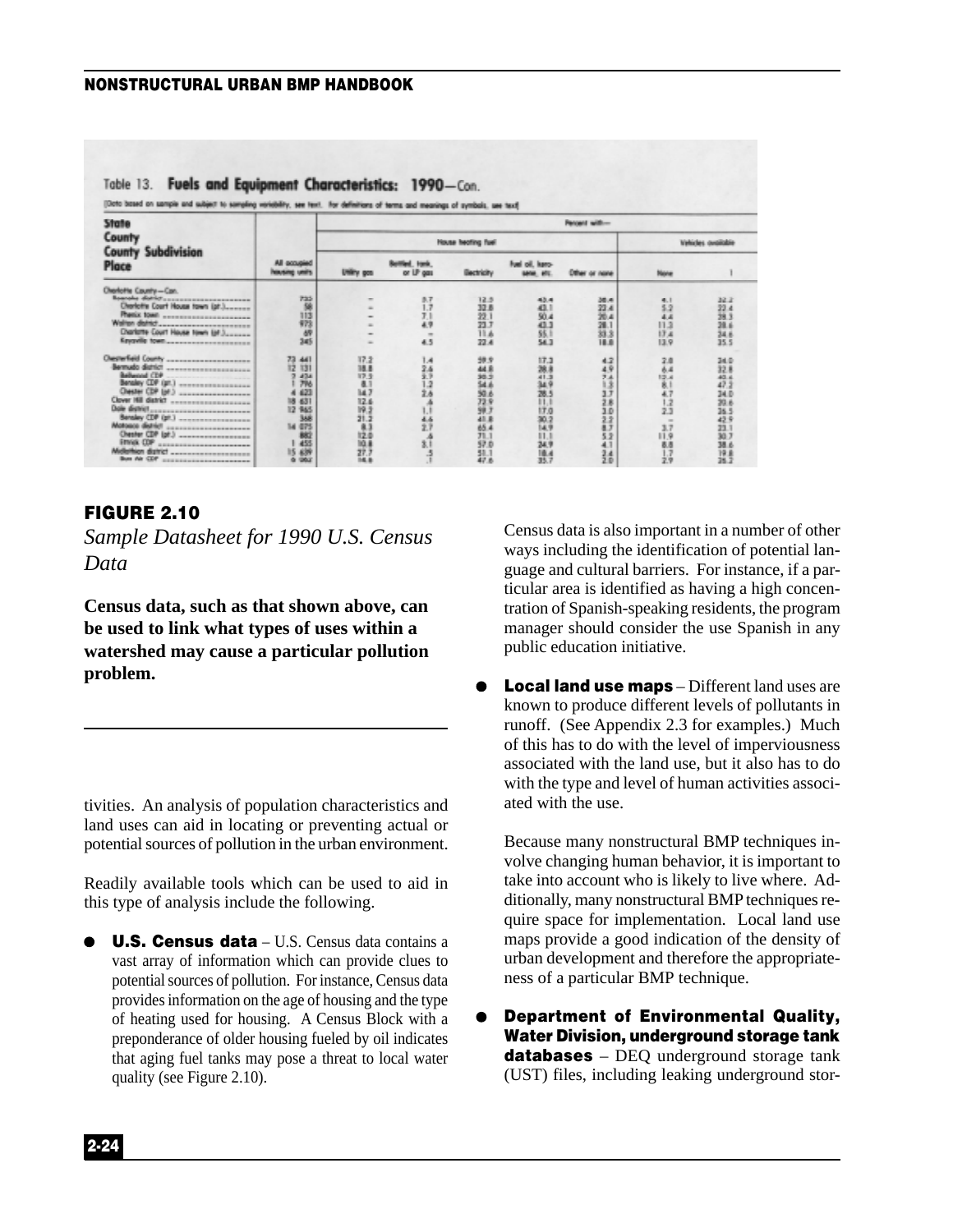Table 13. **Fuels and Equipment Characteristics: 1990**—Con.

[Data based on sample and subject to sampling variability, see text. For definitions of terms and meanings of symbols, see text]

| State County County Subdivision Place | All occupied housing units | Percent with— House heating fuel: Utility gas | Bottled, tank, or LP gas | Electricity | Fuel oil, kerosene, etc. | Other or none | Vehicles available: None | 1 |
|---|---|---|---|---|---|---|---|---|
| Charlotte County—Con. | | | | | | | | |
| Roanoke district | 733 | - | 3.7 | 12.3 | 43.4 | 38.4 | 4.1 | 32.2 |
| Charlotte Court House town (pt.) | 58 | - | 1.7 | 32.8 | 43.1 | 22.4 | 5.2 | 22.4 |
| Phenix town | 113 | - | 7.1 | 22.1 | 50.4 | 20.4 | 4.4 | 28.3 |
| Walton district | 973 | - | 4.9 | 23.7 | 43.3 | 28.1 | 11.3 | 28.6 |
| Charlotte Court House town (pt.) | 69 | - | - | 11.6 | 55.1 | 33.3 | 17.4 | 24.6 |
| Keysville town | 345 | - | 4.5 | 22.4 | 54.3 | 18.8 | 13.9 | 35.5 |
| Chesterfield County | 73 441 | 17.2 | 1.4 | 59.9 | 17.3 | 4.2 | 2.8 | 24.0 |
| Bermuda district | 12 131 | 18.8 | 2.6 | 44.8 | 28.8 | 4.9 | 6.4 | 32.8 |
| Bellwood CDP | 2 434 | 17.3 | 3.7 | 30.2 | 41.3 | 7.4 | 12.4 | 40.4 |
| Bensley CDP (pt.) | 1 796 | 8.1 | 1.2 | 54.6 | 34.9 | 1.3 | 8.1 | 47.2 |
| Chester CDP (pt.) | 4 623 | 14.7 | 2.6 | 50.6 | 28.5 | 3.7 | 4.7 | 24.0 |
| Clover Hill district | 18 631 | 12.6 | .6 | 72.9 | 11.1 | 2.8 | 1.2 | 20.6 |
| Dale district | 12 965 | 19.2 | 1.1 | 59.7 | 17.0 | 3.0 | 2.3 | 26.5 |
| Bensley CDP (pt.) | 368 | 21.2 | 4.6 | 41.8 | 30.2 | 2.2 | - | 42.9 |
| Matoaca district | 14 075 | 8.3 | 2.7 | 65.4 | 14.9 | 8.7 | 3.7 | 23.1 |
| Chester CDP (pt.) | 882 | 12.0 | .4 | 71.1 | 11.1 | 5.2 | 11.9 | 30.7 |
| Ettrick CDP | 1 455 | 10.8 | 3.1 | 57.0 | 24.9 | 4.1 | 8.8 | 38.6 |
| Midlothian district | 15 639 | 27.7 | .5 | 51.1 | 18.4 | 2.4 | 1.7 | 19.8 |
| Bon Air CDP | 6 062 | 14.6 | .1 | 47.6 | 35.7 | 2.0 | 2.9 | 26.2 |

**FIGURE 2.10**

*Sample Datasheet for 1990 U.S. Census Data*

**Census data, such as that shown above, can be used to link what types of uses within a watershed may cause a particular pollution problem.**

tivities. An analysis of population characteristics and land uses can aid in locating or preventing actual or potential sources of pollution in the urban environment.

Readily available tools which can be used to aid in this type of analysis include the following.

- **U.S. Census data** – U.S. Census data contains a vast array of information which can provide clues to potential sources of pollution. For instance, Census data provides information on the age of housing and the type of heating used for housing. A Census Block with a preponderance of older housing fueled by oil indicates that aging fuel tanks may pose a threat to local water quality (see Figure 2.10).

  Census data is also important in a number of other ways including the identification of potential language and cultural barriers. For instance, if a particular area is identified as having a high concentration of Spanish-speaking residents, the program manager should consider the use Spanish in any public education initiative.

- **Local land use maps** – Different land uses are known to produce different levels of pollutants in runoff. (See Appendix 2.3 for examples.) Much of this has to do with the level of imperviousness associated with the land use, but it also has to do with the type and level of human activities associated with the use.

  Because many nonstructural BMP techniques involve changing human behavior, it is important to take into account who is likely to live where. Additionally, many nonstructural BMP techniques require space for implementation. Local land use maps provide a good indication of the density of urban development and therefore the appropriateness of a particular BMP technique.

- **Department of Environmental Quality, Water Division, underground storage tank databases** – DEQ underground storage tank (UST) files, including leaking underground stor-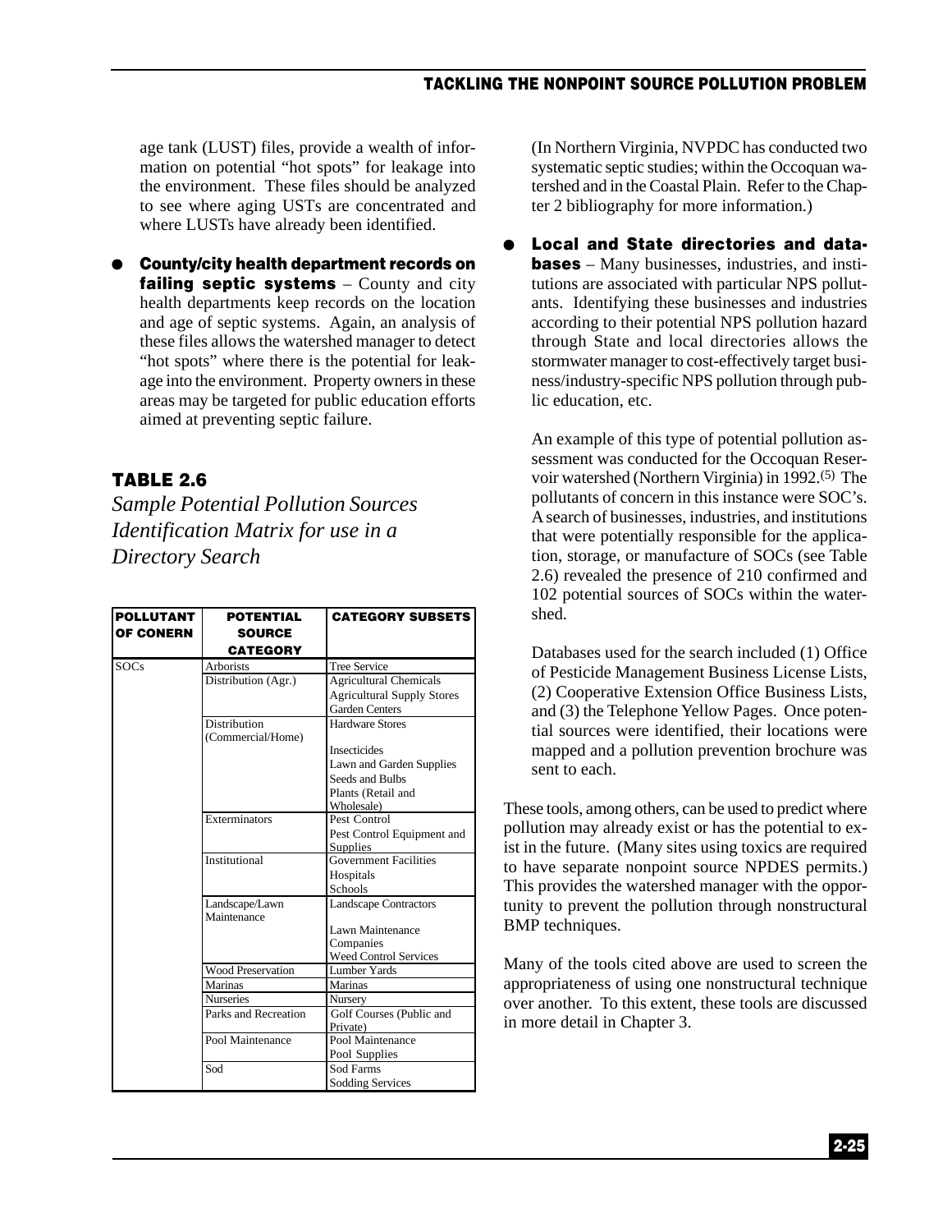age tank (LUST) files, provide a wealth of information on potential "hot spots" for leakage into the environment. These files should be analyzed to see where aging USTs are concentrated and where LUSTs have already been identified.

- **County/city health department records on failing septic systems** – County and city health departments keep records on the location and age of septic systems. Again, an analysis of these files allows the watershed manager to detect "hot spots" where there is the potential for leakage into the environment. Property owners in these areas may be targeted for public education efforts aimed at preventing septic failure.

## TABLE 2.6

*Sample Potential Pollution Sources Identification Matrix for use in a Directory Search*

| POLLUTANT OF CONERN | POTENTIAL SOURCE CATEGORY | CATEGORY SUBSETS |
|---|---|---|
| SOCs | Arborists | Tree Service |
| | Distribution (Agr.) | Agricultural Chemicals<br>Agricultural Supply Stores<br>Garden Centers |
| | Distribution (Commercial/Home) | Hardware Stores<br>Insecticides<br>Lawn and Garden Supplies<br>Seeds and Bulbs<br>Plants (Retail and Wholesale) |
| | Exterminators | Pest Control<br>Pest Control Equipment and Supplies |
| | Institutional | Government Facilities<br>Hospitals<br>Schools |
| | Landscape/Lawn Maintenance | Landscape Contractors<br>Lawn Maintenance Companies<br>Weed Control Services |
| | Wood Preservation | Lumber Yards |
| | Marinas | Marinas |
| | Nurseries | Nursery |
| | Parks and Recreation | Golf Courses (Public and Private) |
| | Pool Maintenance | Pool Maintenance<br>Pool Supplies |
| | Sod | Sod Farms<br>Sodding Services |

(In Northern Virginia, NVPDC has conducted two systematic septic studies; within the Occoquan watershed and in the Coastal Plain. Refer to the Chapter 2 bibliography for more information.)

- **Local and State directories and databases** – Many businesses, industries, and institutions are associated with particular NPS pollutants. Identifying these businesses and industries according to their potential NPS pollution hazard through State and local directories allows the stormwater manager to cost-effectively target business/industry-specific NPS pollution through public education, etc.

  An example of this type of potential pollution assessment was conducted for the Occoquan Reservoir watershed (Northern Virginia) in 1992.[5] The pollutants of concern in this instance were SOC's. A search of businesses, industries, and institutions that were potentially responsible for the application, storage, or manufacture of SOCs (see Table 2.6) revealed the presence of 210 confirmed and 102 potential sources of SOCs within the watershed.

  Databases used for the search included (1) Office of Pesticide Management Business License Lists, (2) Cooperative Extension Office Business Lists, and (3) the Telephone Yellow Pages. Once potential sources were identified, their locations were mapped and a pollution prevention brochure was sent to each.

These tools, among others, can be used to predict where pollution may already exist or has the potential to exist in the future. (Many sites using toxics are required to have separate nonpoint source NPDES permits.) This provides the watershed manager with the opportunity to prevent the pollution through nonstructural BMP techniques.

Many of the tools cited above are used to screen the appropriateness of using one nonstructural technique over another. To this extent, these tools are discussed in more detail in Chapter 3.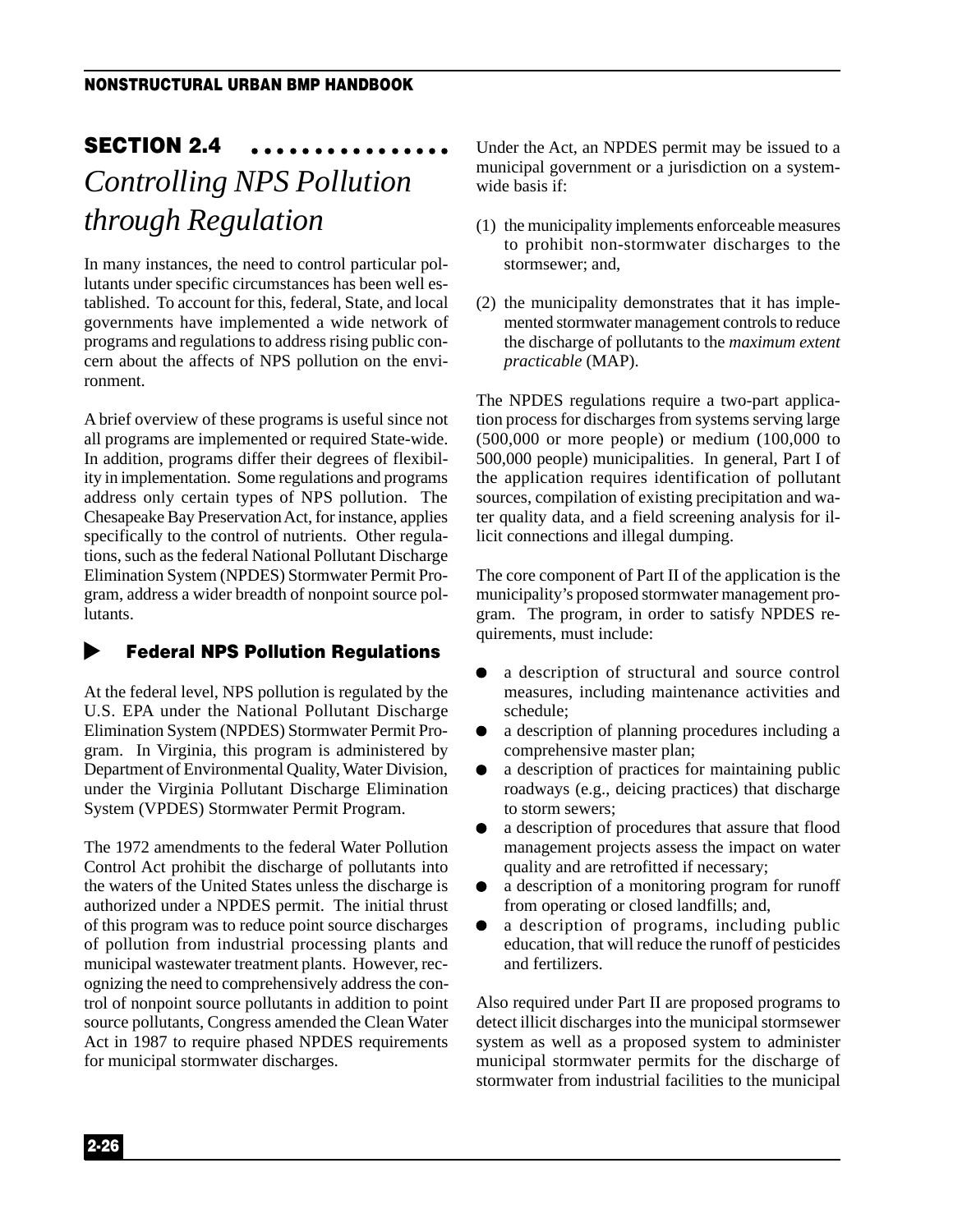# SECTION 2.4

## *Controlling NPS Pollution through Regulation*

In many instances, the need to control particular pollutants under specific circumstances has been well established. To account for this, federal, State, and local governments have implemented a wide network of programs and regulations to address rising public concern about the affects of NPS pollution on the environment.

A brief overview of these programs is useful since not all programs are implemented or required State-wide. In addition, programs differ their degrees of flexibility in implementation. Some regulations and programs address only certain types of NPS pollution. The Chesapeake Bay Preservation Act, for instance, applies specifically to the control of nutrients. Other regulations, such as the federal National Pollutant Discharge Elimination System (NPDES) Stormwater Permit Program, address a wider breadth of nonpoint source pollutants.

### Federal NPS Pollution Regulations

At the federal level, NPS pollution is regulated by the U.S. EPA under the National Pollutant Discharge Elimination System (NPDES) Stormwater Permit Program. In Virginia, this program is administered by Department of Environmental Quality, Water Division, under the Virginia Pollutant Discharge Elimination System (VPDES) Stormwater Permit Program.

The 1972 amendments to the federal Water Pollution Control Act prohibit the discharge of pollutants into the waters of the United States unless the discharge is authorized under a NPDES permit. The initial thrust of this program was to reduce point source discharges of pollution from industrial processing plants and municipal wastewater treatment plants. However, recognizing the need to comprehensively address the control of nonpoint source pollutants in addition to point source pollutants, Congress amended the Clean Water Act in 1987 to require phased NPDES requirements for municipal stormwater discharges.

Under the Act, an NPDES permit may be issued to a municipal government or a jurisdiction on a system-wide basis if:

(1) the municipality implements enforceable measures to prohibit non-stormwater discharges to the stormsewer; and,

(2) the municipality demonstrates that it has implemented stormwater management controls to reduce the discharge of pollutants to the *maximum extent practicable* (MAP).

The NPDES regulations require a two-part application process for discharges from systems serving large (500,000 or more people) or medium (100,000 to 500,000 people) municipalities. In general, Part I of the application requires identification of pollutant sources, compilation of existing precipitation and water quality data, and a field screening analysis for illicit connections and illegal dumping.

The core component of Part II of the application is the municipality's proposed stormwater management program. The program, in order to satisfy NPDES requirements, must include:

- a description of structural and source control measures, including maintenance activities and schedule;
- a description of planning procedures including a comprehensive master plan;
- a description of practices for maintaining public roadways (e.g., deicing practices) that discharge to storm sewers;
- a description of procedures that assure that flood management projects assess the impact on water quality and are retrofitted if necessary;
- a description of a monitoring program for runoff from operating or closed landfills; and,
- a description of programs, including public education, that will reduce the runoff of pesticides and fertilizers.

Also required under Part II are proposed programs to detect illicit discharges into the municipal stormsewer system as well as a proposed system to administer municipal stormwater permits for the discharge of stormwater from industrial facilities to the municipal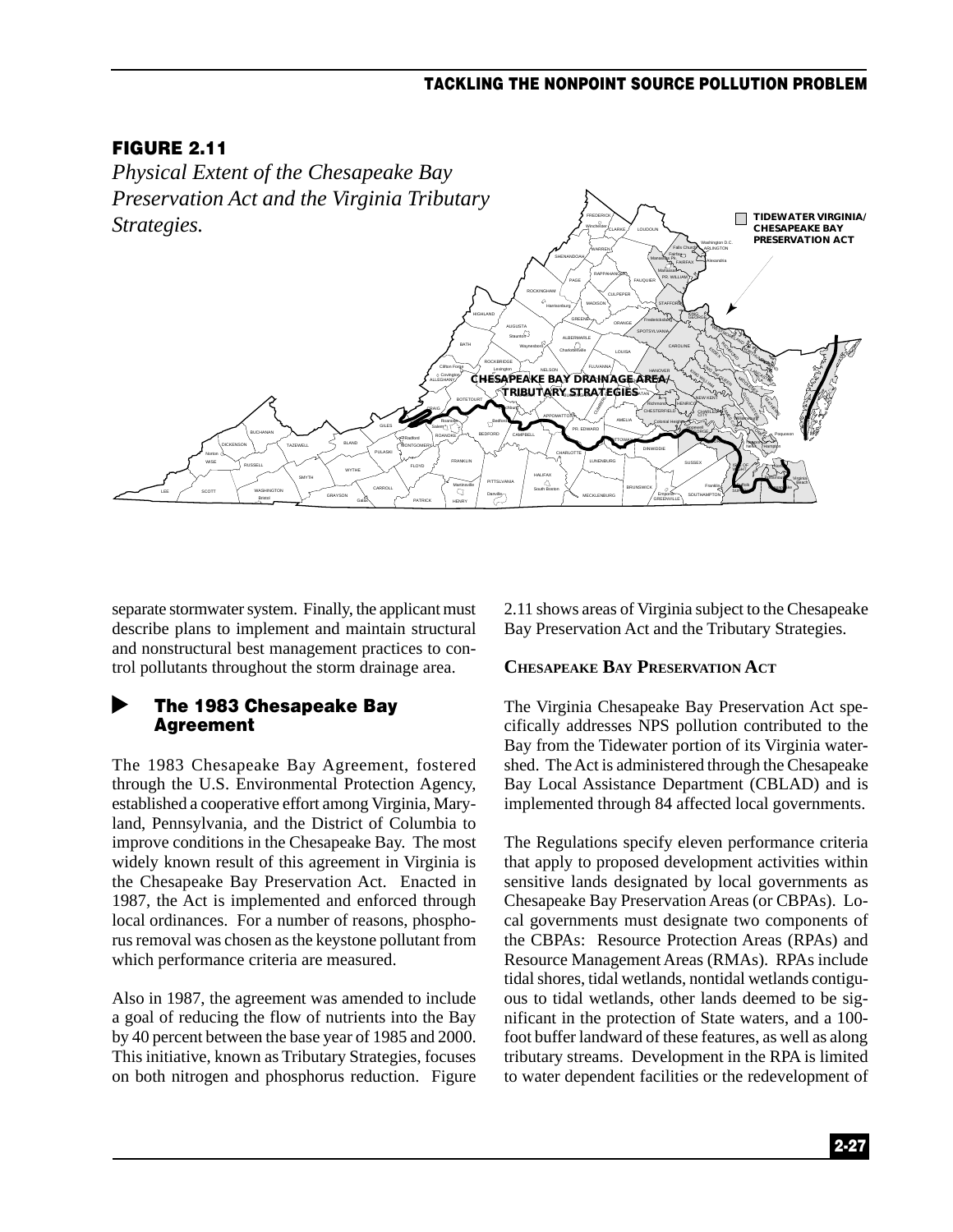## FIGURE 2.11

*Physical Extent of the Chesapeake Bay Preservation Act and the Virginia Tributary Strategies.*

separate stormwater system. Finally, the applicant must describe plans to implement and maintain structural and nonstructural best management practices to control pollutants throughout the storm drainage area.

### The 1983 Chesapeake Bay Agreement

The 1983 Chesapeake Bay Agreement, fostered through the U.S. Environmental Protection Agency, established a cooperative effort among Virginia, Maryland, Pennsylvania, and the District of Columbia to improve conditions in the Chesapeake Bay. The most widely known result of this agreement in Virginia is the Chesapeake Bay Preservation Act. Enacted in 1987, the Act is implemented and enforced through local ordinances. For a number of reasons, phosphorus removal was chosen as the keystone pollutant from which performance criteria are measured.

Also in 1987, the agreement was amended to include a goal of reducing the flow of nutrients into the Bay by 40 percent between the base year of 1985 and 2000. This initiative, known as Tributary Strategies, focuses on both nitrogen and phosphorus reduction. Figure 2.11 shows areas of Virginia subject to the Chesapeake Bay Preservation Act and the Tributary Strategies.

#### CHESAPEAKE BAY PRESERVATION ACT

The Virginia Chesapeake Bay Preservation Act specifically addresses NPS pollution contributed to the Bay from the Tidewater portion of its Virginia watershed. The Act is administered through the Chesapeake Bay Local Assistance Department (CBLAD) and is implemented through 84 affected local governments.

The Regulations specify eleven performance criteria that apply to proposed development activities within sensitive lands designated by local governments as Chesapeake Bay Preservation Areas (or CBPAs). Local governments must designate two components of the CBPAs: Resource Protection Areas (RPAs) and Resource Management Areas (RMAs). RPAs include tidal shores, tidal wetlands, nontidal wetlands contiguous to tidal wetlands, other lands deemed to be significant in the protection of State waters, and a 100-foot buffer landward of these features, as well as along tributary streams. Development in the RPA is limited to water dependent facilities or the redevelopment of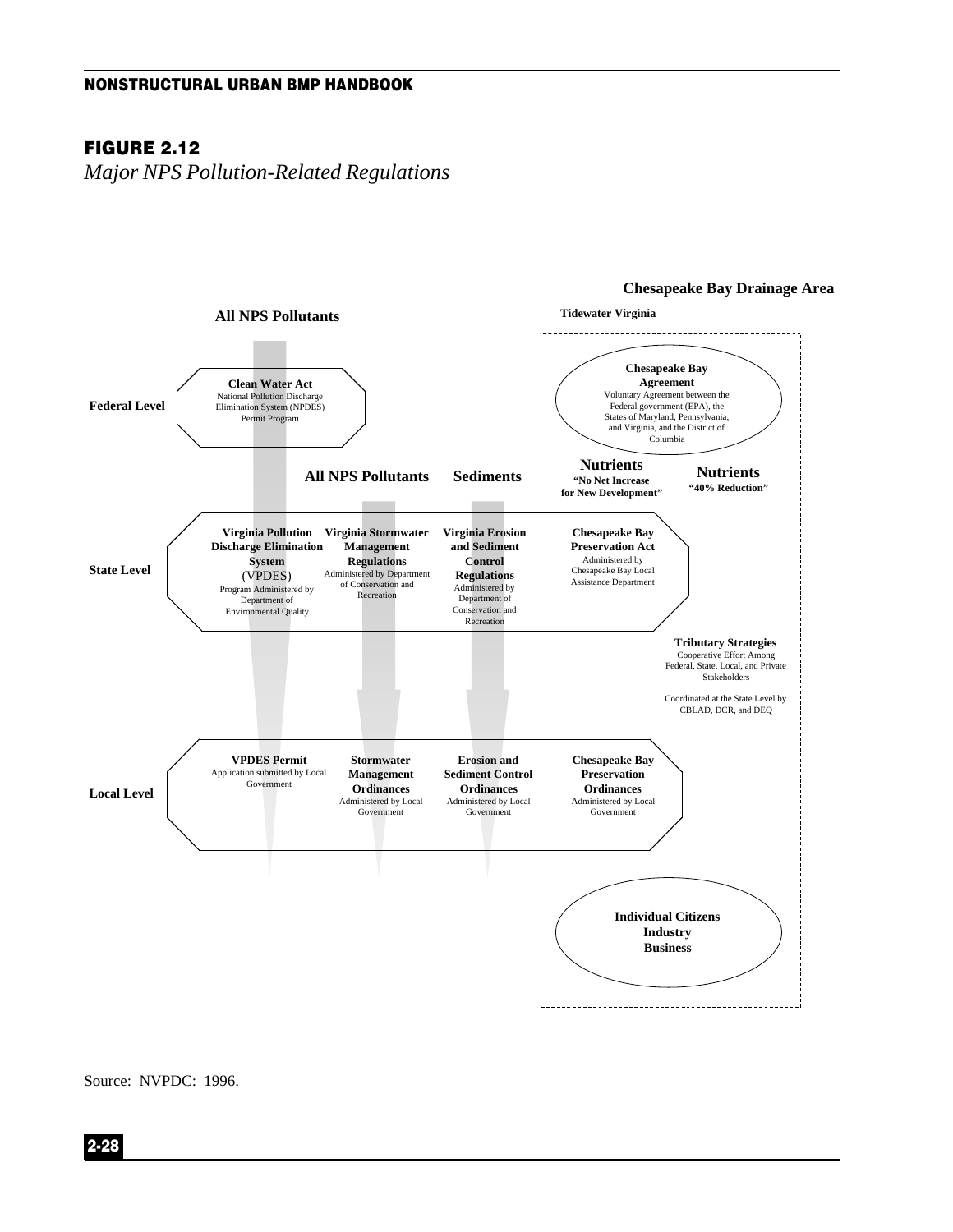## FIGURE 2.12

*Major NPS Pollution-Related Regulations*

**Chesapeake Bay Drainage Area**

**All NPS Pollutants**

**Tidewater Virginia**

**Federal Level**

**Clean Water Act**
National Pollution Discharge Elimination System (NPDES) Permit Program

**Chesapeake Bay Agreement**
Voluntary Agreement between the Federal government (EPA), the States of Maryland, Pennsylvania, and Virginia, and the District of Columbia

**All NPS Pollutants** | **Sediments** | **Nutrients** "No Net Increase for New Development" | **Nutrients** "40% Reduction"

**State Level**

**Virginia Pollution Discharge Elimination System** (VPDES)
Program Administered by Department of Environmental Quality

**Virginia Stormwater Management Regulations**
Administered by Department of Conservation and Recreation

**Virginia Erosion and Sediment Control Regulations**
Administered by Department of Conservation and Recreation

**Chesapeake Bay Preservation Act**
Administered by Chesapeake Bay Local Assistance Department

**Tributary Strategies**
Cooperative Effort Among Federal, State, Local, and Private Stakeholders

Coordinated at the State Level by CBLAD, DCR, and DEQ

**Local Level**

**VPDES Permit**
Application submitted by Local Government

**Stormwater Management Ordinances**
Administered by Local Government

**Erosion and Sediment Control Ordinances**
Administered by Local Government

**Chesapeake Bay Preservation Ordinances**
Administered by Local Government

**Individual Citizens**
**Industry**
**Business**

Source: NVPDC: 1996.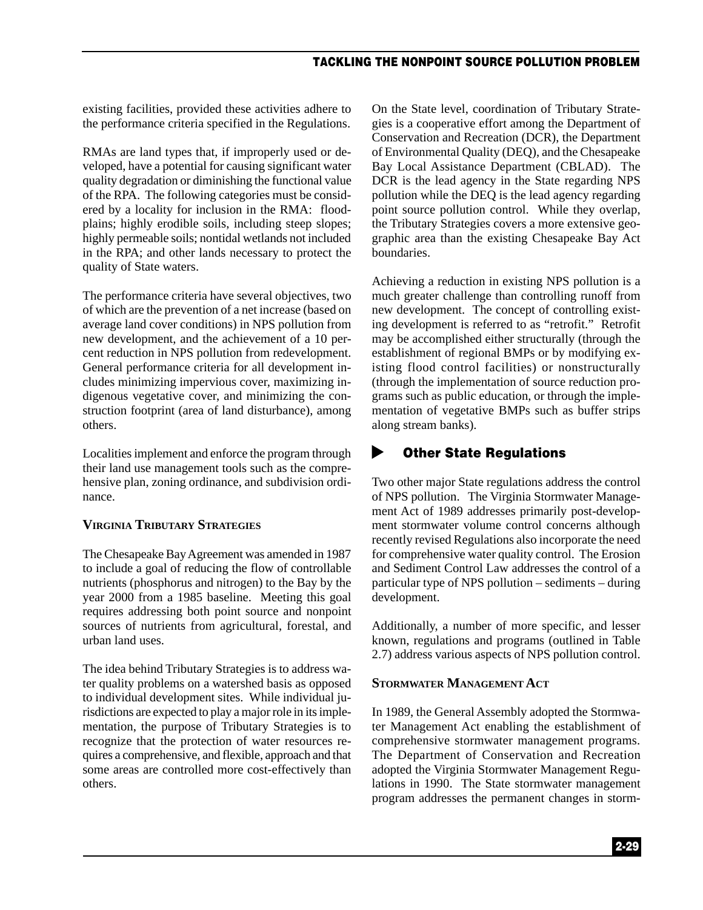existing facilities, provided these activities adhere to the performance criteria specified in the Regulations.

RMAs are land types that, if improperly used or developed, have a potential for causing significant water quality degradation or diminishing the functional value of the RPA. The following categories must be considered by a locality for inclusion in the RMA: floodplains; highly erodible soils, including steep slopes; highly permeable soils; nontidal wetlands not included in the RPA; and other lands necessary to protect the quality of State waters.

The performance criteria have several objectives, two of which are the prevention of a net increase (based on average land cover conditions) in NPS pollution from new development, and the achievement of a 10 percent reduction in NPS pollution from redevelopment. General performance criteria for all development includes minimizing impervious cover, maximizing indigenous vegetative cover, and minimizing the construction footprint (area of land disturbance), among others.

Localities implement and enforce the program through their land use management tools such as the comprehensive plan, zoning ordinance, and subdivision ordinance.

#### Virginia Tributary Strategies

The Chesapeake Bay Agreement was amended in 1987 to include a goal of reducing the flow of controllable nutrients (phosphorus and nitrogen) to the Bay by the year 2000 from a 1985 baseline. Meeting this goal requires addressing both point source and nonpoint sources of nutrients from agricultural, forestal, and urban land uses.

The idea behind Tributary Strategies is to address water quality problems on a watershed basis as opposed to individual development sites. While individual jurisdictions are expected to play a major role in its implementation, the purpose of Tributary Strategies is to recognize that the protection of water resources requires a comprehensive, and flexible, approach and that some areas are controlled more cost-effectively than others.

On the State level, coordination of Tributary Strategies is a cooperative effort among the Department of Conservation and Recreation (DCR), the Department of Environmental Quality (DEQ), and the Chesapeake Bay Local Assistance Department (CBLAD). The DCR is the lead agency in the State regarding NPS pollution while the DEQ is the lead agency regarding point source pollution control. While they overlap, the Tributary Strategies covers a more extensive geographic area than the existing Chesapeake Bay Act boundaries.

Achieving a reduction in existing NPS pollution is a much greater challenge than controlling runoff from new development. The concept of controlling existing development is referred to as "retrofit." Retrofit may be accomplished either structurally (through the establishment of regional BMPs or by modifying existing flood control facilities) or nonstructurally (through the implementation of source reduction programs such as public education, or through the implementation of vegetative BMPs such as buffer strips along stream banks).

### Other State Regulations

Two other major State regulations address the control of NPS pollution. The Virginia Stormwater Management Act of 1989 addresses primarily post-development stormwater volume control concerns although recently revised Regulations also incorporate the need for comprehensive water quality control. The Erosion and Sediment Control Law addresses the control of a particular type of NPS pollution – sediments – during development.

Additionally, a number of more specific, and lesser known, regulations and programs (outlined in Table 2.7) address various aspects of NPS pollution control.

#### Stormwater Management Act

In 1989, the General Assembly adopted the Stormwater Management Act enabling the establishment of comprehensive stormwater management programs. The Department of Conservation and Recreation adopted the Virginia Stormwater Management Regulations in 1990. The State stormwater management program addresses the permanent changes in storm-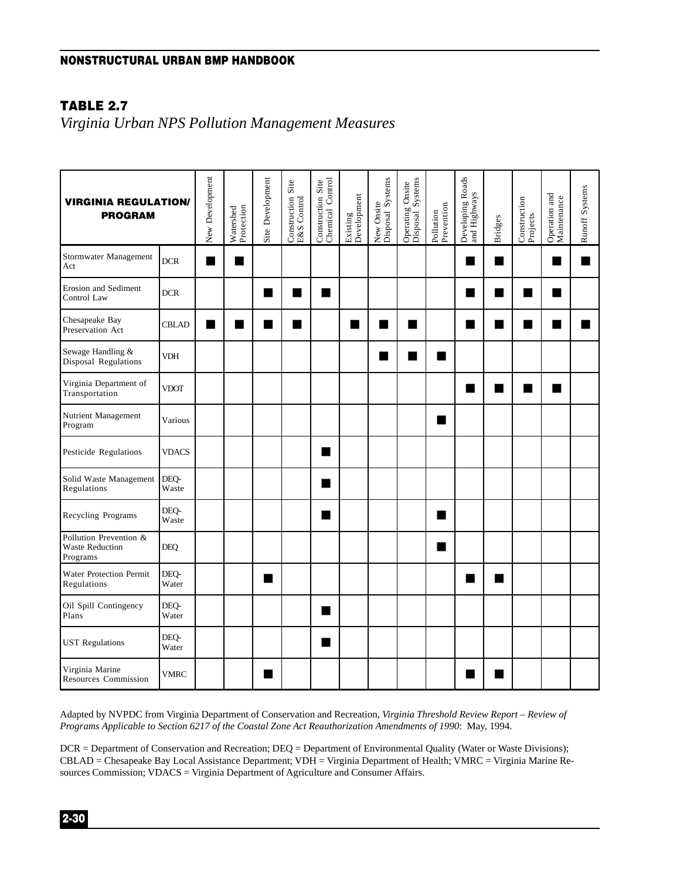## TABLE 2.7

*Virginia Urban NPS Pollution Management Measures*

| VIRGINIA REGULATION/ PROGRAM | | New Development | Watershed Protection | Site Development | Construction Site E&S Control | Construction Site Chemical Control | Existing Development | New Onsite Disposal Systems | Operating Onsite Disposal Systems | Pollution Prevention | Developing Roads and Highways | Bridges | Construction Projects | Operation and Maintenance | Runoff Systems |
|---|---|---|---|---|---|---|---|---|---|---|---|---|---|---|---|
| Stormwater Management Act | DCR | ■ | ■ | | | | | | | | ■ | ■ | | ■ | ■ |
| Erosion and Sediment Control Law | DCR | | | ■ | ■ | ■ | | | | | ■ | ■ | ■ | ■ | |
| Chesapeake Bay Preservation Act | CBLAD | ■ | ■ | ■ | ■ | | ■ | ■ | ■ | | ■ | ■ | ■ | ■ | ■ |
| Sewage Handling & Disposal Regulations | VDH | | | | | | | ■ | ■ | ■ | | | | | |
| Virginia Department of Transportation | VDOT | | | | | | | | | | ■ | ■ | ■ | ■ | |
| Nutrient Management Program | Various | | | | | | | | | ■ | | | | | |
| Pesticide Regulations | VDACS | | | | | ■ | | | | | | | | | |
| Solid Waste Management Regulations | DEQ-Waste | | | | | ■ | | | | | | | | | |
| Recycling Programs | DEQ-Waste | | | | | ■ | | | | ■ | | | | | |
| Pollution Prevention & Waste Reduction Programs | DEQ | | | | | | | | | ■ | | | | | |
| Water Protection Permit Regulations | DEQ-Water | | | ■ | | | | | | | ■ | ■ | | | |
| Oil Spill Contingency Plans | DEQ-Water | | | | | ■ | | | | | | | | | |
| UST Regulations | DEQ-Water | | | | | ■ | | | | | | | | | |
| Virginia Marine Resources Commission | VMRC | | | ■ | | | | | | | ■ | ■ | | | |

Adapted by NVPDC from Virginia Department of Conservation and Recreation, *Virginia Threshold Review Report – Review of Programs Applicable to Section 6217 of the Coastal Zone Act Reauthorization Amendments of 1990*: May, 1994.

DCR = Department of Conservation and Recreation; DEQ = Department of Environmental Quality (Water or Waste Divisions); CBLAD = Chesapeake Bay Local Assistance Department; VDH = Virginia Department of Health; VMRC = Virginia Marine Resources Commission; VDACS = Virginia Department of Agriculture and Consumer Affairs.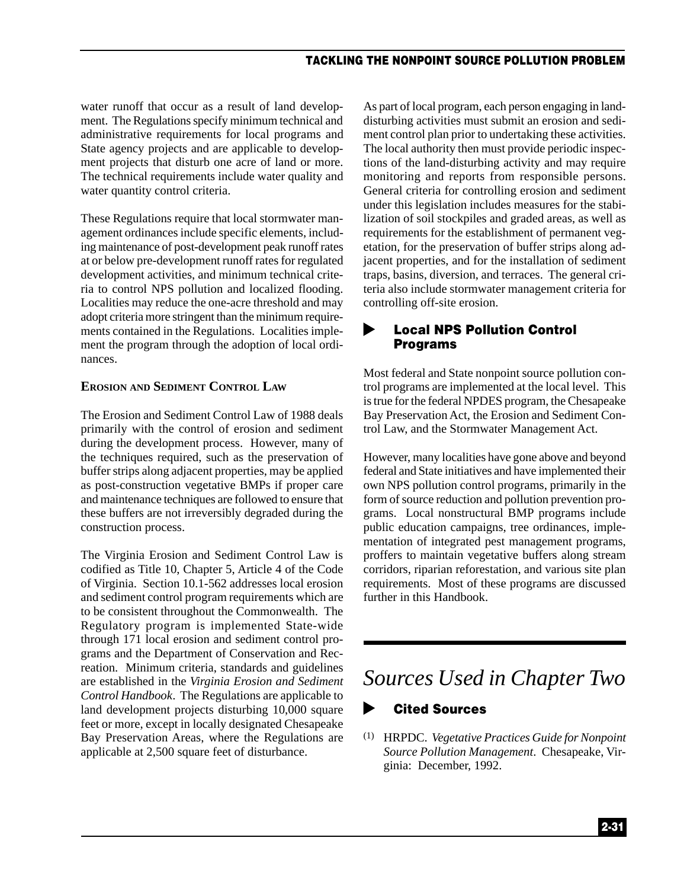water runoff that occur as a result of land development. The Regulations specify minimum technical and administrative requirements for local programs and State agency projects and are applicable to development projects that disturb one acre of land or more. The technical requirements include water quality and water quantity control criteria.

These Regulations require that local stormwater management ordinances include specific elements, including maintenance of post-development peak runoff rates at or below pre-development runoff rates for regulated development activities, and minimum technical criteria to control NPS pollution and localized flooding. Localities may reduce the one-acre threshold and may adopt criteria more stringent than the minimum requirements contained in the Regulations. Localities implement the program through the adoption of local ordinances.

**Erosion and Sediment Control Law**

The Erosion and Sediment Control Law of 1988 deals primarily with the control of erosion and sediment during the development process. However, many of the techniques required, such as the preservation of buffer strips along adjacent properties, may be applied as post-construction vegetative BMPs if proper care and maintenance techniques are followed to ensure that these buffers are not irreversibly degraded during the construction process.

The Virginia Erosion and Sediment Control Law is codified as Title 10, Chapter 5, Article 4 of the Code of Virginia. Section 10.1-562 addresses local erosion and sediment control program requirements which are to be consistent throughout the Commonwealth. The Regulatory program is implemented State-wide through 171 local erosion and sediment control programs and the Department of Conservation and Recreation. Minimum criteria, standards and guidelines are established in the *Virginia Erosion and Sediment Control Handbook*. The Regulations are applicable to land development projects disturbing 10,000 square feet or more, except in locally designated Chesapeake Bay Preservation Areas, where the Regulations are applicable at 2,500 square feet of disturbance.

As part of local program, each person engaging in land-disturbing activities must submit an erosion and sediment control plan prior to undertaking these activities. The local authority then must provide periodic inspections of the land-disturbing activity and may require monitoring and reports from responsible persons. General criteria for controlling erosion and sediment under this legislation includes measures for the stabilization of soil stockpiles and graded areas, as well as requirements for the establishment of permanent vegetation, for the preservation of buffer strips along adjacent properties, and for the installation of sediment traps, basins, diversion, and terraces. The general criteria also include stormwater management criteria for controlling off-site erosion.

### Local NPS Pollution Control Programs

Most federal and State nonpoint source pollution control programs are implemented at the local level. This is true for the federal NPDES program, the Chesapeake Bay Preservation Act, the Erosion and Sediment Control Law, and the Stormwater Management Act.

However, many localities have gone above and beyond federal and State initiatives and have implemented their own NPS pollution control programs, primarily in the form of source reduction and pollution prevention programs. Local nonstructural BMP programs include public education campaigns, tree ordinances, implementation of integrated pest management programs, proffers to maintain vegetative buffers along stream corridors, riparian reforestation, and various site plan requirements. Most of these programs are discussed further in this Handbook.

# *Sources Used in Chapter Two*

### Cited Sources

(1) HRPDC. *Vegetative Practices Guide for Nonpoint Source Pollution Management*. Chesapeake, Virginia: December, 1992.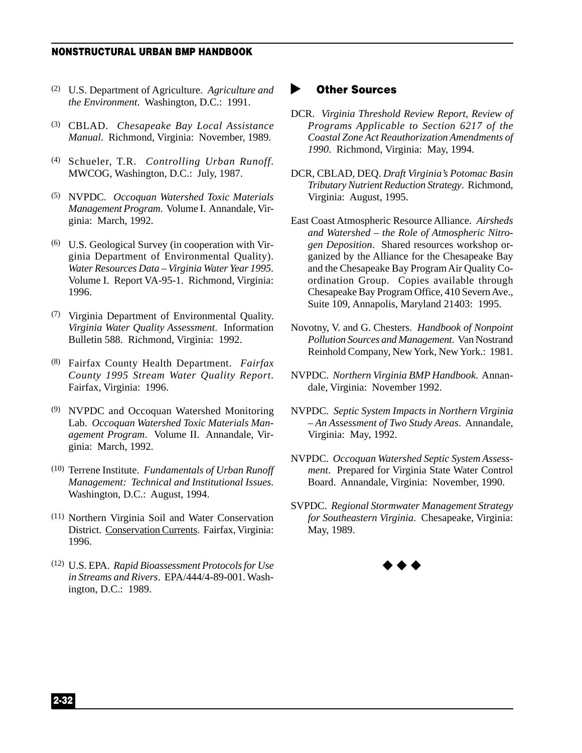(2) U.S. Department of Agriculture. *Agriculture and the Environment*. Washington, D.C.: 1991.

(3) CBLAD. *Chesapeake Bay Local Assistance Manual*. Richmond, Virginia: November, 1989.

(4) Schueler, T.R. *Controlling Urban Runoff*. MWCOG, Washington, D.C.: July, 1987.

(5) NVPDC. *Occoquan Watershed Toxic Materials Management Program.* Volume I. Annandale, Virginia: March, 1992.

(6) U.S. Geological Survey (in cooperation with Virginia Department of Environmental Quality). *Water Resources Data – Virginia Water Year 1995*. Volume I. Report VA-95-1. Richmond, Virginia: 1996.

(7) Virginia Department of Environmental Quality. *Virginia Water Quality Assessment.* Information Bulletin 588. Richmond, Virginia: 1992.

(8) Fairfax County Health Department. *Fairfax County 1995 Stream Water Quality Report*. Fairfax, Virginia: 1996.

(9) NVPDC and Occoquan Watershed Monitoring Lab. *Occoquan Watershed Toxic Materials Management Program*. Volume II. Annandale, Virginia: March, 1992.

(10) Terrene Institute. *Fundamentals of Urban Runoff Management: Technical and Institutional Issues.* Washington, D.C.: August, 1994.

(11) Northern Virginia Soil and Water Conservation District. Conservation Currents. Fairfax, Virginia: 1996.

(12) U.S. EPA. *Rapid Bioassessment Protocols for Use in Streams and Rivers*. EPA/444/4-89-001. Washington, D.C.: 1989.

## Other Sources

DCR. *Virginia Threshold Review Report, Review of Programs Applicable to Section 6217 of the Coastal Zone Act Reauthorization Amendments of 1990*. Richmond, Virginia: May, 1994.

DCR, CBLAD, DEQ. *Draft Virginia's Potomac Basin Tributary Nutrient Reduction Strategy*. Richmond, Virginia: August, 1995.

East Coast Atmospheric Resource Alliance. *Airsheds and Watershed – the Role of Atmospheric Nitrogen Deposition*. Shared resources workshop organized by the Alliance for the Chesapeake Bay and the Chesapeake Bay Program Air Quality Coordination Group. Copies available through Chesapeake Bay Program Office, 410 Severn Ave., Suite 109, Annapolis, Maryland 21403: 1995.

Novotny, V. and G. Chesters. *Handbook of Nonpoint Pollution Sources and Management.* Van Nostrand Reinhold Company, New York, New York.: 1981.

NVPDC. *Northern Virginia BMP Handbook.* Annandale, Virginia: November 1992.

NVPDC. *Septic System Impacts in Northern Virginia – An Assessment of Two Study Areas*. Annandale, Virginia: May, 1992.

NVPDC. *Occoquan Watershed Septic System Assessment*. Prepared for Virginia State Water Control Board. Annandale, Virginia: November, 1990.

SVPDC. *Regional Stormwater Management Strategy for Southeastern Virginia*. Chesapeake, Virginia: May, 1989.

◆ ◆ ◆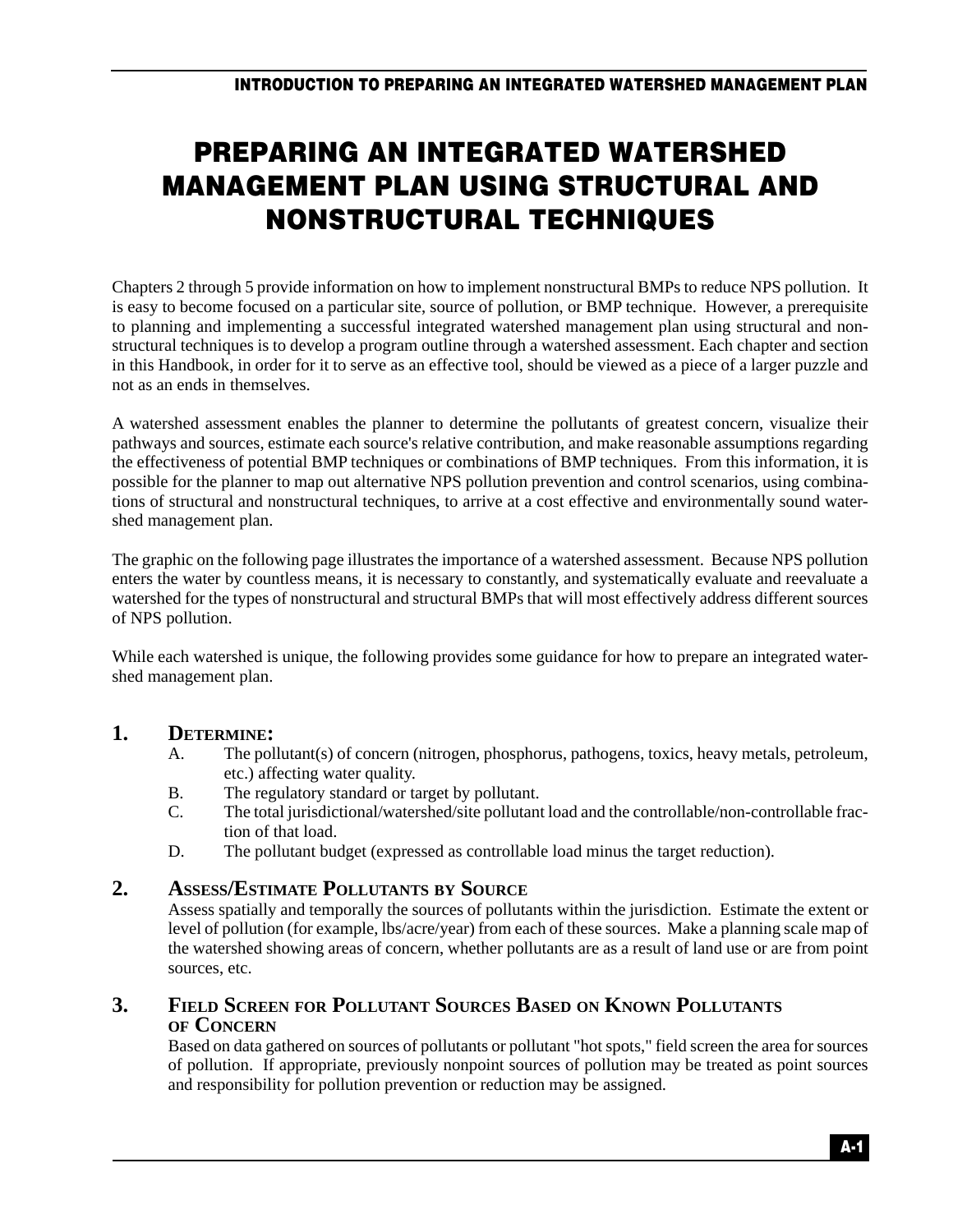# PREPARING AN INTEGRATED WATERSHED MANAGEMENT PLAN USING STRUCTURAL AND NONSTRUCTURAL TECHNIQUES

Chapters 2 through 5 provide information on how to implement nonstructural BMPs to reduce NPS pollution. It is easy to become focused on a particular site, source of pollution, or BMP technique. However, a prerequisite to planning and implementing a successful integrated watershed management plan using structural and nonstructural techniques is to develop a program outline through a watershed assessment. Each chapter and section in this Handbook, in order for it to serve as an effective tool, should be viewed as a piece of a larger puzzle and not as an ends in themselves.

A watershed assessment enables the planner to determine the pollutants of greatest concern, visualize their pathways and sources, estimate each source's relative contribution, and make reasonable assumptions regarding the effectiveness of potential BMP techniques or combinations of BMP techniques. From this information, it is possible for the planner to map out alternative NPS pollution prevention and control scenarios, using combinations of structural and nonstructural techniques, to arrive at a cost effective and environmentally sound watershed management plan.

The graphic on the following page illustrates the importance of a watershed assessment. Because NPS pollution enters the water by countless means, it is necessary to constantly, and systematically evaluate and reevaluate a watershed for the types of nonstructural and structural BMPs that will most effectively address different sources of NPS pollution.

While each watershed is unique, the following provides some guidance for how to prepare an integrated watershed management plan.

## 1. Determine:

A. The pollutant(s) of concern (nitrogen, phosphorus, pathogens, toxics, heavy metals, petroleum, etc.) affecting water quality.

B. The regulatory standard or target by pollutant.

C. The total jurisdictional/watershed/site pollutant load and the controllable/non-controllable fraction of that load.

D. The pollutant budget (expressed as controllable load minus the target reduction).

## 2. Assess/Estimate Pollutants by Source

Assess spatially and temporally the sources of pollutants within the jurisdiction. Estimate the extent or level of pollution (for example, lbs/acre/year) from each of these sources. Make a planning scale map of the watershed showing areas of concern, whether pollutants are as a result of land use or are from point sources, etc.

## 3. Field Screen for Pollutant Sources Based on Known Pollutants of Concern

Based on data gathered on sources of pollutants or pollutant "hot spots," field screen the area for sources of pollution. If appropriate, previously nonpoint sources of pollution may be treated as point sources and responsibility for pollution prevention or reduction may be assigned.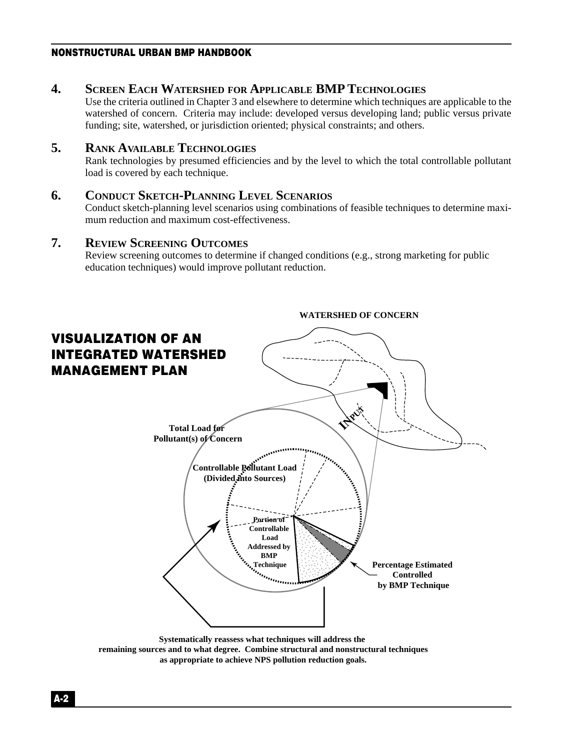4. **SCREEN EACH WATERSHED FOR APPLICABLE BMP TECHNOLOGIES**
   Use the criteria outlined in Chapter 3 and elsewhere to determine which techniques are applicable to the watershed of concern. Criteria may include: developed versus developing land; public versus private funding; site, watershed, or jurisdiction oriented; physical constraints; and others.

5. **RANK AVAILABLE TECHNOLOGIES**
   Rank technologies by presumed efficiencies and by the level to which the total controllable pollutant load is covered by each technique.

6. **CONDUCT SKETCH-PLANNING LEVEL SCENARIOS**
   Conduct sketch-planning level scenarios using combinations of feasible techniques to determine maximum reduction and maximum cost-effectiveness.

7. **REVIEW SCREENING OUTCOMES**
   Review screening outcomes to determine if changed conditions (e.g., strong marketing for public education techniques) would improve pollutant reduction.

## VISUALIZATION OF AN INTEGRATED WATERSHED MANAGEMENT PLAN

**WATERSHED OF CONCERN**

**INPUT**

**Total Load for Pollutant(s) of Concern**

**Controllable Pollutant Load (Divided into Sources)**

**Portion of Controllable Load Addressed by BMP Technique**

**Percentage Estimated Controlled by BMP Technique**

**Systematically reassess what techniques will address the remaining sources and to what degree. Combine structural and nonstructural techniques as appropriate to achieve NPS pollution reduction goals.**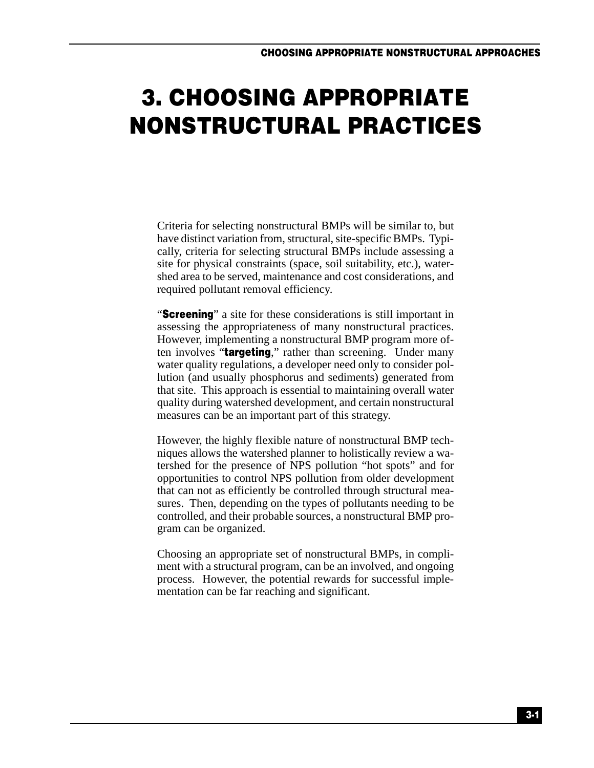# 3. CHOOSING APPROPRIATE NONSTRUCTURAL PRACTICES

Criteria for selecting nonstructural BMPs will be similar to, but have distinct variation from, structural, site-specific BMPs. Typically, criteria for selecting structural BMPs include assessing a site for physical constraints (space, soil suitability, etc.), watershed area to be served, maintenance and cost considerations, and required pollutant removal efficiency.

"**Screening**" a site for these considerations is still important in assessing the appropriateness of many nonstructural practices. However, implementing a nonstructural BMP program more often involves "**targeting**," rather than screening. Under many water quality regulations, a developer need only to consider pollution (and usually phosphorus and sediments) generated from that site. This approach is essential to maintaining overall water quality during watershed development, and certain nonstructural measures can be an important part of this strategy.

However, the highly flexible nature of nonstructural BMP techniques allows the watershed planner to holistically review a watershed for the presence of NPS pollution "hot spots" and for opportunities to control NPS pollution from older development that can not as efficiently be controlled through structural measures. Then, depending on the types of pollutants needing to be controlled, and their probable sources, a nonstructural BMP program can be organized.

Choosing an appropriate set of nonstructural BMPs, in compliment with a structural program, can be an involved, and ongoing process. However, the potential rewards for successful implementation can be far reaching and significant.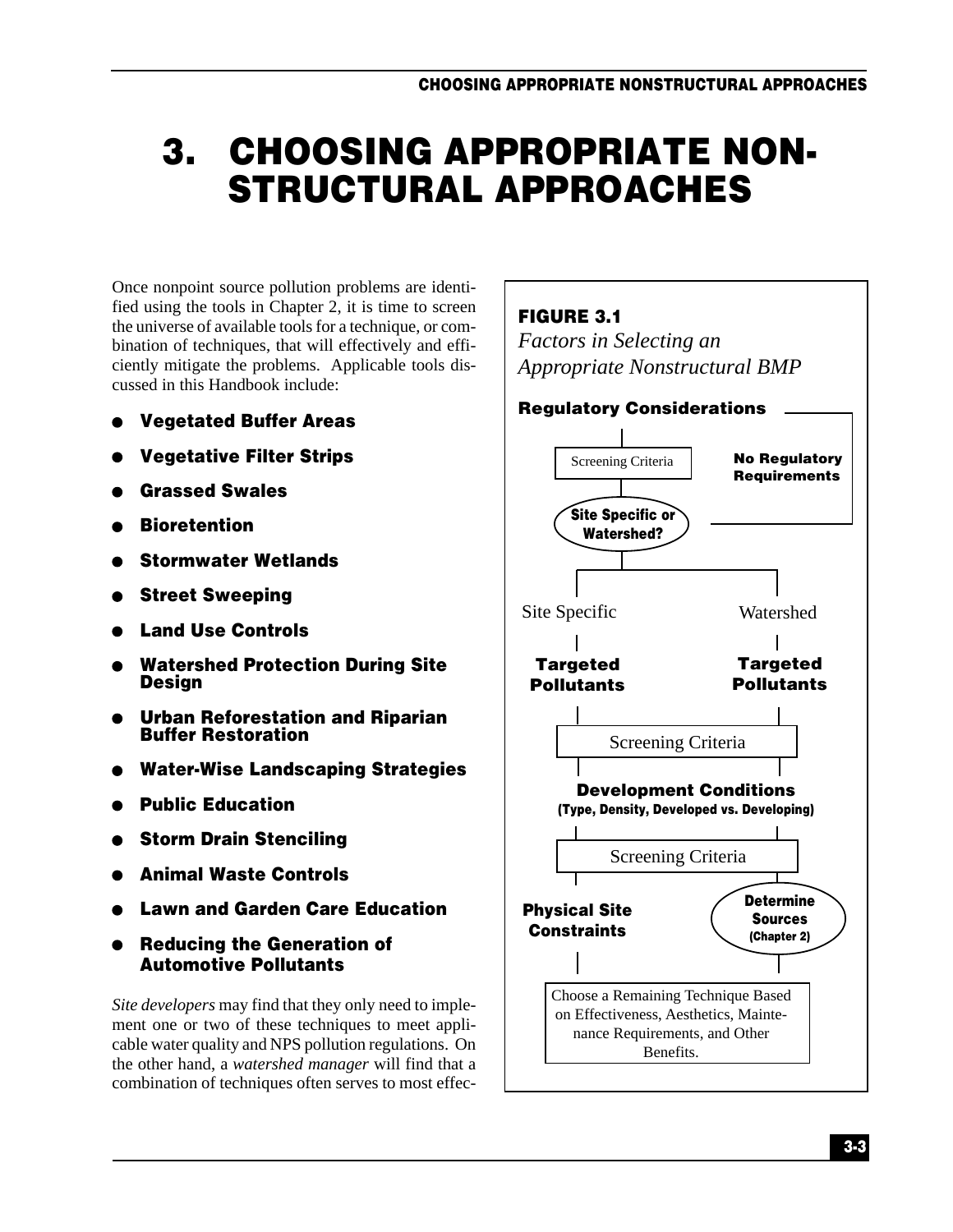# 3. CHOOSING APPROPRIATE NON-STRUCTURAL APPROACHES

Once nonpoint source pollution problems are identified using the tools in Chapter 2, it is time to screen the universe of available tools for a technique, or combination of techniques, that will effectively and efficiently mitigate the problems. Applicable tools discussed in this Handbook include:

- **Vegetated Buffer Areas**
- **Vegetative Filter Strips**
- **Grassed Swales**
- **Bioretention**
- **Stormwater Wetlands**
- **Street Sweeping**
- **Land Use Controls**
- **Watershed Protection During Site Design**
- **Urban Reforestation and Riparian Buffer Restoration**
- **Water-Wise Landscaping Strategies**
- **Public Education**
- **Storm Drain Stenciling**
- **Animal Waste Controls**
- **Lawn and Garden Care Education**
- **Reducing the Generation of Automotive Pollutants**

*Site developers* may find that they only need to implement one or two of these techniques to meet applicable water quality and NPS pollution regulations. On the other hand, a *watershed manager* will find that a combination of techniques often serves to most effec-

**FIGURE 3.1**
*Factors in Selecting an Appropriate Nonstructural BMP*

**Regulatory Considerations**

Screening Criteria

**No Regulatory Requirements**

**Site Specific or Watershed?**

Site Specific | Watershed

**Targeted Pollutants** | **Targeted Pollutants**

Screening Criteria

**Development Conditions**
**(Type, Density, Developed vs. Developing)**

Screening Criteria

**Physical Site Constraints** | **Determine Sources (Chapter 2)**

Choose a Remaining Technique Based on Effectiveness, Aesthetics, Maintenance Requirements, and Other Benefits.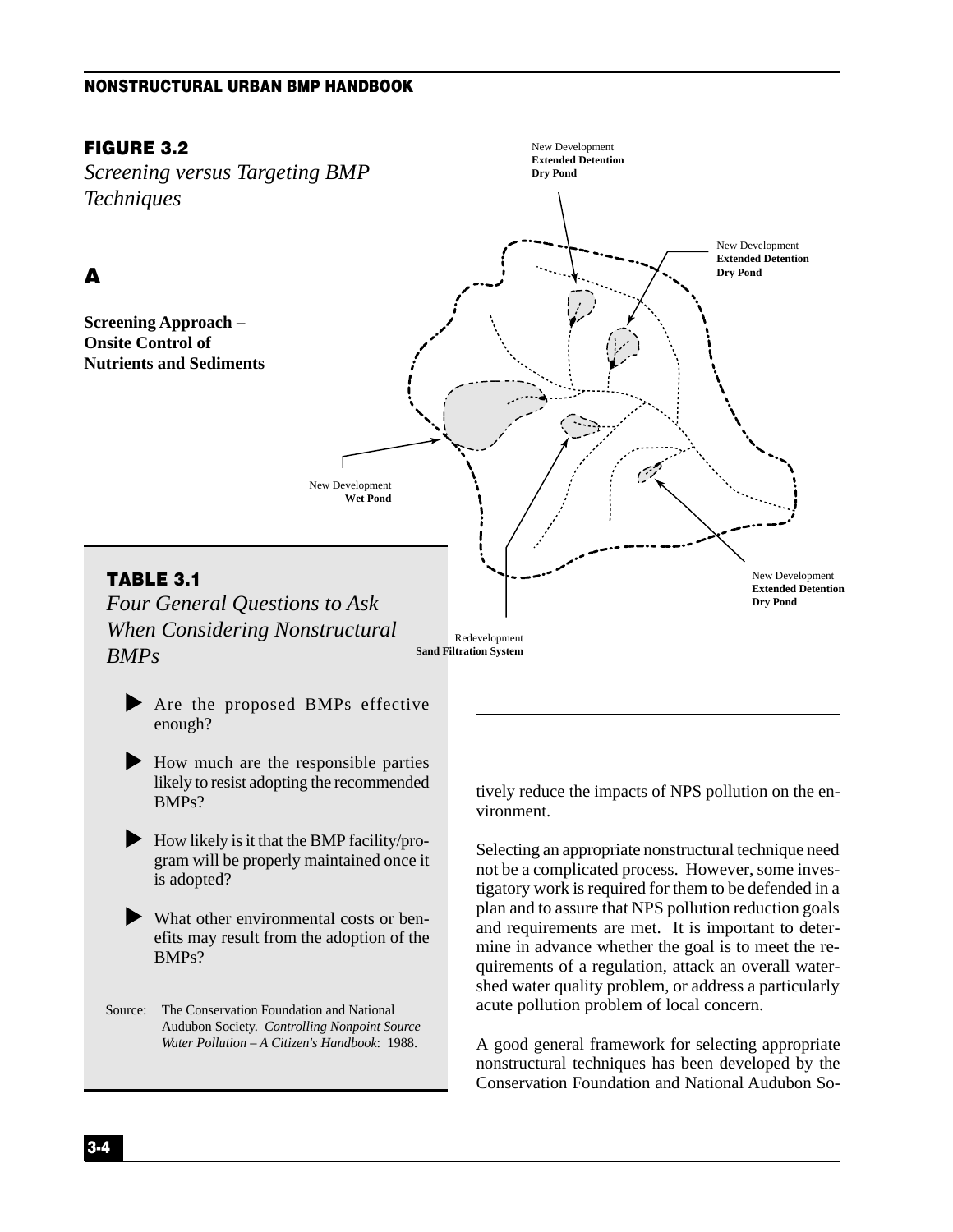**FIGURE 3.2**

*Screening versus Targeting BMP Techniques*

**A**

**Screening Approach – Onsite Control of Nutrients and Sediments**

New Development
**Extended Detention Dry Pond**

New Development
**Extended Detention Dry Pond**

New Development
**Wet Pond**

New Development
**Extended Detention Dry Pond**

Redevelopment
**Sand Filtration System**

**TABLE 3.1**

*Four General Questions to Ask When Considering Nonstructural BMPs*

- Are the proposed BMPs effective enough?
- How much are the responsible parties likely to resist adopting the recommended BMPs?
- How likely is it that the BMP facility/program will be properly maintained once it is adopted?
- What other environmental costs or benefits may result from the adoption of the BMPs?

Source: The Conservation Foundation and National Audubon Society. *Controlling Nonpoint Source Water Pollution – A Citizen's Handbook*: 1988.

tively reduce the impacts of NPS pollution on the environment.

Selecting an appropriate nonstructural technique need not be a complicated process. However, some investigatory work is required for them to be defended in a plan and to assure that NPS pollution reduction goals and requirements are met. It is important to determine in advance whether the goal is to meet the requirements of a regulation, attack an overall watershed water quality problem, or address a particularly acute pollution problem of local concern.

A good general framework for selecting appropriate nonstructural techniques has been developed by the Conservation Foundation and National Audubon So-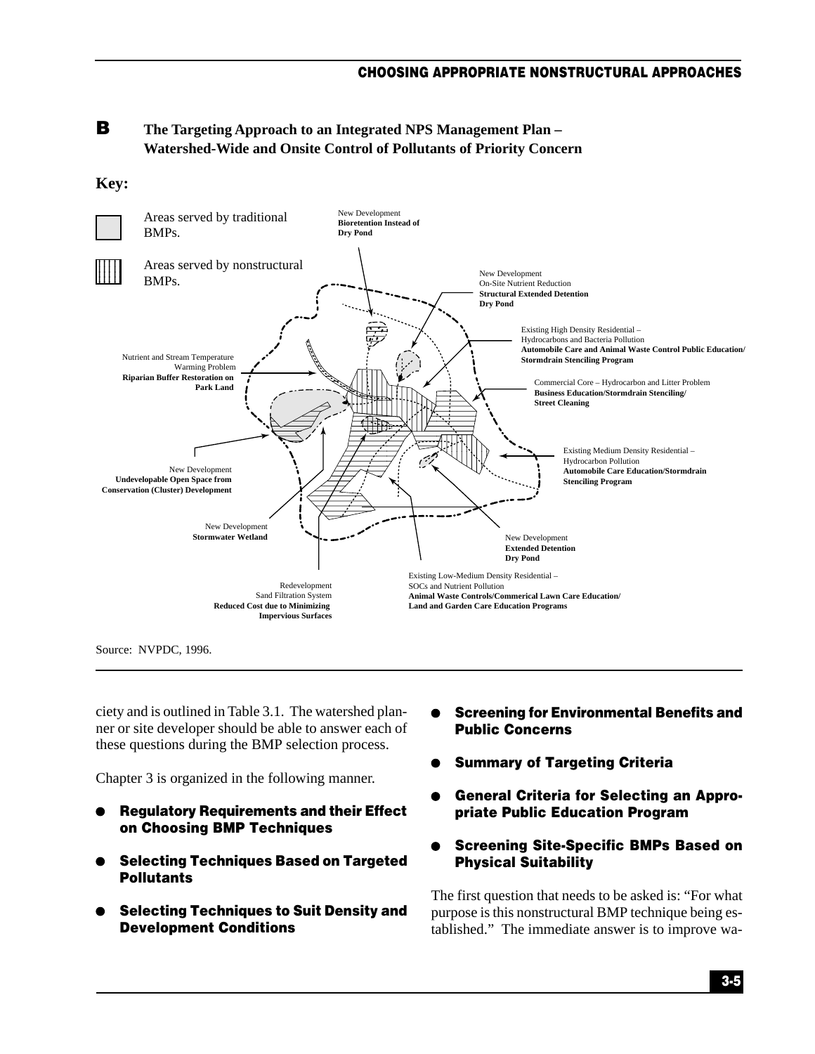## B The Targeting Approach to an Integrated NPS Management Plan – Watershed-Wide and Onsite Control of Pollutants of Priority Concern

**Key:**

Areas served by traditional BMPs.

Areas served by nonstructural BMPs.

New Development
**Bioretention Instead of Dry Pond**

New Development
On-Site Nutrient Reduction
**Structural Extended Detention Dry Pond**

Existing High Density Residential – Hydrocarbons and Bacteria Pollution
**Automobile Care and Animal Waste Control Public Education/ Stormdrain Stenciling Program**

Nutrient and Stream Temperature Warming Problem
**Riparian Buffer Restoration on Park Land**

Commercial Core – Hydrocarbon and Litter Problem
**Business Education/Stormdrain Stenciling/ Street Cleaning**

Existing Medium Density Residential – Hydrocarbon Pollution
**Automobile Care Education/Stormdrain Stenciling Program**

New Development
**Undevelopable Open Space from Conservation (Cluster) Development**

New Development
**Stormwater Wetland**

New Development
**Extended Detention Dry Pond**

Existing Low-Medium Density Residential – SOCs and Nutrient Pollution
**Animal Waste Controls/Commerical Lawn Care Education/ Land and Garden Care Education Programs**

Redevelopment
Sand Filtration System
**Reduced Cost due to Minimizing Impervious Surfaces**

Source: NVPDC, 1996.

ciety and is outlined in Table 3.1. The watershed planner or site developer should be able to answer each of these questions during the BMP selection process.

Chapter 3 is organized in the following manner.

- **Regulatory Requirements and their Effect on Choosing BMP Techniques**
- **Selecting Techniques Based on Targeted Pollutants**
- **Selecting Techniques to Suit Density and Development Conditions**
- **Screening for Environmental Benefits and Public Concerns**
- **Summary of Targeting Criteria**
- **General Criteria for Selecting an Appropriate Public Education Program**
- **Screening Site-Specific BMPs Based on Physical Suitability**

The first question that needs to be asked is: "For what purpose is this nonstructural BMP technique being established." The immediate answer is to improve wa-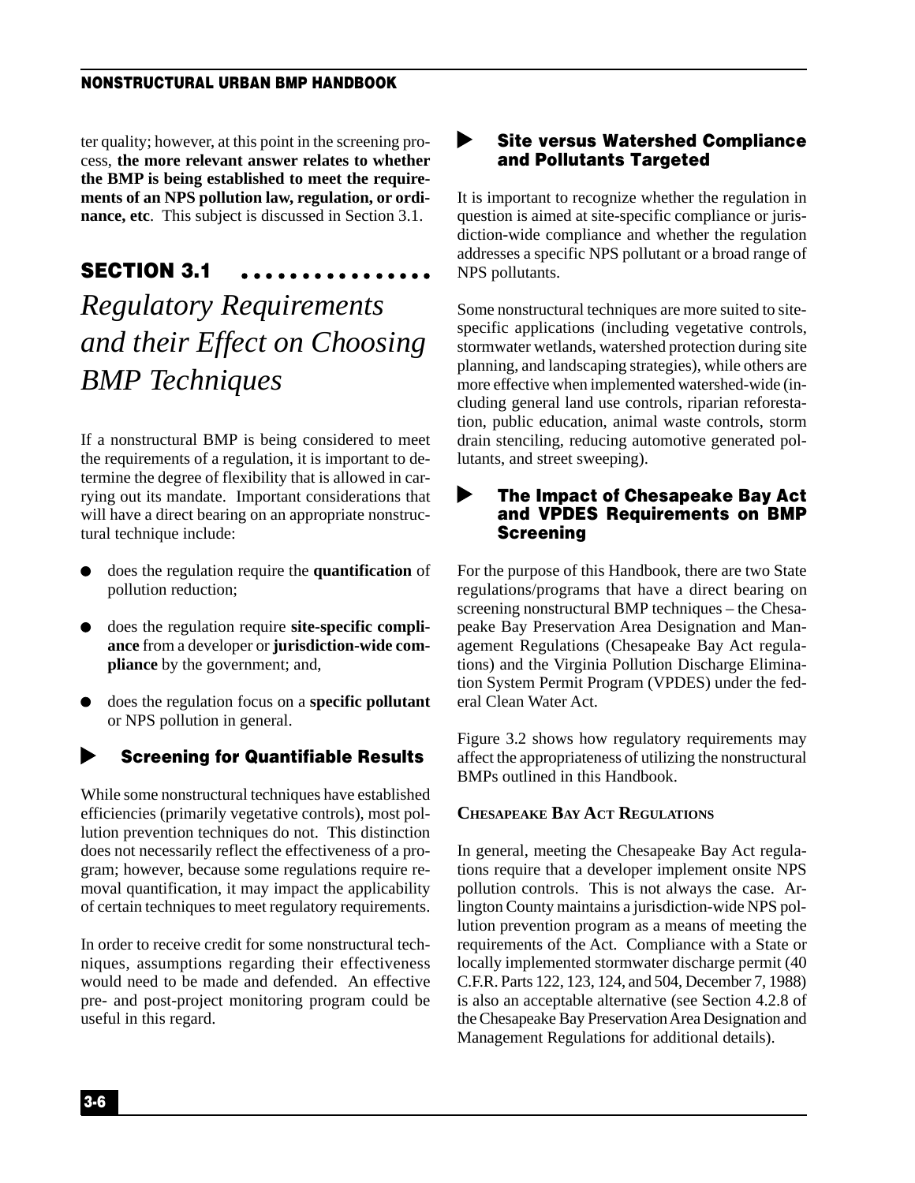ter quality; however, at this point in the screening process, **the more relevant answer relates to whether the BMP is being established to meet the requirements of an NPS pollution law, regulation, or ordinance, etc**. This subject is discussed in Section 3.1.

## SECTION 3.1

## *Regulatory Requirements and their Effect on Choosing BMP Techniques*

If a nonstructural BMP is being considered to meet the requirements of a regulation, it is important to determine the degree of flexibility that is allowed in carrying out its mandate. Important considerations that will have a direct bearing on an appropriate nonstructural technique include:

- does the regulation require the **quantification** of pollution reduction;
- does the regulation require **site-specific compliance** from a developer or **jurisdiction-wide compliance** by the government; and,
- does the regulation focus on a **specific pollutant** or NPS pollution in general.

### Screening for Quantifiable Results

While some nonstructural techniques have established efficiencies (primarily vegetative controls), most pollution prevention techniques do not. This distinction does not necessarily reflect the effectiveness of a program; however, because some regulations require removal quantification, it may impact the applicability of certain techniques to meet regulatory requirements.

In order to receive credit for some nonstructural techniques, assumptions regarding their effectiveness would need to be made and defended. An effective pre- and post-project monitoring program could be useful in this regard.

### Site versus Watershed Compliance and Pollutants Targeted

It is important to recognize whether the regulation in question is aimed at site-specific compliance or jurisdiction-wide compliance and whether the regulation addresses a specific NPS pollutant or a broad range of NPS pollutants.

Some nonstructural techniques are more suited to site-specific applications (including vegetative controls, stormwater wetlands, watershed protection during site planning, and landscaping strategies), while others are more effective when implemented watershed-wide (including general land use controls, riparian reforestation, public education, animal waste controls, storm drain stenciling, reducing automotive generated pollutants, and street sweeping).

### The Impact of Chesapeake Bay Act and VPDES Requirements on BMP Screening

For the purpose of this Handbook, there are two State regulations/programs that have a direct bearing on screening nonstructural BMP techniques – the Chesapeake Bay Preservation Area Designation and Management Regulations (Chesapeake Bay Act regulations) and the Virginia Pollution Discharge Elimination System Permit Program (VPDES) under the federal Clean Water Act.

Figure 3.2 shows how regulatory requirements may affect the appropriateness of utilizing the nonstructural BMPs outlined in this Handbook.

#### CHESAPEAKE BAY ACT REGULATIONS

In general, meeting the Chesapeake Bay Act regulations require that a developer implement onsite NPS pollution controls. This is not always the case. Arlington County maintains a jurisdiction-wide NPS pollution prevention program as a means of meeting the requirements of the Act. Compliance with a State or locally implemented stormwater discharge permit (40 C.F.R. Parts 122, 123, 124, and 504, December 7, 1988) is also an acceptable alternative (see Section 4.2.8 of the Chesapeake Bay Preservation Area Designation and Management Regulations for additional details).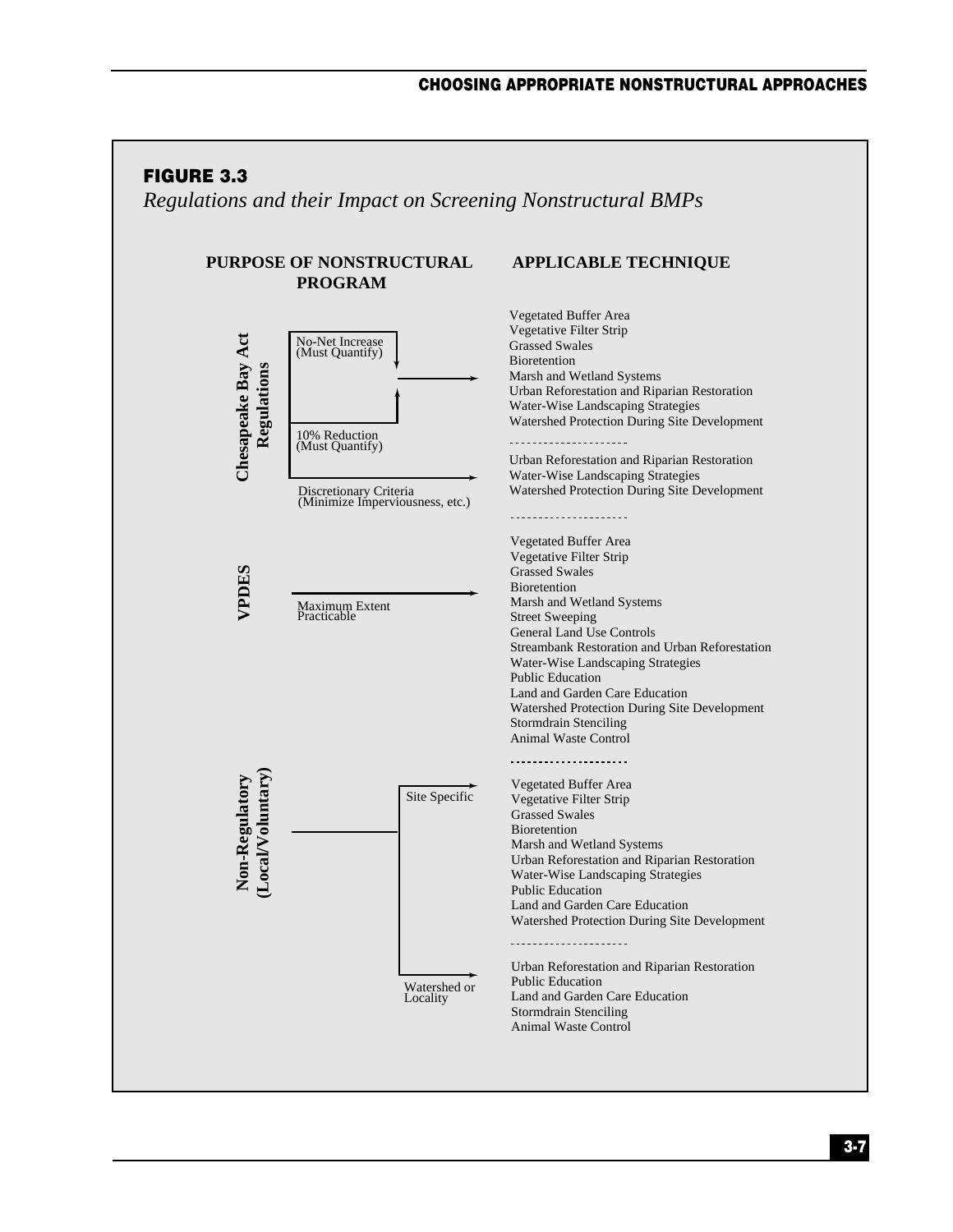**FIGURE 3.3**

*Regulations and their Impact on Screening Nonstructural BMPs*

| PURPOSE OF NONSTRUCTURAL PROGRAM | | APPLICABLE TECHNIQUE |
|---|---|---|
| **Chesapeake Bay Act Regulations** | No-Net Increase (Must Quantify); 10% Reduction (Must Quantify) | Vegetated Buffer Area<br>Vegetative Filter Strip<br>Grassed Swales<br>Bioretention<br>Marsh and Wetland Systems<br>Urban Reforestation and Riparian Restoration<br>Water-Wise Landscaping Strategies<br>Watershed Protection During Site Development |
| | Discretionary Criteria (Minimize Imperviousness, etc.) | Urban Reforestation and Riparian Restoration<br>Water-Wise Landscaping Strategies<br>Watershed Protection During Site Development |
| **VPDES** | Maximum Extent Practicable | Vegetated Buffer Area<br>Vegetative Filter Strip<br>Grassed Swales<br>Bioretention<br>Marsh and Wetland Systems<br>Street Sweeping<br>General Land Use Controls<br>Streambank Restoration and Urban Reforestation<br>Water-Wise Landscaping Strategies<br>Public Education<br>Land and Garden Care Education<br>Watershed Protection During Site Development<br>Stormdrain Stenciling<br>Animal Waste Control |
| **Non-Regulatory (Local/Voluntary)** | Site Specific | Vegetated Buffer Area<br>Vegetative Filter Strip<br>Grassed Swales<br>Bioretention<br>Marsh and Wetland Systems<br>Urban Reforestation and Riparian Restoration<br>Water-Wise Landscaping Strategies<br>Public Education<br>Land and Garden Care Education<br>Watershed Protection During Site Development |
| | Watershed or Locality | Urban Reforestation and Riparian Restoration<br>Public Education<br>Land and Garden Care Education<br>Stormdrain Stenciling<br>Animal Waste Control |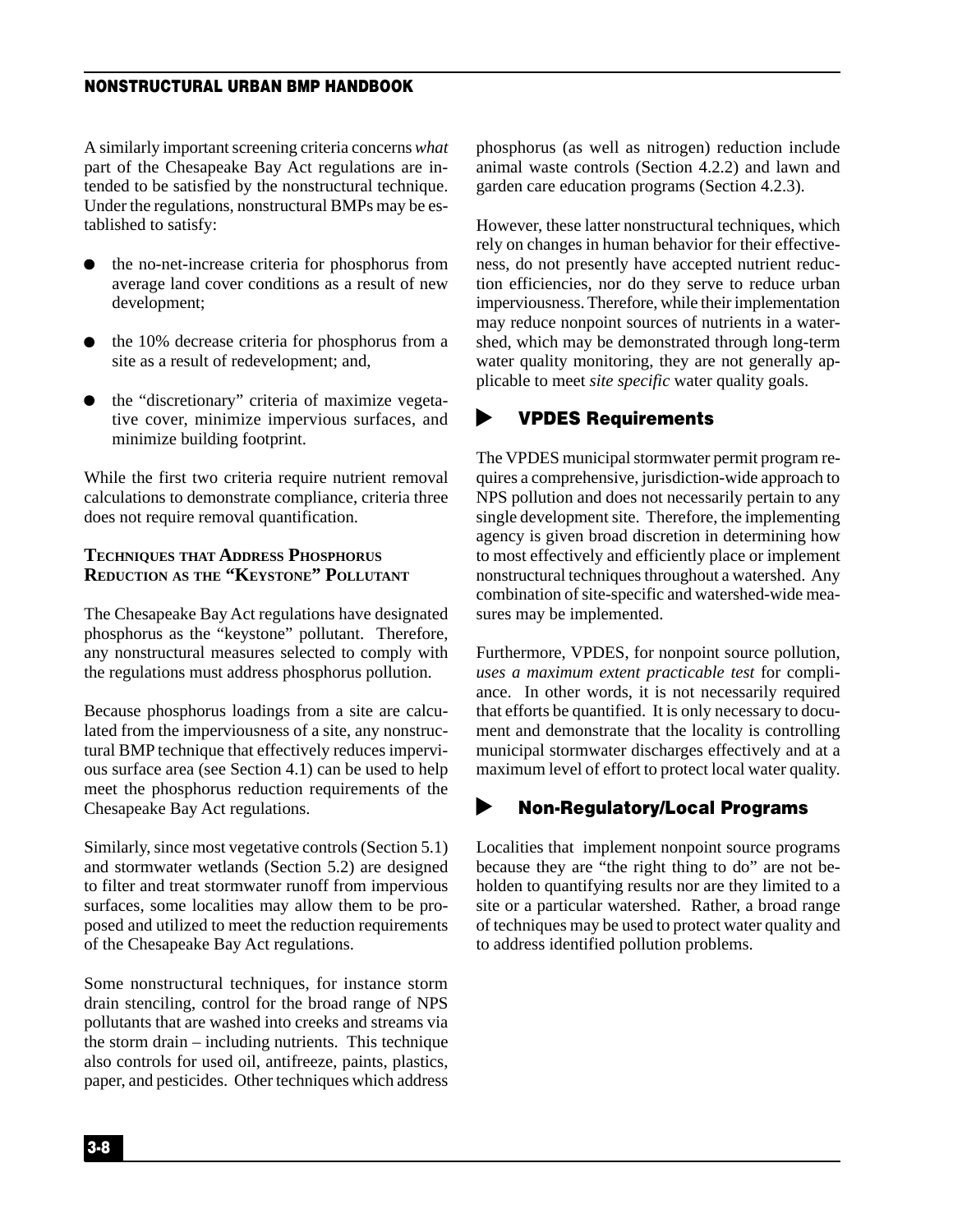A similarly important screening criteria concerns *what* part of the Chesapeake Bay Act regulations are intended to be satisfied by the nonstructural technique. Under the regulations, nonstructural BMPs may be established to satisfy:

- the no-net-increase criteria for phosphorus from average land cover conditions as a result of new development;
- the 10% decrease criteria for phosphorus from a site as a result of redevelopment; and,
- the "discretionary" criteria of maximize vegetative cover, minimize impervious surfaces, and minimize building footprint.

While the first two criteria require nutrient removal calculations to demonstrate compliance, criteria three does not require removal quantification.

#### TECHNIQUES THAT ADDRESS PHOSPHORUS REDUCTION AS THE "KEYSTONE" POLLUTANT

The Chesapeake Bay Act regulations have designated phosphorus as the "keystone" pollutant. Therefore, any nonstructural measures selected to comply with the regulations must address phosphorus pollution.

Because phosphorus loadings from a site are calculated from the imperviousness of a site, any nonstructural BMP technique that effectively reduces impervious surface area (see Section 4.1) can be used to help meet the phosphorus reduction requirements of the Chesapeake Bay Act regulations.

Similarly, since most vegetative controls (Section 5.1) and stormwater wetlands (Section 5.2) are designed to filter and treat stormwater runoff from impervious surfaces, some localities may allow them to be proposed and utilized to meet the reduction requirements of the Chesapeake Bay Act regulations.

Some nonstructural techniques, for instance storm drain stenciling, control for the broad range of NPS pollutants that are washed into creeks and streams via the storm drain – including nutrients. This technique also controls for used oil, antifreeze, paints, plastics, paper, and pesticides. Other techniques which address phosphorus (as well as nitrogen) reduction include animal waste controls (Section 4.2.2) and lawn and garden care education programs (Section 4.2.3).

However, these latter nonstructural techniques, which rely on changes in human behavior for their effectiveness, do not presently have accepted nutrient reduction efficiencies, nor do they serve to reduce urban imperviousness. Therefore, while their implementation may reduce nonpoint sources of nutrients in a watershed, which may be demonstrated through long-term water quality monitoring, they are not generally applicable to meet *site specific* water quality goals.

### VPDES Requirements

The VPDES municipal stormwater permit program requires a comprehensive, jurisdiction-wide approach to NPS pollution and does not necessarily pertain to any single development site. Therefore, the implementing agency is given broad discretion in determining how to most effectively and efficiently place or implement nonstructural techniques throughout a watershed. Any combination of site-specific and watershed-wide measures may be implemented.

Furthermore, VPDES, for nonpoint source pollution, *uses a maximum extent practicable test* for compliance. In other words, it is not necessarily required that efforts be quantified. It is only necessary to document and demonstrate that the locality is controlling municipal stormwater discharges effectively and at a maximum level of effort to protect local water quality.

### Non-Regulatory/Local Programs

Localities that implement nonpoint source programs because they are "the right thing to do" are not beholden to quantifying results nor are they limited to a site or a particular watershed. Rather, a broad range of techniques may be used to protect water quality and to address identified pollution problems.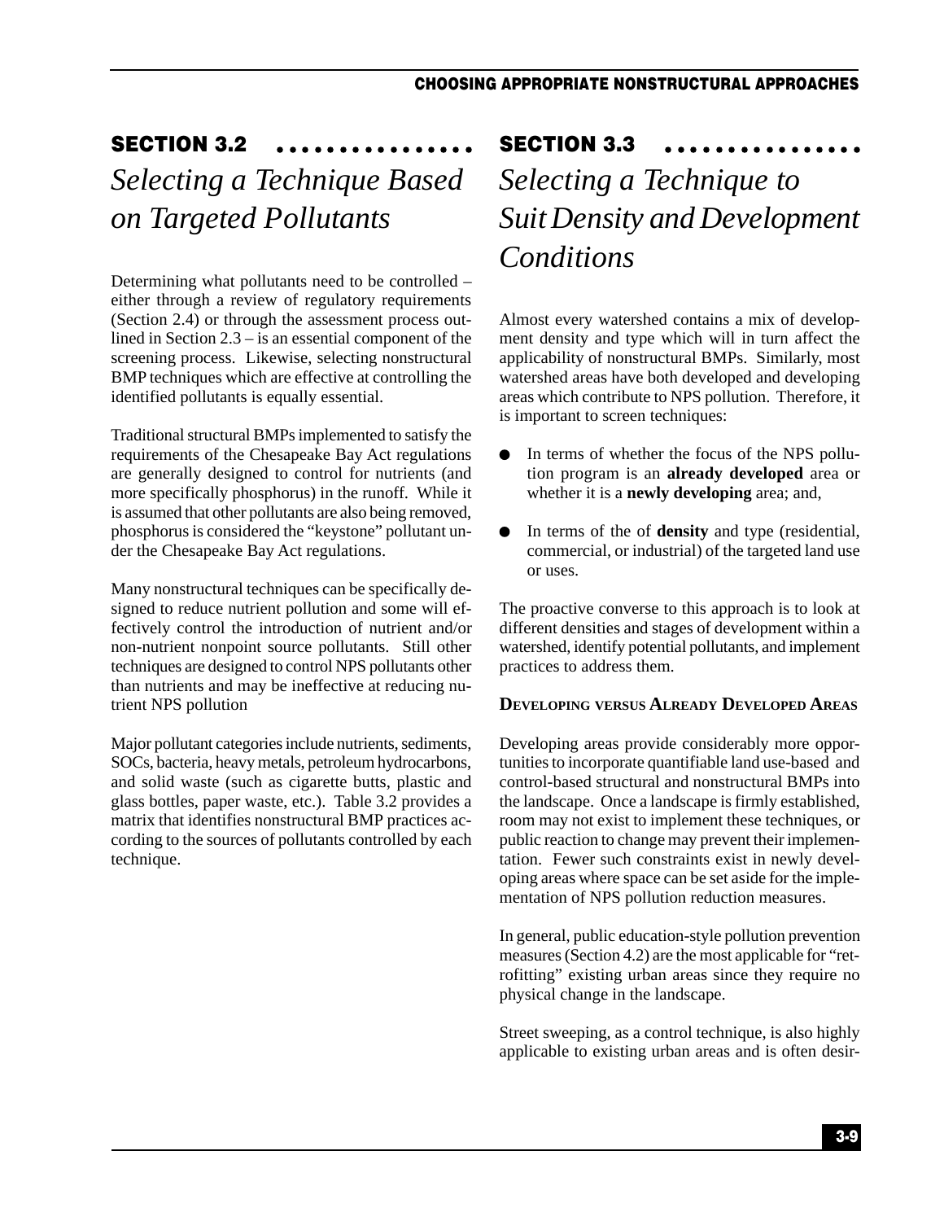## SECTION 3.2

# *Selecting a Technique Based on Targeted Pollutants*

Determining what pollutants need to be controlled – either through a review of regulatory requirements (Section 2.4) or through the assessment process outlined in Section 2.3 – is an essential component of the screening process. Likewise, selecting nonstructural BMP techniques which are effective at controlling the identified pollutants is equally essential.

Traditional structural BMPs implemented to satisfy the requirements of the Chesapeake Bay Act regulations are generally designed to control for nutrients (and more specifically phosphorus) in the runoff. While it is assumed that other pollutants are also being removed, phosphorus is considered the "keystone" pollutant under the Chesapeake Bay Act regulations.

Many nonstructural techniques can be specifically designed to reduce nutrient pollution and some will effectively control the introduction of nutrient and/or non-nutrient nonpoint source pollutants. Still other techniques are designed to control NPS pollutants other than nutrients and may be ineffective at reducing nutrient NPS pollution

Major pollutant categories include nutrients, sediments, SOCs, bacteria, heavy metals, petroleum hydrocarbons, and solid waste (such as cigarette butts, plastic and glass bottles, paper waste, etc.). Table 3.2 provides a matrix that identifies nonstructural BMP practices according to the sources of pollutants controlled by each technique.

## SECTION 3.3

# *Selecting a Technique to Suit Density and Development Conditions*

Almost every watershed contains a mix of development density and type which will in turn affect the applicability of nonstructural BMPs. Similarly, most watershed areas have both developed and developing areas which contribute to NPS pollution. Therefore, it is important to screen techniques:

- In terms of whether the focus of the NPS pollution program is an **already developed** area or whether it is a **newly developing** area; and,
- In terms of the of **density** and type (residential, commercial, or industrial) of the targeted land use or uses.

The proactive converse to this approach is to look at different densities and stages of development within a watershed, identify potential pollutants, and implement practices to address them.

### Developing versus Already Developed Areas

Developing areas provide considerably more opportunities to incorporate quantifiable land use-based and control-based structural and nonstructural BMPs into the landscape. Once a landscape is firmly established, room may not exist to implement these techniques, or public reaction to change may prevent their implementation. Fewer such constraints exist in newly developing areas where space can be set aside for the implementation of NPS pollution reduction measures.

In general, public education-style pollution prevention measures (Section 4.2) are the most applicable for "retrofitting" existing urban areas since they require no physical change in the landscape.

Street sweeping, as a control technique, is also highly applicable to existing urban areas and is often desir-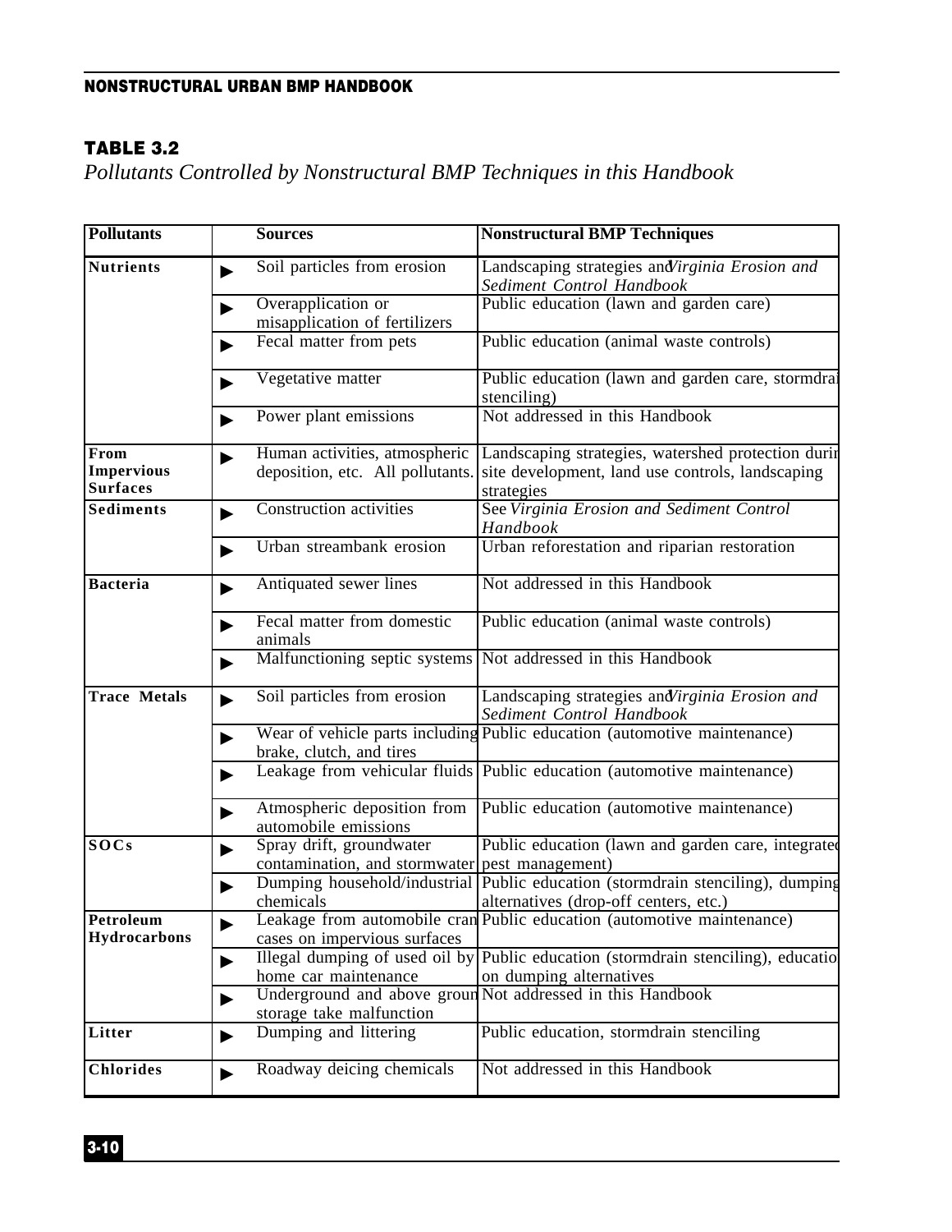**TABLE 3.2**

*Pollutants Controlled by Nonstructural BMP Techniques in this Handbook*

| Pollutants | Sources | Nonstructural BMP Techniques |
|---|---|---|
| **Nutrients** | ▶ Soil particles from erosion | Landscaping strategies and *Virginia Erosion and Sediment Control Handbook* |
| | ▶ Overapplication or misapplication of fertilizers | Public education (lawn and garden care) |
| | ▶ Fecal matter from pets | Public education (animal waste controls) |
| | ▶ Vegetative matter | Public education (lawn and garden care, stormdrai stenciling) |
| | ▶ Power plant emissions | Not addressed in this Handbook |
| **From Impervious Surfaces** | ▶ Human activities, atmospheric deposition, etc. All pollutants. | Landscaping strategies, watershed protection durin site development, land use controls, landscaping strategies |
| **Sediments** | ▶ Construction activities | See *Virginia Erosion and Sediment Control Handbook* |
| | ▶ Urban streambank erosion | Urban reforestation and riparian restoration |
| **Bacteria** | ▶ Antiquated sewer lines | Not addressed in this Handbook |
| | ▶ Fecal matter from domestic animals | Public education (animal waste controls) |
| | ▶ Malfunctioning septic systems | Not addressed in this Handbook |
| **Trace Metals** | ▶ Soil particles from erosion | Landscaping strategies and *Virginia Erosion and Sediment Control Handbook* |
| | ▶ Wear of vehicle parts including brake, clutch, and tires | Public education (automotive maintenance) |
| | ▶ Leakage from vehicular fluids | Public education (automotive maintenance) |
| | ▶ Atmospheric deposition from automobile emissions | Public education (automotive maintenance) |
| **SOCs** | ▶ Spray drift, groundwater contamination, and stormwater | Public education (lawn and garden care, integrated pest management) |
| | ▶ Dumping household/industrial chemicals | Public education (stormdrain stenciling), dumping alternatives (drop-off centers, etc.) |
| **Petroleum Hydrocarbons** | ▶ Leakage from automobile cran cases on impervious surfaces | Public education (automotive maintenance) |
| | ▶ Illegal dumping of used oil by home car maintenance | Public education (stormdrain stenciling), educatio on dumping alternatives |
| | ▶ Underground and above groun storage take malfunction | Not addressed in this Handbook |
| **Litter** | ▶ Dumping and littering | Public education, stormdrain stenciling |
| **Chlorides** | ▶ Roadway deicing chemicals | Not addressed in this Handbook |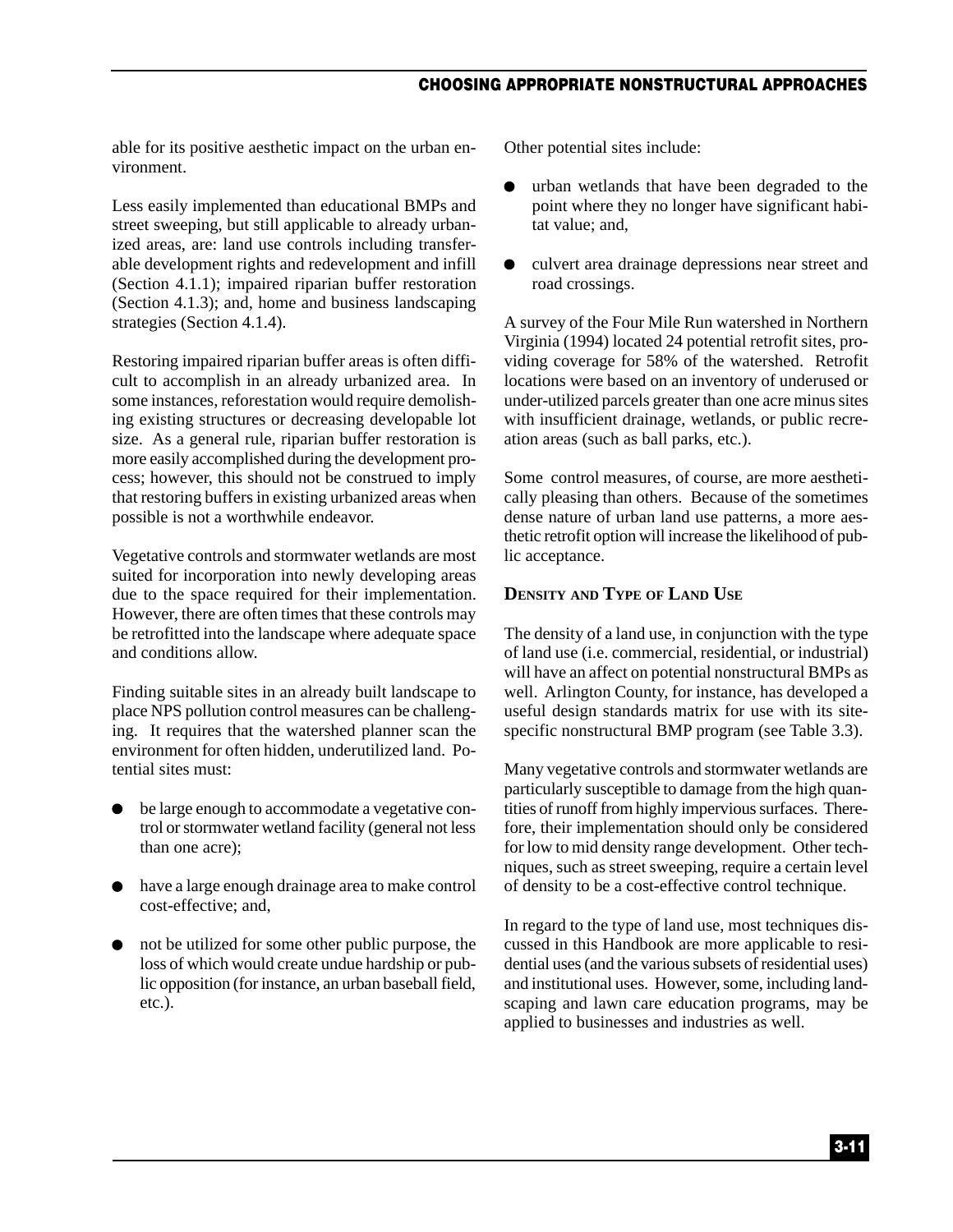able for its positive aesthetic impact on the urban environment.

Less easily implemented than educational BMPs and street sweeping, but still applicable to already urbanized areas, are: land use controls including transferable development rights and redevelopment and infill (Section 4.1.1); impaired riparian buffer restoration (Section 4.1.3); and, home and business landscaping strategies (Section 4.1.4).

Restoring impaired riparian buffer areas is often difficult to accomplish in an already urbanized area. In some instances, reforestation would require demolishing existing structures or decreasing developable lot size. As a general rule, riparian buffer restoration is more easily accomplished during the development process; however, this should not be construed to imply that restoring buffers in existing urbanized areas when possible is not a worthwhile endeavor.

Vegetative controls and stormwater wetlands are most suited for incorporation into newly developing areas due to the space required for their implementation. However, there are often times that these controls may be retrofitted into the landscape where adequate space and conditions allow.

Finding suitable sites in an already built landscape to place NPS pollution control measures can be challenging. It requires that the watershed planner scan the environment for often hidden, underutilized land. Potential sites must:

- be large enough to accommodate a vegetative control or stormwater wetland facility (general not less than one acre);
- have a large enough drainage area to make control cost-effective; and,
- not be utilized for some other public purpose, the loss of which would create undue hardship or public opposition (for instance, an urban baseball field, etc.).

Other potential sites include:

- urban wetlands that have been degraded to the point where they no longer have significant habitat value; and,
- culvert area drainage depressions near street and road crossings.

A survey of the Four Mile Run watershed in Northern Virginia (1994) located 24 potential retrofit sites, providing coverage for 58% of the watershed. Retrofit locations were based on an inventory of underused or under-utilized parcels greater than one acre minus sites with insufficient drainage, wetlands, or public recreation areas (such as ball parks, etc.).

Some control measures, of course, are more aesthetically pleasing than others. Because of the sometimes dense nature of urban land use patterns, a more aesthetic retrofit option will increase the likelihood of public acceptance.

### Density and Type of Land Use

The density of a land use, in conjunction with the type of land use (i.e. commercial, residential, or industrial) will have an affect on potential nonstructural BMPs as well. Arlington County, for instance, has developed a useful design standards matrix for use with its site-specific nonstructural BMP program (see Table 3.3).

Many vegetative controls and stormwater wetlands are particularly susceptible to damage from the high quantities of runoff from highly impervious surfaces. Therefore, their implementation should only be considered for low to mid density range development. Other techniques, such as street sweeping, require a certain level of density to be a cost-effective control technique.

In regard to the type of land use, most techniques discussed in this Handbook are more applicable to residential uses (and the various subsets of residential uses) and institutional uses. However, some, including landscaping and lawn care education programs, may be applied to businesses and industries as well.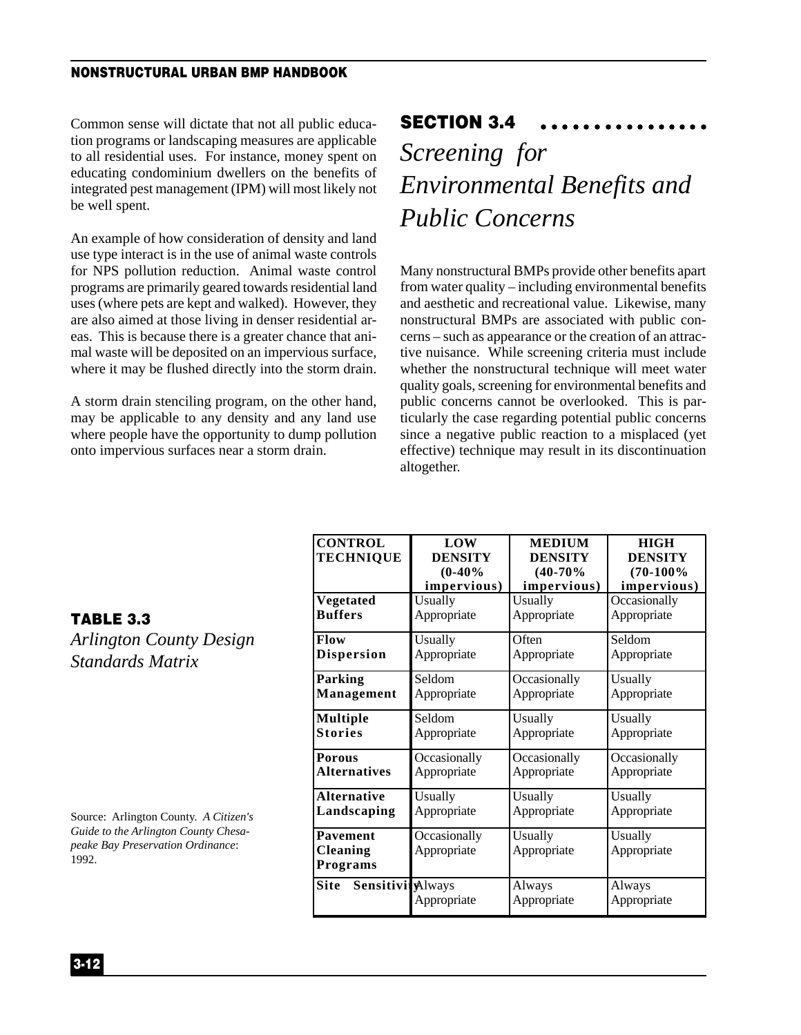Common sense will dictate that not all public education programs or landscaping measures are applicable to all residential uses. For instance, money spent on educating condominium dwellers on the benefits of integrated pest management (IPM) will most likely not be well spent.

An example of how consideration of density and land use type interact is in the use of animal waste controls for NPS pollution reduction. Animal waste control programs are primarily geared towards residential land uses (where pets are kept and walked). However, they are also aimed at those living in denser residential areas. This is because there is a greater chance that animal waste will be deposited on an impervious surface, where it may be flushed directly into the storm drain.

A storm drain stenciling program, on the other hand, may be applicable to any density and any land use where people have the opportunity to dump pollution onto impervious surfaces near a storm drain.

## SECTION 3.4

## *Screening for Environmental Benefits and Public Concerns*

Many nonstructural BMPs provide other benefits apart from water quality – including environmental benefits and aesthetic and recreational value. Likewise, many nonstructural BMPs are associated with public concerns – such as appearance or the creation of an attractive nuisance. While screening criteria must include whether the nonstructural technique will meet water quality goals, screening for environmental benefits and public concerns cannot be overlooked. This is particularly the case regarding potential public concerns since a negative public reaction to a misplaced (yet effective) technique may result in its discontinuation altogether.

**TABLE 3.3**

*Arlington County Design Standards Matrix*

| CONTROL TECHNIQUE | LOW DENSITY (0-40% impervious) | MEDIUM DENSITY (40-70% impervious) | HIGH DENSITY (70-100% impervious) |
|---|---|---|---|
| **Vegetated Buffers** | Usually Appropriate | Usually Appropriate | Occasionally Appropriate |
| **Flow Dispersion** | Usually Appropriate | Often Appropriate | Seldom Appropriate |
| **Parking Management** | Seldom Appropriate | Occasionally Appropriate | Usually Appropriate |
| **Multiple Stories** | Seldom Appropriate | Usually Appropriate | Usually Appropriate |
| **Porous Alternatives** | Occasionally Appropriate | Occasionally Appropriate | Occasionally Appropriate |
| **Alternative Landscaping** | Usually Appropriate | Usually Appropriate | Usually Appropriate |
| **Pavement Cleaning Programs** | Occasionally Appropriate | Usually Appropriate | Usually Appropriate |
| **Site Sensitivity** | Always Appropriate | Always Appropriate | Always Appropriate |

Source: Arlington County. *A Citizen's Guide to the Arlington County Chesapeake Bay Preservation Ordinance*: 1992.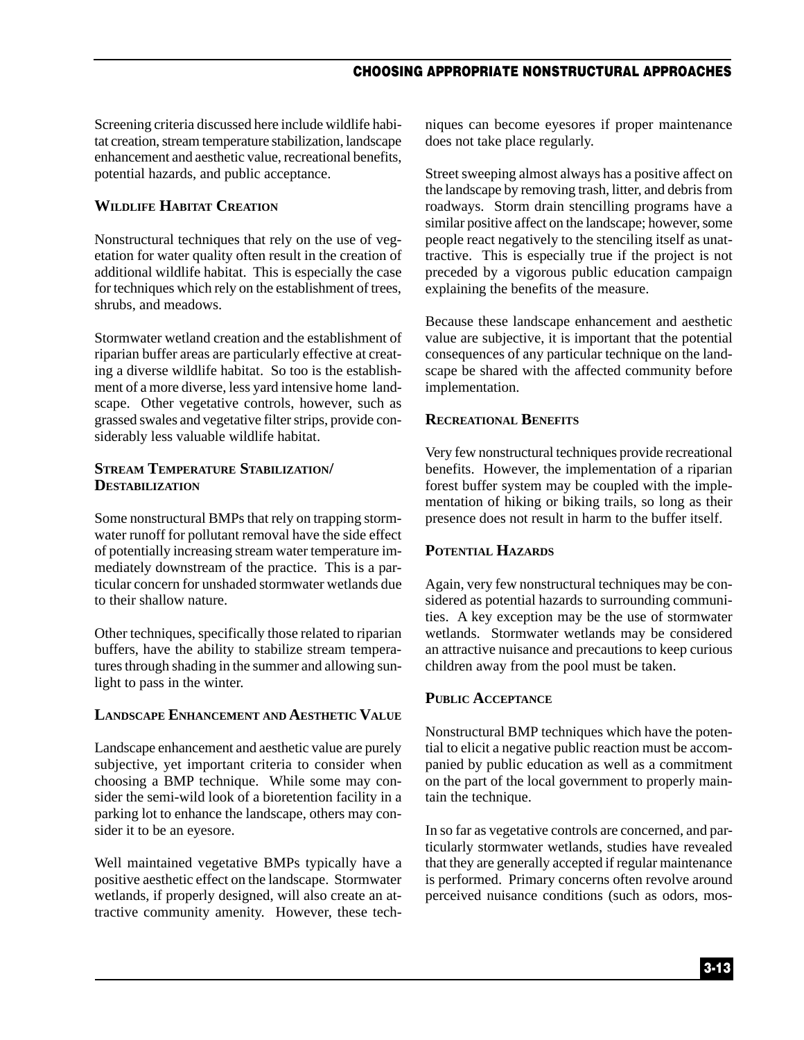Screening criteria discussed here include wildlife habitat creation, stream temperature stabilization, landscape enhancement and aesthetic value, recreational benefits, potential hazards, and public acceptance.

### Wildlife Habitat Creation

Nonstructural techniques that rely on the use of vegetation for water quality often result in the creation of additional wildlife habitat. This is especially the case for techniques which rely on the establishment of trees, shrubs, and meadows.

Stormwater wetland creation and the establishment of riparian buffer areas are particularly effective at creating a diverse wildlife habitat. So too is the establishment of a more diverse, less yard intensive home landscape. Other vegetative controls, however, such as grassed swales and vegetative filter strips, provide considerably less valuable wildlife habitat.

### Stream Temperature Stabilization/Destabilization

Some nonstructural BMPs that rely on trapping stormwater runoff for pollutant removal have the side effect of potentially increasing stream water temperature immediately downstream of the practice. This is a particular concern for unshaded stormwater wetlands due to their shallow nature.

Other techniques, specifically those related to riparian buffers, have the ability to stabilize stream temperatures through shading in the summer and allowing sunlight to pass in the winter.

### Landscape Enhancement and Aesthetic Value

Landscape enhancement and aesthetic value are purely subjective, yet important criteria to consider when choosing a BMP technique. While some may consider the semi-wild look of a bioretention facility in a parking lot to enhance the landscape, others may consider it to be an eyesore.

Well maintained vegetative BMPs typically have a positive aesthetic effect on the landscape. Stormwater wetlands, if properly designed, will also create an attractive community amenity. However, these techniques can become eyesores if proper maintenance does not take place regularly.

Street sweeping almost always has a positive affect on the landscape by removing trash, litter, and debris from roadways. Storm drain stencilling programs have a similar positive affect on the landscape; however, some people react negatively to the stenciling itself as unattractive. This is especially true if the project is not preceded by a vigorous public education campaign explaining the benefits of the measure.

Because these landscape enhancement and aesthetic value are subjective, it is important that the potential consequences of any particular technique on the landscape be shared with the affected community before implementation.

### Recreational Benefits

Very few nonstructural techniques provide recreational benefits. However, the implementation of a riparian forest buffer system may be coupled with the implementation of hiking or biking trails, so long as their presence does not result in harm to the buffer itself.

### Potential Hazards

Again, very few nonstructural techniques may be considered as potential hazards to surrounding communities. A key exception may be the use of stormwater wetlands. Stormwater wetlands may be considered an attractive nuisance and precautions to keep curious children away from the pool must be taken.

### Public Acceptance

Nonstructural BMP techniques which have the potential to elicit a negative public reaction must be accompanied by public education as well as a commitment on the part of the local government to properly maintain the technique.

In so far as vegetative controls are concerned, and particularly stormwater wetlands, studies have revealed that they are generally accepted if regular maintenance is performed. Primary concerns often revolve around perceived nuisance conditions (such as odors, mos-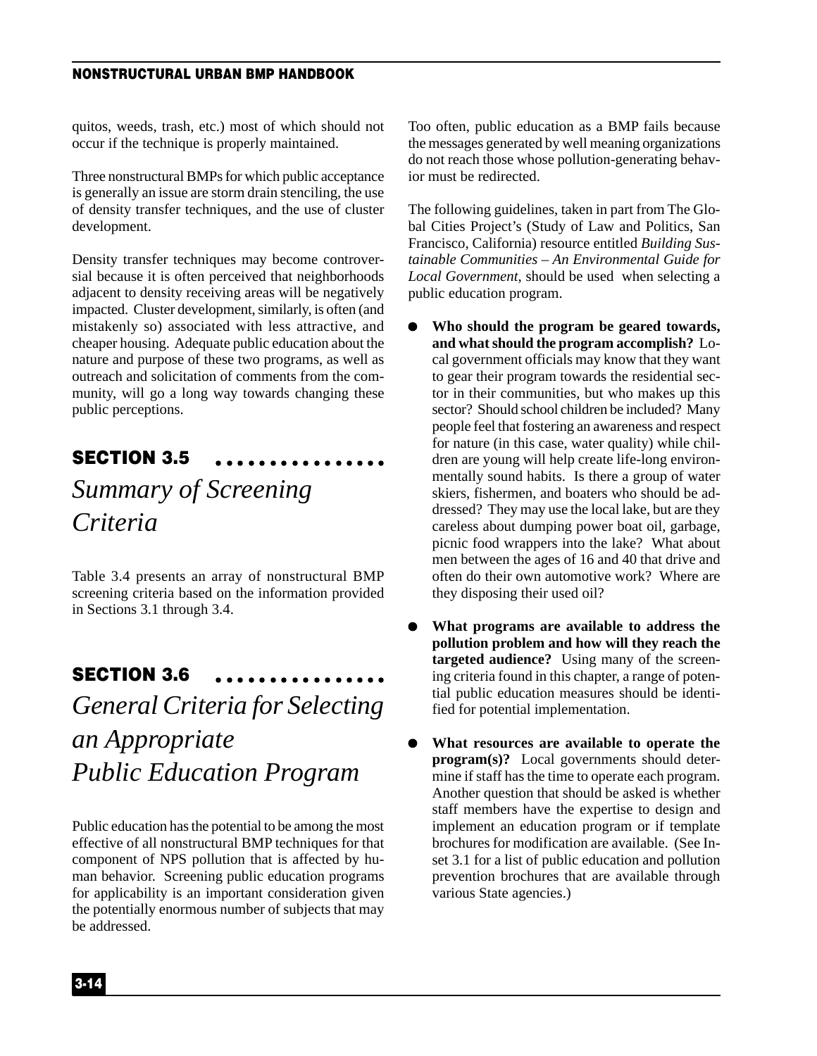quitos, weeds, trash, etc.) most of which should not occur if the technique is properly maintained.

Three nonstructural BMPs for which public acceptance is generally an issue are storm drain stenciling, the use of density transfer techniques, and the use of cluster development.

Density transfer techniques may become controversial because it is often perceived that neighborhoods adjacent to density receiving areas will be negatively impacted. Cluster development, similarly, is often (and mistakenly so) associated with less attractive, and cheaper housing. Adequate public education about the nature and purpose of these two programs, as well as outreach and solicitation of comments from the community, will go a long way towards changing these public perceptions.

## SECTION 3.5

## *Summary of Screening Criteria*

Table 3.4 presents an array of nonstructural BMP screening criteria based on the information provided in Sections 3.1 through 3.4.

## SECTION 3.6

## *General Criteria for Selecting an Appropriate Public Education Program*

Public education has the potential to be among the most effective of all nonstructural BMP techniques for that component of NPS pollution that is affected by human behavior. Screening public education programs for applicability is an important consideration given the potentially enormous number of subjects that may be addressed.

Too often, public education as a BMP fails because the messages generated by well meaning organizations do not reach those whose pollution-generating behavior must be redirected.

The following guidelines, taken in part from The Global Cities Project's (Study of Law and Politics, San Francisco, California) resource entitled *Building Sustainable Communities – An Environmental Guide for Local Government*, should be used when selecting a public education program.

- **Who should the program be geared towards, and what should the program accomplish?** Local government officials may know that they want to gear their program towards the residential sector in their communities, but who makes up this sector? Should school children be included? Many people feel that fostering an awareness and respect for nature (in this case, water quality) while children are young will help create life-long environmentally sound habits. Is there a group of water skiers, fishermen, and boaters who should be addressed? They may use the local lake, but are they careless about dumping power boat oil, garbage, picnic food wrappers into the lake? What about men between the ages of 16 and 40 that drive and often do their own automotive work? Where are they disposing their used oil?

- **What programs are available to address the pollution problem and how will they reach the targeted audience?** Using many of the screening criteria found in this chapter, a range of potential public education measures should be identified for potential implementation.

- **What resources are available to operate the program(s)?** Local governments should determine if staff has the time to operate each program. Another question that should be asked is whether staff members have the expertise to design and implement an education program or if template brochures for modification are available. (See Inset 3.1 for a list of public education and pollution prevention brochures that are available through various State agencies.)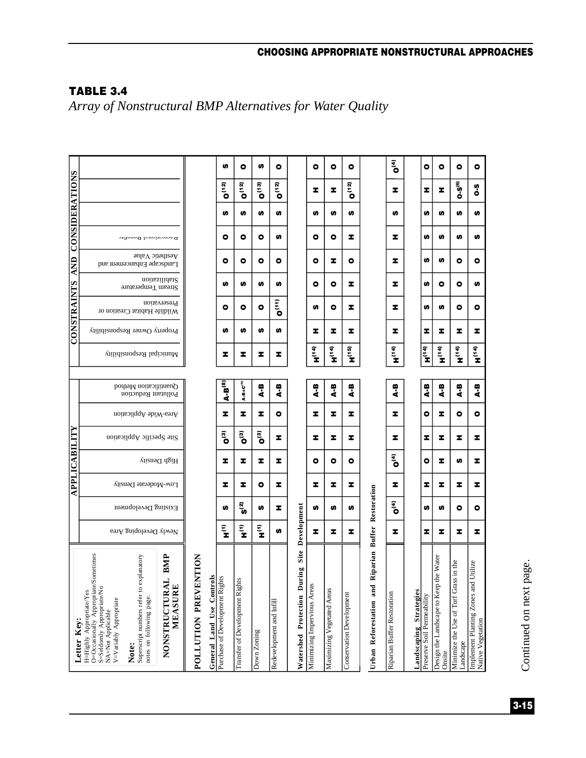## TABLE 3.4

*Array of Nonstructural BMP Alternatives for Water Quality*

**Letter Key:**
H=Highly Appropriate/Yes
O=Occasionally Appropriate/Sometimes
S=Seldomly Appropriate/No
NA=Not Applicable
V=Variably Appropriate

**Note:**
Superscript numbers refer to explanatory notes on following page.

| NONSTRUCTURAL BMP MEASURE | APPLICABILITY | | | | | | | CONSTRAINTS AND CONSIDERATIONS | | | | | | | | |
|---|---|---|---|---|---|---|---|---|---|---|---|---|---|---|---|---|
| | Newly Developing Area | Existing Development | Low-Moderate Density | High Density | Site Specific Application | Area-Wide Application | Pollutant Reduction Quantification Method | Municipal Responsibility | Property Owner Responsibility | Wildlife Habitat Creation or Preservation | Stream Temperature Stabilization | Landscape Enhancement and Aesthetic Value | Recreational Benefits | | | |
| **POLLUTION PREVENTION** | | | | | | | | | | | | | | | | |
| **General Land Use Controls** | | | | | | | | | | | | | | | | |
| Purchase of Development Rights | H[1] | S | H | H | O[3] | H | A-B[8] | H | S | O | S | O | O | S | O[12] | S |
| Transfer of Development Rights | H[1] | S[2] | H | H | O[3] | H | A-B+C[9] | H | S | O | S | O | O | S | O[12] | O |
| Down Zoning | H[1] | S | O | H | O[3] | H | A-B | H | S | O | S | O | O | S | O[13] | S |
| Redevelopment and Infill | S | H | H | H | H | O | A-B | H | S | O[11] | S | O | S | S | O[12] | O |
| **Watershed Protection During Site Development** | | | | | | | | | | | | | | | | |
| Minimizing Impervious Areas | H | S | H | O | H | H | A-B | H[14] | H | S | O | O | O | S | H | O |
| Maximizing Vegetated Areas | H | S | H | O | H | H | A-B | H[14] | H | O | O | H | O | S | H | O |
| Conservation Development | H | S | H | O | H | H | A-B | H[15] | H | H | H | O | H | S | O[12] | O |
| **Urban Reforestation and Riparian Buffer Restoration** | | | | | | | | | | | | | | | | |
| Riparian Buffer Restoration | H | O[4] | H | O[4] | H | H | A-B | H[14] | H | H | H | H | H | S | H | O[4] |
| **Landscaping Strategies** | | | | | | | | | | | | | | | | |
| Preserve Soil Permeability | H | S | H | O | H | O | A-B | H[14] | H | S | S | S | S | S | H | O |
| Design the Landscape to Keep the Water Onsite | H | S | H | H | H | H | A-B | H[14] | H | S | O | S | S | S | H | O |
| Minimize the Use of Turf Grass in the Landscape | H | O | H | S | H | O | A-B | H[14] | H | O | O | O | S | S | O-S[6] | O |
| Implement Planting Zones and Utilize Native Vegetation | H | O | H | H | H | O | A-B | H[14] | H | O | S | O | S | S | O-S | O |

Continued on next page.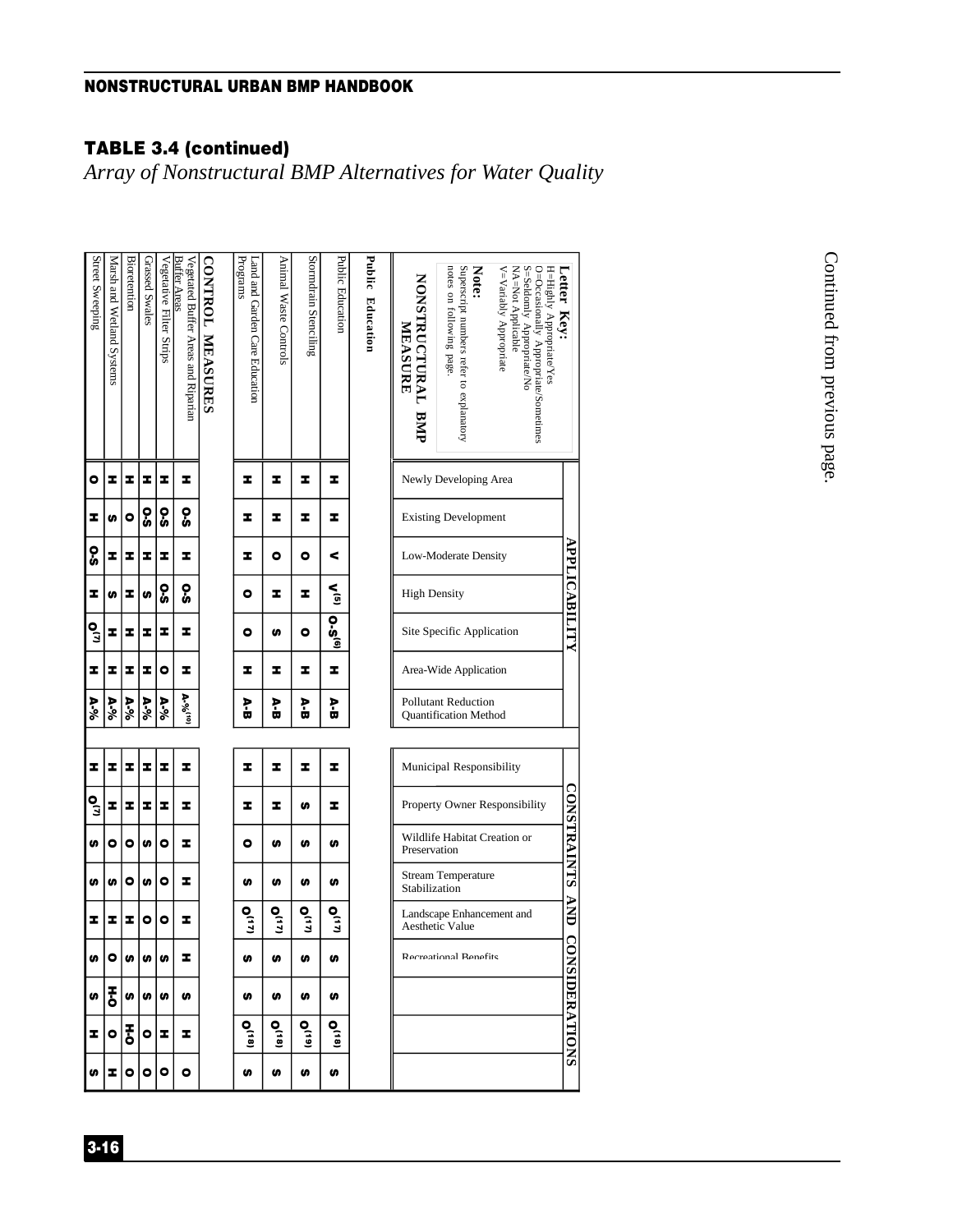## TABLE 3.4 (continued)

*Array of Nonstructural BMP Alternatives for Water Quality*

**Letter Key:**
H=Highly Appropriate/Yes
O=Occasionally Appropriate/Sometimes
S=Seldomly Appropriate/No
NA=Not Applicable
V=Variably Appropriate

**Note:**
Superscript numbers refer to explanatory notes on following page.

| NONSTRUCTURAL BMP MEASURE | APPLICABILITY | | | | | | | CONSTRAINTS AND CONSIDERATIONS | | | | | | | | |
|---|---|---|---|---|---|---|---|---|---|---|---|---|---|---|---|---|
| | Newly Developing Area | Existing Development | Low-Moderate Density | High Density | Site Specific Application | Area-Wide Application | Pollutant Reduction Quantification Method | Municipal Responsibility | Property Owner Responsibility | Wildlife Habitat Creation or Preservation | Stream Temperature Stabilization | Landscape Enhancement and Aesthetic Value | Recreational Benefits | | | |
| **Public Education** | | | | | | | | | | | | | | | | |
| Public Education | H | H | V | V[5] | O-S[6] | H | A-B | H | H | S | S | O[17] | S | S | O[18] | S |
| Stormdrain Stenciling | H | H | O | H | O | H | A-B | H | S | S | S | O[17] | S | S | O[19] | S |
| Animal Waste Controls | H | H | O | H | S | H | A-B | H | H | S | S | O[17] | S | S | O[18] | S |
| Land and Garden Care Education Programs | H | H | H | O | O | H | A-B | H | H | O | S | O[17] | S | S | O[18] | S |
| **CONTROL MEASURES** | | | | | | | | | | | | | | | | |
| Vegetated Buffer Areas and Riparian Buffer Areas | H | O-S | H | O-S | H | H | A-%[10] | H | H | H | H | H | H | S | H | O |
| Vegetative Filter Strips | H | O-S | H | O-S | H | O | A-% | H | H | O | O | O | S | S | H | O |
| Grassed Swales | H | O-S | H | S | H | H | A-% | H | H | S | S | O | S | S | O | O |
| Bioretention | H | O | H | H | H | H | A-% | H | H | O | O | H | S | S | H-O | O |
| Marsh and Wetland Systems | H | S | H | S | H | H | A-% | H | H | O | S | H | O | H-O | O | H |
| Street Sweeping | O | H | O-S | H | O[7] | H | A-% | H | O[7] | S | S | H | S | S | H | S |

Continued from previous page.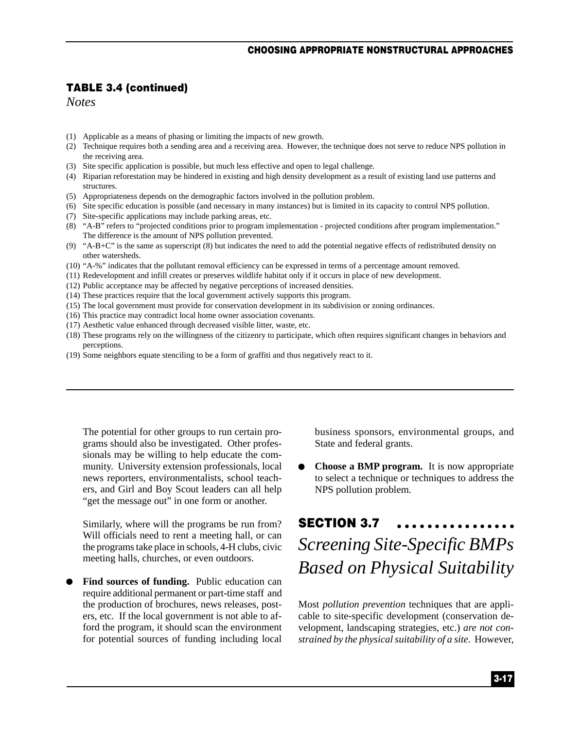## TABLE 3.4 (continued)

*Notes*

(1) Applicable as a means of phasing or limiting the impacts of new growth.
(2) Technique requires both a sending area and a receiving area. However, the technique does not serve to reduce NPS pollution in the receiving area.
(3) Site specific application is possible, but much less effective and open to legal challenge.
(4) Riparian reforestation may be hindered in existing and high density development as a result of existing land use patterns and structures.
(5) Appropriateness depends on the demographic factors involved in the pollution problem.
(6) Site specific education is possible (and necessary in many instances) but is limited in its capacity to control NPS pollution.
(7) Site-specific applications may include parking areas, etc.
(8) "A-B" refers to "projected conditions prior to program implementation - projected conditions after program implementation." The difference is the amount of NPS pollution prevented.
(9) "A-B+C" is the same as superscript (8) but indicates the need to add the potential negative effects of redistributed density on other watersheds.
(10) "A-%" indicates that the pollutant removal efficiency can be expressed in terms of a percentage amount removed.
(11) Redevelopment and infill creates or preserves wildlife habitat only if it occurs in place of new development.
(12) Public acceptance may be affected by negative perceptions of increased densities.
(14) These practices require that the local government actively supports this program.
(15) The local government must provide for conservation development in its subdivision or zoning ordinances.
(16) This practice may contradict local home owner association covenants.
(17) Aesthetic value enhanced through decreased visible litter, waste, etc.
(18) These programs rely on the willingness of the citizenry to participate, which often requires significant changes in behaviors and perceptions.
(19) Some neighbors equate stenciling to be a form of graffiti and thus negatively react to it.

The potential for other groups to run certain programs should also be investigated. Other professionals may be willing to help educate the community. University extension professionals, local news reporters, environmentalists, school teachers, and Girl and Boy Scout leaders can all help "get the message out" in one form or another.

Similarly, where will the programs be run from? Will officials need to rent a meeting hall, or can the programs take place in schools, 4-H clubs, civic meeting halls, churches, or even outdoors.

- **Find sources of funding.** Public education can require additional permanent or part-time staff and the production of brochures, news releases, posters, etc. If the local government is not able to afford the program, it should scan the environment for potential sources of funding including local business sponsors, environmental groups, and State and federal grants.

- **Choose a BMP program.** It is now appropriate to select a technique or techniques to address the NPS pollution problem.

## SECTION 3.7

## *Screening Site-Specific BMPs Based on Physical Suitability*

Most *pollution prevention* techniques that are applicable to site-specific development (conservation development, landscaping strategies, etc.) *are not constrained by the physical suitability of a site*. However,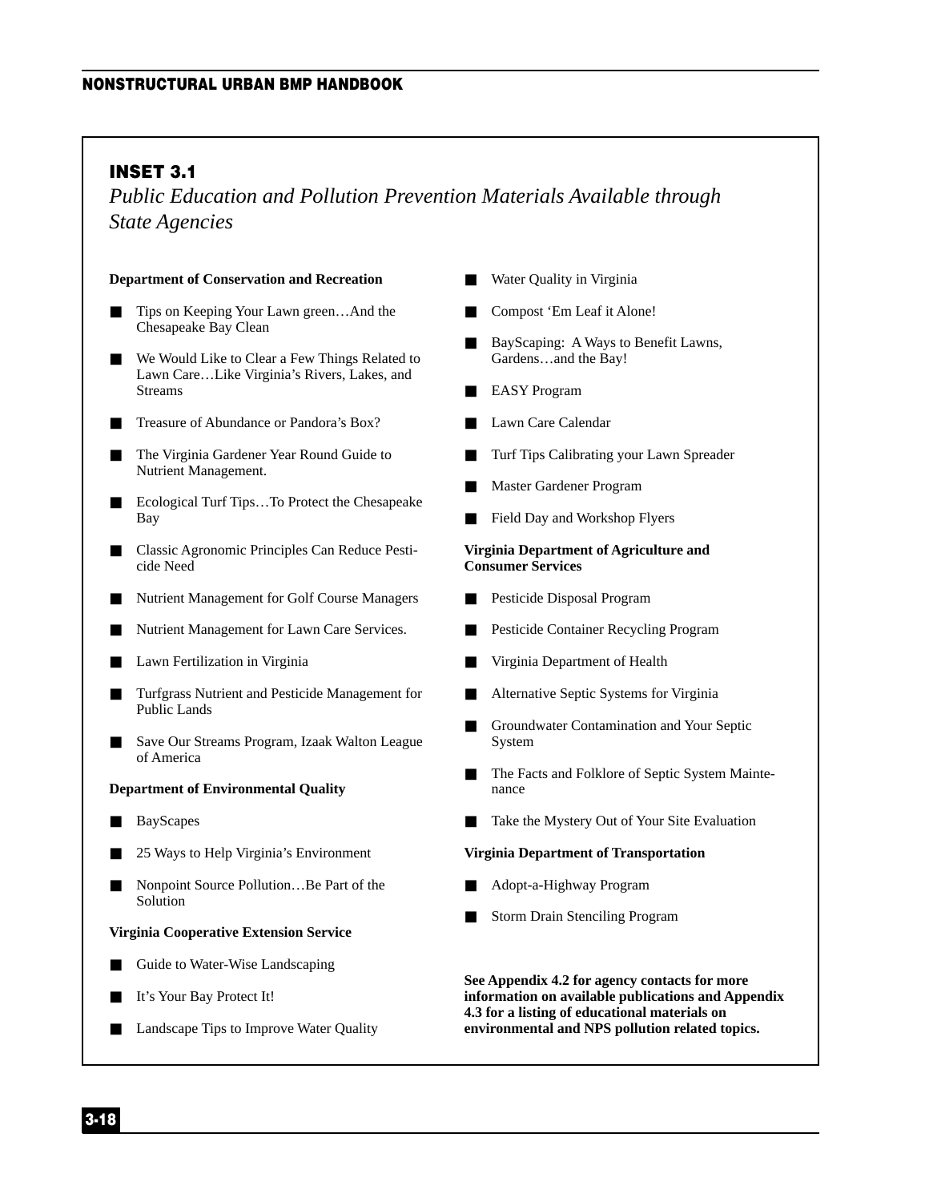## INSET 3.1

*Public Education and Pollution Prevention Materials Available through State Agencies*

**Department of Conservation and Recreation**

- Tips on Keeping Your Lawn green…And the Chesapeake Bay Clean
- We Would Like to Clear a Few Things Related to Lawn Care…Like Virginia's Rivers, Lakes, and Streams
- Treasure of Abundance or Pandora's Box?
- The Virginia Gardener Year Round Guide to Nutrient Management.
- Ecological Turf Tips…To Protect the Chesapeake Bay
- Classic Agronomic Principles Can Reduce Pesticide Need
- Nutrient Management for Golf Course Managers
- Nutrient Management for Lawn Care Services.
- Lawn Fertilization in Virginia
- Turfgrass Nutrient and Pesticide Management for Public Lands
- Save Our Streams Program, Izaak Walton League of America

**Department of Environmental Quality**

- BayScapes
- 25 Ways to Help Virginia's Environment
- Nonpoint Source Pollution…Be Part of the Solution

**Virginia Cooperative Extension Service**

- Guide to Water-Wise Landscaping
- It's Your Bay Protect It!
- Landscape Tips to Improve Water Quality
- Water Quality in Virginia
- Compost 'Em Leaf it Alone!
- BayScaping: A Ways to Benefit Lawns, Gardens…and the Bay!
- EASY Program
- Lawn Care Calendar
- Turf Tips Calibrating your Lawn Spreader
- Master Gardener Program
- Field Day and Workshop Flyers

**Virginia Department of Agriculture and Consumer Services**

- Pesticide Disposal Program
- Pesticide Container Recycling Program
- Virginia Department of Health
- Alternative Septic Systems for Virginia
- Groundwater Contamination and Your Septic System
- The Facts and Folklore of Septic System Maintenance
- Take the Mystery Out of Your Site Evaluation

**Virginia Department of Transportation**

- Adopt-a-Highway Program
- Storm Drain Stenciling Program

**See Appendix 4.2 for agency contacts for more information on available publications and Appendix 4.3 for a listing of educational materials on environmental and NPS pollution related topics.**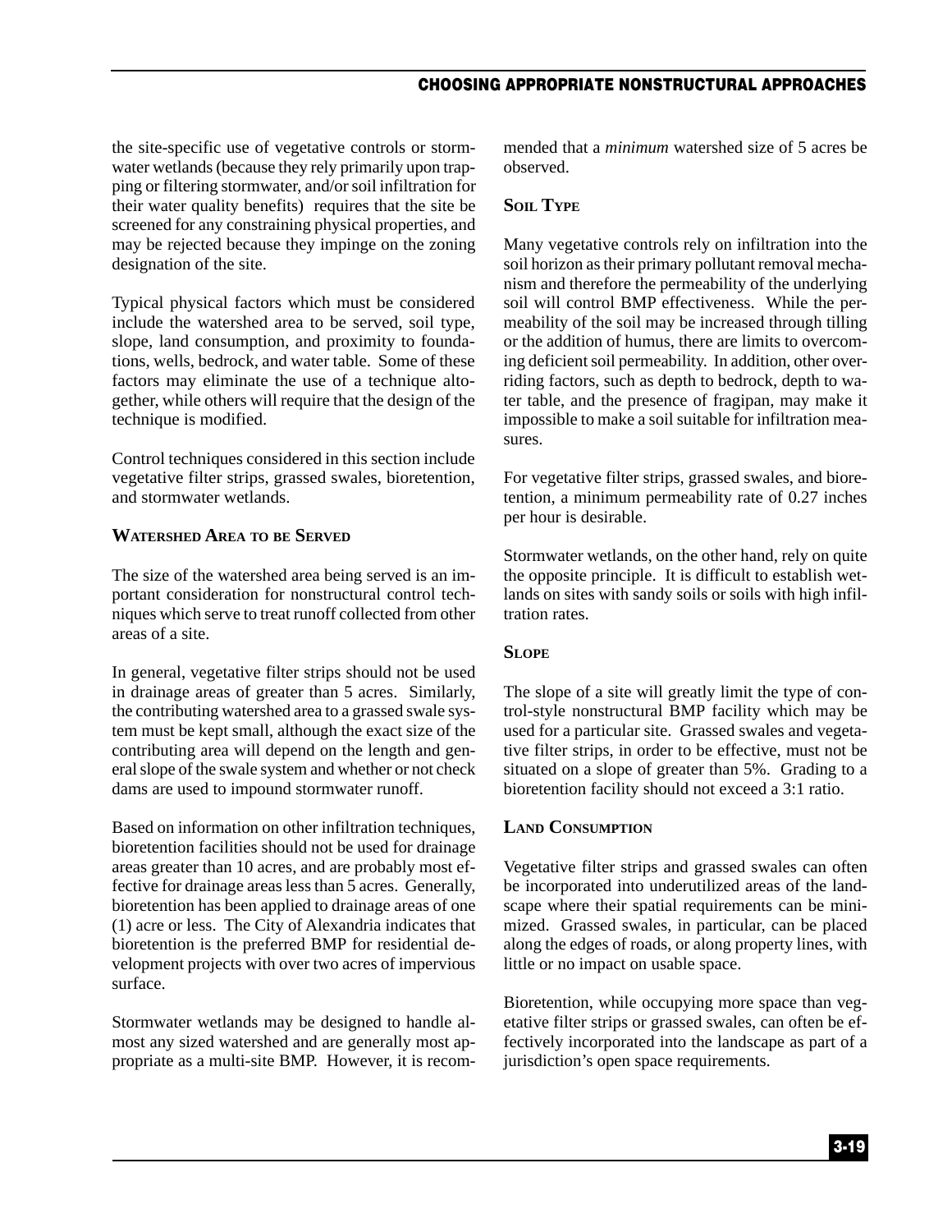the site-specific use of vegetative controls or stormwater wetlands (because they rely primarily upon trapping or filtering stormwater, and/or soil infiltration for their water quality benefits)  requires that the site be screened for any constraining physical properties, and may be rejected because they impinge on the zoning designation of the site.

Typical physical factors which must be considered include the watershed area to be served, soil type, slope, land consumption, and proximity to foundations, wells, bedrock, and water table.  Some of these factors may eliminate the use of a technique altogether, while others will require that the design of the technique is modified.

Control techniques considered in this section include vegetative filter strips, grassed swales, bioretention, and stormwater wetlands.

#### WATERSHED AREA TO BE SERVED

The size of the watershed area being served is an important consideration for nonstructural control techniques which serve to treat runoff collected from other areas of a site.

In general, vegetative filter strips should not be used in drainage areas of greater than 5 acres.  Similarly, the contributing watershed area to a grassed swale system must be kept small, although the exact size of the contributing area will depend on the length and general slope of the swale system and whether or not check dams are used to impound stormwater runoff.

Based on information on other infiltration techniques, bioretention facilities should not be used for drainage areas greater than 10 acres, and are probably most effective for drainage areas less than 5 acres.  Generally, bioretention has been applied to drainage areas of one (1) acre or less.  The City of Alexandria indicates that bioretention is the preferred BMP for residential development projects with over two acres of impervious surface.

Stormwater wetlands may be designed to handle almost any sized watershed and are generally most appropriate as a multi-site BMP.  However, it is recommended that a *minimum* watershed size of 5 acres be observed.

#### SOIL TYPE

Many vegetative controls rely on infiltration into the soil horizon as their primary pollutant removal mechanism and therefore the permeability of the underlying soil will control BMP effectiveness.  While the permeability of the soil may be increased through tilling or the addition of humus, there are limits to overcoming deficient soil permeability.  In addition, other overriding factors, such as depth to bedrock, depth to water table, and the presence of fragipan, may make it impossible to make a soil suitable for infiltration measures.

For vegetative filter strips, grassed swales, and bioretention, a minimum permeability rate of 0.27 inches per hour is desirable.

Stormwater wetlands, on the other hand, rely on quite the opposite principle.  It is difficult to establish wetlands on sites with sandy soils or soils with high infiltration rates.

#### SLOPE

The slope of a site will greatly limit the type of control-style nonstructural BMP facility which may be used for a particular site.  Grassed swales and vegetative filter strips, in order to be effective, must not be situated on a slope of greater than 5%.  Grading to a bioretention facility should not exceed a 3:1 ratio.

#### LAND CONSUMPTION

Vegetative filter strips and grassed swales can often be incorporated into underutilized areas of the landscape where their spatial requirements can be minimized.  Grassed swales, in particular, can be placed along the edges of roads, or along property lines, with little or no impact on usable space.

Bioretention, while occupying more space than vegetative filter strips or grassed swales, can often be effectively incorporated into the landscape as part of a jurisdiction's open space requirements.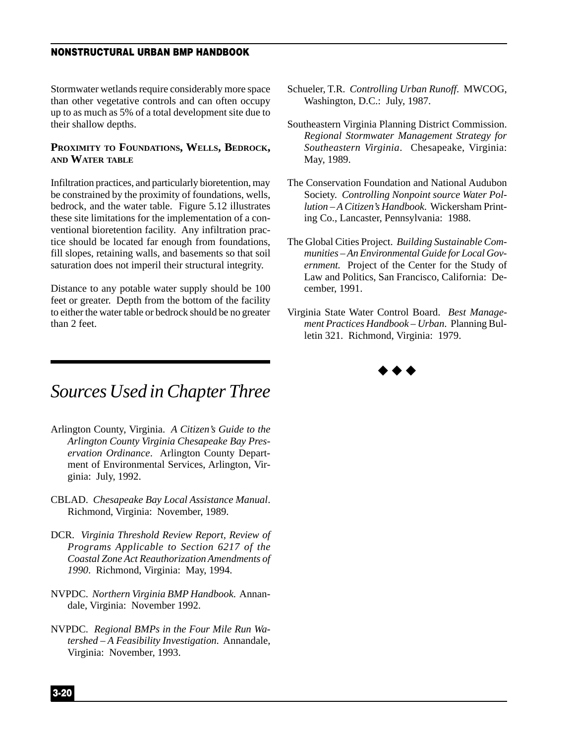Stormwater wetlands require considerably more space than other vegetative controls and can often occupy up to as much as 5% of a total development site due to their shallow depths.

**PROXIMITY TO FOUNDATIONS, WELLS, BEDROCK, AND WATER TABLE**

Infiltration practices, and particularly bioretention, may be constrained by the proximity of foundations, wells, bedrock, and the water table. Figure 5.12 illustrates these site limitations for the implementation of a conventional bioretention facility. Any infiltration practice should be located far enough from foundations, fill slopes, retaining walls, and basements so that soil saturation does not imperil their structural integrity.

Distance to any potable water supply should be 100 feet or greater. Depth from the bottom of the facility to either the water table or bedrock should be no greater than 2 feet.

# *Sources Used in Chapter Three*

Arlington County, Virginia. *A Citizen's Guide to the Arlington County Virginia Chesapeake Bay Preservation Ordinance*. Arlington County Department of Environmental Services, Arlington, Virginia: July, 1992.

CBLAD. *Chesapeake Bay Local Assistance Manual*. Richmond, Virginia: November, 1989.

DCR. *Virginia Threshold Review Report, Review of Programs Applicable to Section 6217 of the Coastal Zone Act Reauthorization Amendments of 1990*. Richmond, Virginia: May, 1994.

NVPDC. *Northern Virginia BMP Handbook*. Annandale, Virginia: November 1992.

NVPDC. *Regional BMPs in the Four Mile Run Watershed – A Feasibility Investigation*. Annandale, Virginia: November, 1993.

Schueler, T.R. *Controlling Urban Runoff*. MWCOG, Washington, D.C.: July, 1987.

Southeastern Virginia Planning District Commission. *Regional Stormwater Management Strategy for Southeastern Virginia*. Chesapeake, Virginia: May, 1989.

The Conservation Foundation and National Audubon Society. *Controlling Nonpoint source Water Pollution – A Citizen's Handbook*. Wickersham Printing Co., Lancaster, Pennsylvania: 1988.

The Global Cities Project. *Building Sustainable Communities – An Environmental Guide for Local Government.* Project of the Center for the Study of Law and Politics, San Francisco, California: December, 1991.

Virginia State Water Control Board. *Best Management Practices Handbook – Urban*. Planning Bulletin 321. Richmond, Virginia: 1979.

◆ ◆ ◆